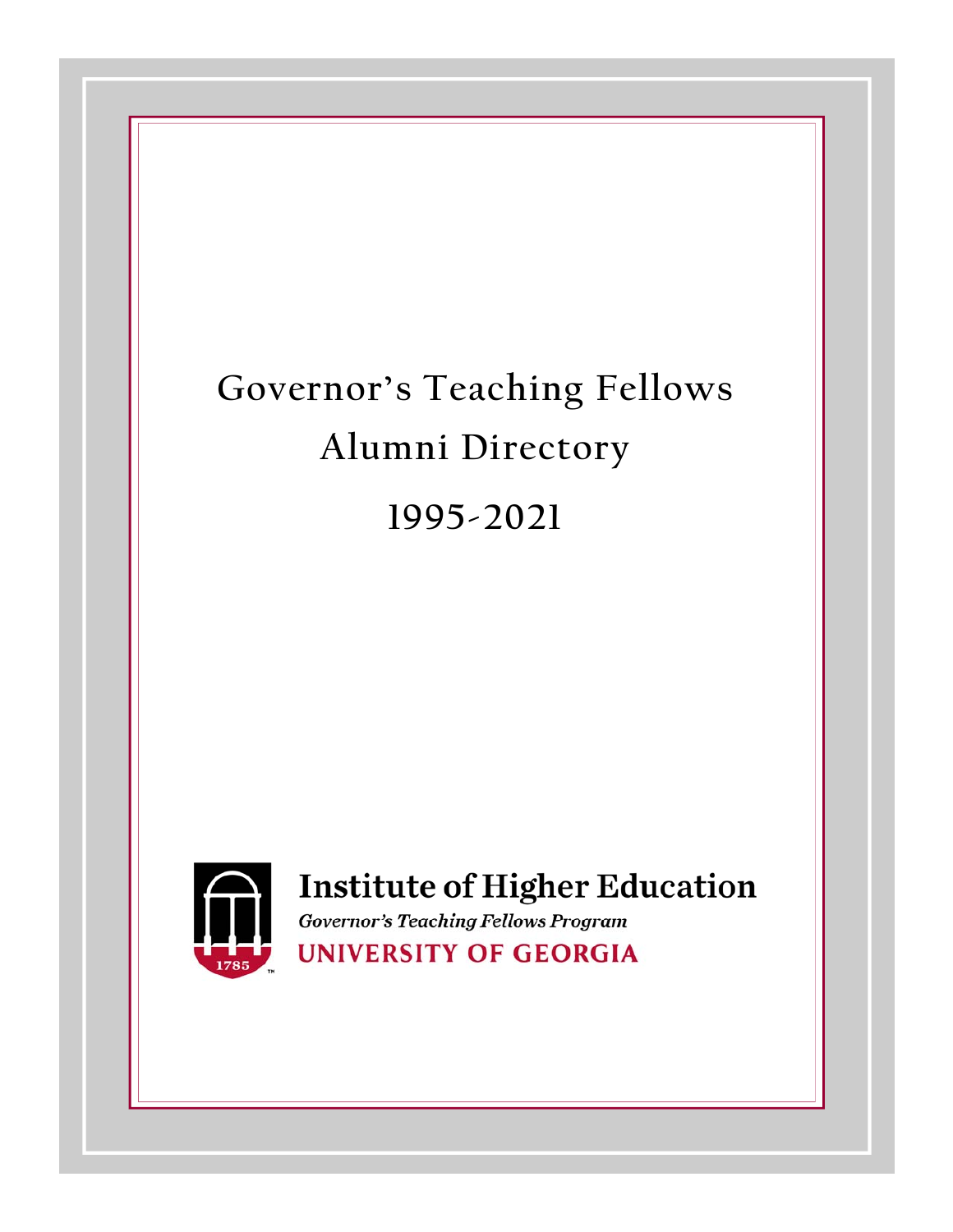# Governor's Teaching Fellows Alumni Directory

# 1995-2021

**Institute of Higher Education**

*Governor's Teaching Fellows Program*

**UNIVERSITY OF GEORGIA**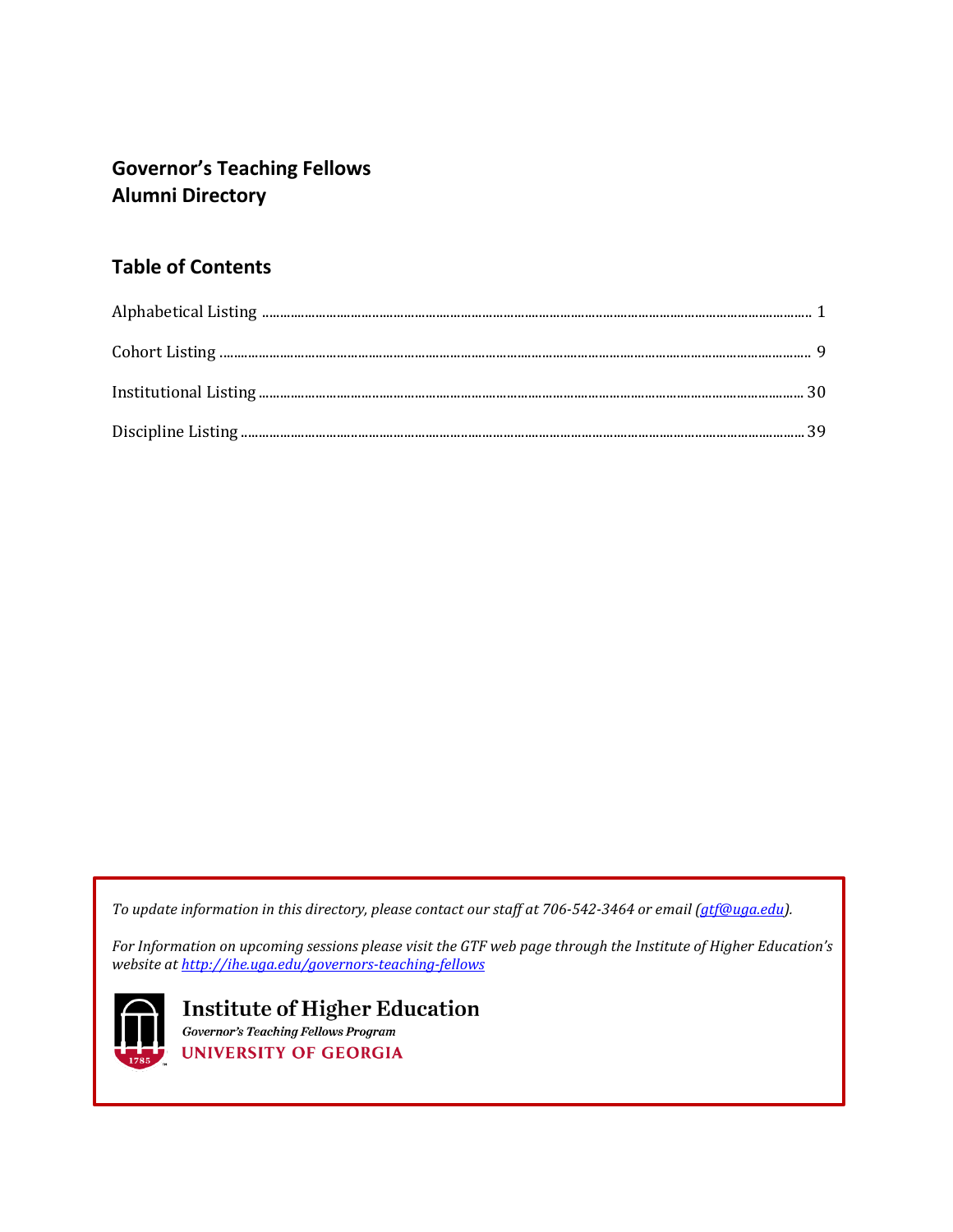# Governor's Teaching Fellows
# Alumni Directory

## Table of Contents

Alphabetical Listing ........................................................................................................ 1

Cohort Listing ........................................................................................................ 9

Institutional Listing ........................................................................................................ 30

Discipline Listing ........................................................................................................ 39

*To update information in this directory, please contact our staff at 706-542-3464 or email (gtf@uga.edu).*

*For Information on upcoming sessions please visit the GTF web page through the Institute of Higher Education's website at http://ihe.uga.edu/governors-teaching-fellows*

**Institute of Higher Education**
*Governor's Teaching Fellows Program*
UNIVERSITY OF GEORGIA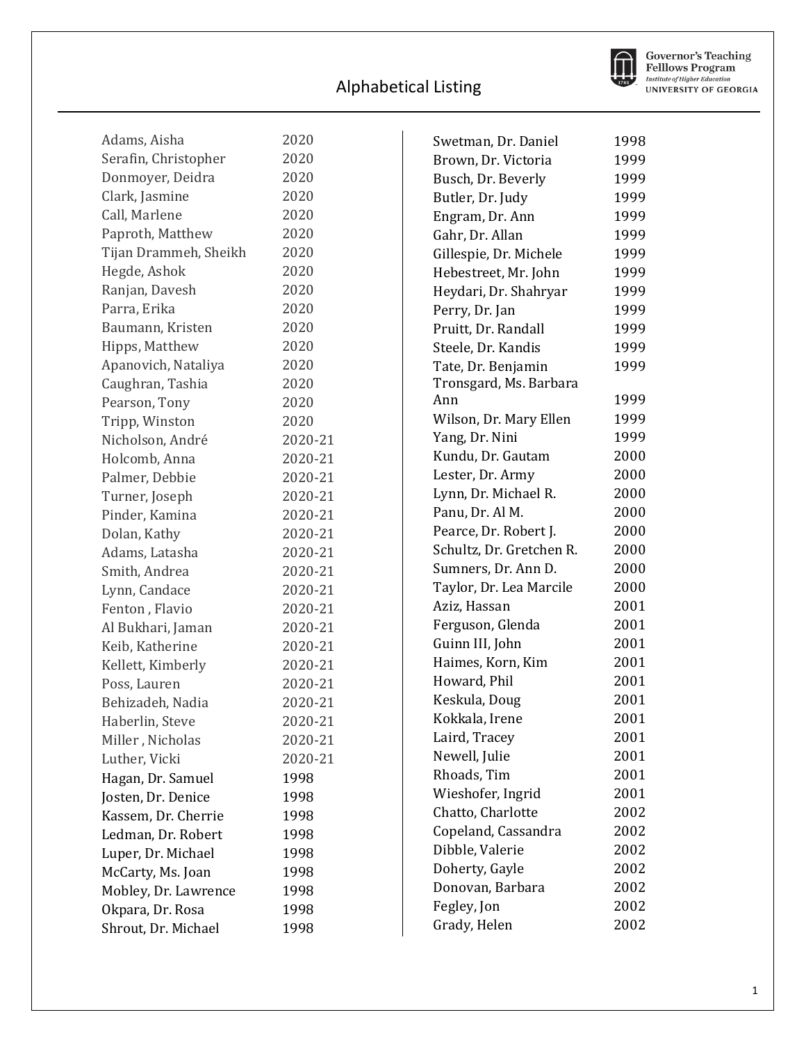# Alphabetical Listing

Governor's Teaching Felllows Program
Institute of Higher Education
UNIVERSITY OF GEORGIA

| Name | Year |
|---|---|
| Adams, Aisha | 2020 |
| Serafin, Christopher | 2020 |
| Donmoyer, Deidra | 2020 |
| Clark, Jasmine | 2020 |
| Call, Marlene | 2020 |
| Paproth, Matthew | 2020 |
| Tijan Drammeh, Sheikh | 2020 |
| Hegde, Ashok | 2020 |
| Ranjan, Davesh | 2020 |
| Parra, Erika | 2020 |
| Baumann, Kristen | 2020 |
| Hipps, Matthew | 2020 |
| Apanovich, Nataliya | 2020 |
| Caughran, Tashia | 2020 |
| Pearson, Tony | 2020 |
| Tripp, Winston | 2020 |
| Nicholson, André | 2020-21 |
| Holcomb, Anna | 2020-21 |
| Palmer, Debbie | 2020-21 |
| Turner, Joseph | 2020-21 |
| Pinder, Kamina | 2020-21 |
| Dolan, Kathy | 2020-21 |
| Adams, Latasha | 2020-21 |
| Smith, Andrea | 2020-21 |
| Lynn, Candace | 2020-21 |
| Fenton , Flavio | 2020-21 |
| Al Bukhari, Jaman | 2020-21 |
| Keib, Katherine | 2020-21 |
| Kellett, Kimberly | 2020-21 |
| Poss, Lauren | 2020-21 |
| Behizadeh, Nadia | 2020-21 |
| Haberlin, Steve | 2020-21 |
| Miller , Nicholas | 2020-21 |
| Luther, Vicki | 2020-21 |
| Hagan, Dr. Samuel | 1998 |
| Josten, Dr. Denice | 1998 |
| Kassem, Dr. Cherrie | 1998 |
| Ledman, Dr. Robert | 1998 |
| Luper, Dr. Michael | 1998 |
| McCarty, Ms. Joan | 1998 |
| Mobley, Dr. Lawrence | 1998 |
| Okpara, Dr. Rosa | 1998 |
| Shrout, Dr. Michael | 1998 |
| Swetman, Dr. Daniel | 1998 |
| Brown, Dr. Victoria | 1999 |
| Busch, Dr. Beverly | 1999 |
| Butler, Dr. Judy | 1999 |
| Engram, Dr. Ann | 1999 |
| Gahr, Dr. Allan | 1999 |
| Gillespie, Dr. Michele | 1999 |
| Hebestreet, Mr. John | 1999 |
| Heydari, Dr. Shahryar | 1999 |
| Perry, Dr. Jan | 1999 |
| Pruitt, Dr. Randall | 1999 |
| Steele, Dr. Kandis | 1999 |
| Tate, Dr. Benjamin | 1999 |
| Tronsgard, Ms. Barbara Ann | 1999 |
| Wilson, Dr. Mary Ellen | 1999 |
| Yang, Dr. Nini | 1999 |
| Kundu, Dr. Gautam | 2000 |
| Lester, Dr. Army | 2000 |
| Lynn, Dr. Michael R. | 2000 |
| Panu, Dr. Al M. | 2000 |
| Pearce, Dr. Robert J. | 2000 |
| Schultz, Dr. Gretchen R. | 2000 |
| Sumners, Dr. Ann D. | 2000 |
| Taylor, Dr. Lea Marcile | 2000 |
| Aziz, Hassan | 2001 |
| Ferguson, Glenda | 2001 |
| Guinn III, John | 2001 |
| Haimes, Korn, Kim | 2001 |
| Howard, Phil | 2001 |
| Keskula, Doug | 2001 |
| Kokkala, Irene | 2001 |
| Laird, Tracey | 2001 |
| Newell, Julie | 2001 |
| Rhoads, Tim | 2001 |
| Wieshofer, Ingrid | 2001 |
| Chatto, Charlotte | 2002 |
| Copeland, Cassandra | 2002 |
| Dibble, Valerie | 2002 |
| Doherty, Gayle | 2002 |
| Donovan, Barbara | 2002 |
| Fegley, Jon | 2002 |
| Grady, Helen | 2002 |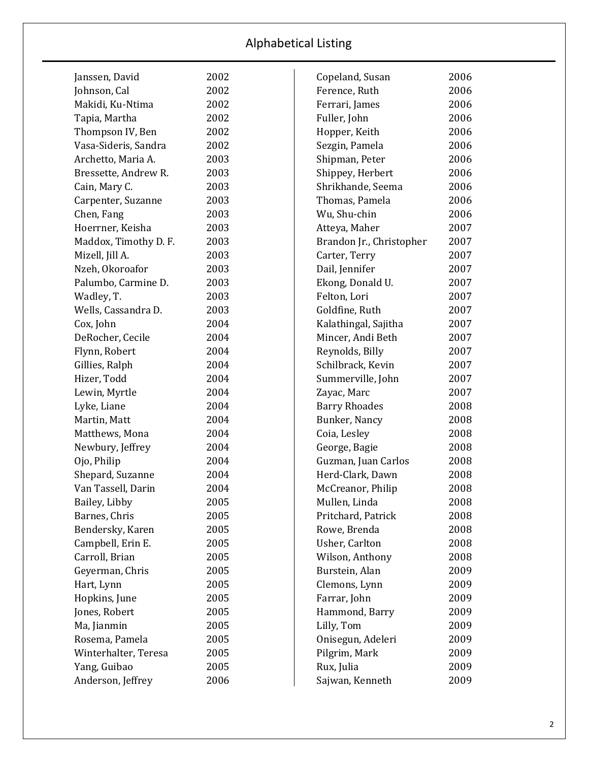## Alphabetical Listing

| | |
|---|---|
| Janssen, David | 2002 |
| Johnson, Cal | 2002 |
| Makidi, Ku-Ntima | 2002 |
| Tapia, Martha | 2002 |
| Thompson IV, Ben | 2002 |
| Vasa-Sideris, Sandra | 2002 |
| Archetto, Maria A. | 2003 |
| Bressette, Andrew R. | 2003 |
| Cain, Mary C. | 2003 |
| Carpenter, Suzanne | 2003 |
| Chen, Fang | 2003 |
| Hoerrner, Keisha | 2003 |
| Maddox, Timothy D. F. | 2003 |
| Mizell, Jill A. | 2003 |
| Nzeh, Okoroafor | 2003 |
| Palumbo, Carmine D. | 2003 |
| Wadley, T. | 2003 |
| Wells, Cassandra D. | 2003 |
| Cox, John | 2004 |
| DeRocher, Cecile | 2004 |
| Flynn, Robert | 2004 |
| Gillies, Ralph | 2004 |
| Hizer, Todd | 2004 |
| Lewin, Myrtle | 2004 |
| Lyke, Liane | 2004 |
| Martin, Matt | 2004 |
| Matthews, Mona | 2004 |
| Newbury, Jeffrey | 2004 |
| Ojo, Philip | 2004 |
| Shepard, Suzanne | 2004 |
| Van Tassell, Darin | 2004 |
| Bailey, Libby | 2005 |
| Barnes, Chris | 2005 |
| Bendersky, Karen | 2005 |
| Campbell, Erin E. | 2005 |
| Carroll, Brian | 2005 |
| Geyerman, Chris | 2005 |
| Hart, Lynn | 2005 |
| Hopkins, June | 2005 |
| Jones, Robert | 2005 |
| Ma, Jianmin | 2005 |
| Rosema, Pamela | 2005 |
| Winterhalter, Teresa | 2005 |
| Yang, Guibao | 2005 |
| Anderson, Jeffrey | 2006 |
| Copeland, Susan | 2006 |
| Ference, Ruth | 2006 |
| Ferrari, James | 2006 |
| Fuller, John | 2006 |
| Hopper, Keith | 2006 |
| Sezgin, Pamela | 2006 |
| Shipman, Peter | 2006 |
| Shippey, Herbert | 2006 |
| Shrikhande, Seema | 2006 |
| Thomas, Pamela | 2006 |
| Wu, Shu-chin | 2006 |
| Atteya, Maher | 2007 |
| Brandon Jr., Christopher | 2007 |
| Carter, Terry | 2007 |
| Dail, Jennifer | 2007 |
| Ekong, Donald U. | 2007 |
| Felton, Lori | 2007 |
| Goldfine, Ruth | 2007 |
| Kalathingal, Sajitha | 2007 |
| Mincer, Andi Beth | 2007 |
| Reynolds, Billy | 2007 |
| Schilbrack, Kevin | 2007 |
| Summerville, John | 2007 |
| Zayac, Marc | 2007 |
| Barry Rhoades | 2008 |
| Bunker, Nancy | 2008 |
| Coia, Lesley | 2008 |
| George, Bagie | 2008 |
| Guzman, Juan Carlos | 2008 |
| Herd-Clark, Dawn | 2008 |
| McCreanor, Philip | 2008 |
| Mullen, Linda | 2008 |
| Pritchard, Patrick | 2008 |
| Rowe, Brenda | 2008 |
| Usher, Carlton | 2008 |
| Wilson, Anthony | 2008 |
| Burstein, Alan | 2009 |
| Clemons, Lynn | 2009 |
| Farrar, John | 2009 |
| Hammond, Barry | 2009 |
| Lilly, Tom | 2009 |
| Onisegun, Adeleri | 2009 |
| Pilgrim, Mark | 2009 |
| Rux, Julia | 2009 |
| Sajwan, Kenneth | 2009 |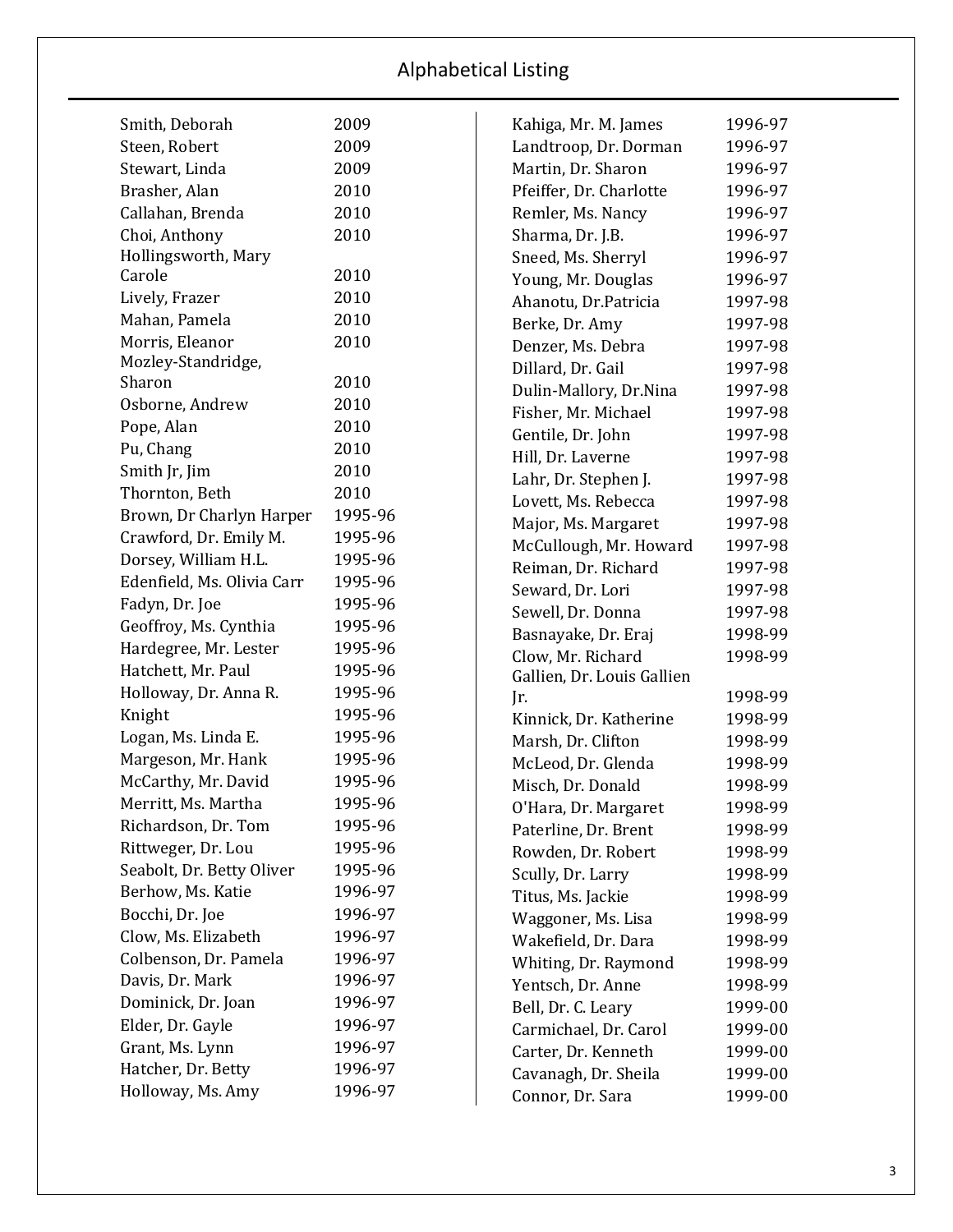# Alphabetical Listing

| Name | Year |
|---|---|
| Smith, Deborah | 2009 |
| Steen, Robert | 2009 |
| Stewart, Linda | 2009 |
| Brasher, Alan | 2010 |
| Callahan, Brenda | 2010 |
| Choi, Anthony | 2010 |
| Hollingsworth, Mary Carole | 2010 |
| Lively, Frazer | 2010 |
| Mahan, Pamela | 2010 |
| Morris, Eleanor | 2010 |
| Mozley-Standridge, Sharon | 2010 |
| Osborne, Andrew | 2010 |
| Pope, Alan | 2010 |
| Pu, Chang | 2010 |
| Smith Jr, Jim | 2010 |
| Thornton, Beth | 2010 |
| Brown, Dr Charlyn Harper | 1995-96 |
| Crawford, Dr. Emily M. | 1995-96 |
| Dorsey, William H.L. | 1995-96 |
| Edenfield, Ms. Olivia Carr | 1995-96 |
| Fadyn, Dr. Joe | 1995-96 |
| Geoffroy, Ms. Cynthia | 1995-96 |
| Hardegree, Mr. Lester | 1995-96 |
| Hatchett, Mr. Paul | 1995-96 |
| Holloway, Dr. Anna R. | 1995-96 |
| Knight | 1995-96 |
| Logan, Ms. Linda E. | 1995-96 |
| Margeson, Mr. Hank | 1995-96 |
| McCarthy, Mr. David | 1995-96 |
| Merritt, Ms. Martha | 1995-96 |
| Richardson, Dr. Tom | 1995-96 |
| Rittweger, Dr. Lou | 1995-96 |
| Seabolt, Dr. Betty Oliver | 1995-96 |
| Berhow, Ms. Katie | 1996-97 |
| Bocchi, Dr. Joe | 1996-97 |
| Clow, Ms. Elizabeth | 1996-97 |
| Colbenson, Dr. Pamela | 1996-97 |
| Davis, Dr. Mark | 1996-97 |
| Dominick, Dr. Joan | 1996-97 |
| Elder, Dr. Gayle | 1996-97 |
| Grant, Ms. Lynn | 1996-97 |
| Hatcher, Dr. Betty | 1996-97 |
| Holloway, Ms. Amy | 1996-97 |
| Kahiga, Mr. M. James | 1996-97 |
| Landtroop, Dr. Dorman | 1996-97 |
| Martin, Dr. Sharon | 1996-97 |
| Pfeiffer, Dr. Charlotte | 1996-97 |
| Remler, Ms. Nancy | 1996-97 |
| Sharma, Dr. J.B. | 1996-97 |
| Sneed, Ms. Sherryl | 1996-97 |
| Young, Mr. Douglas | 1996-97 |
| Ahanotu, Dr.Patricia | 1997-98 |
| Berke, Dr. Amy | 1997-98 |
| Denzer, Ms. Debra | 1997-98 |
| Dillard, Dr. Gail | 1997-98 |
| Dulin-Mallory, Dr.Nina | 1997-98 |
| Fisher, Mr. Michael | 1997-98 |
| Gentile, Dr. John | 1997-98 |
| Hill, Dr. Laverne | 1997-98 |
| Lahr, Dr. Stephen J. | 1997-98 |
| Lovett, Ms. Rebecca | 1997-98 |
| Major, Ms. Margaret | 1997-98 |
| McCullough, Mr. Howard | 1997-98 |
| Reiman, Dr. Richard | 1997-98 |
| Seward, Dr. Lori | 1997-98 |
| Sewell, Dr. Donna | 1997-98 |
| Basnayake, Dr. Eraj | 1998-99 |
| Clow, Mr. Richard | 1998-99 |
| Gallien, Dr. Louis Gallien Jr. | 1998-99 |
| Kinnick, Dr. Katherine | 1998-99 |
| Marsh, Dr. Clifton | 1998-99 |
| McLeod, Dr. Glenda | 1998-99 |
| Misch, Dr. Donald | 1998-99 |
| O'Hara, Dr. Margaret | 1998-99 |
| Paterline, Dr. Brent | 1998-99 |
| Rowden, Dr. Robert | 1998-99 |
| Scully, Dr. Larry | 1998-99 |
| Titus, Ms. Jackie | 1998-99 |
| Waggoner, Ms. Lisa | 1998-99 |
| Wakefield, Dr. Dara | 1998-99 |
| Whiting, Dr. Raymond | 1998-99 |
| Yentsch, Dr. Anne | 1998-99 |
| Bell, Dr. C. Leary | 1999-00 |
| Carmichael, Dr. Carol | 1999-00 |
| Carter, Dr. Kenneth | 1999-00 |
| Cavanagh, Dr. Sheila | 1999-00 |
| Connor, Dr. Sara | 1999-00 |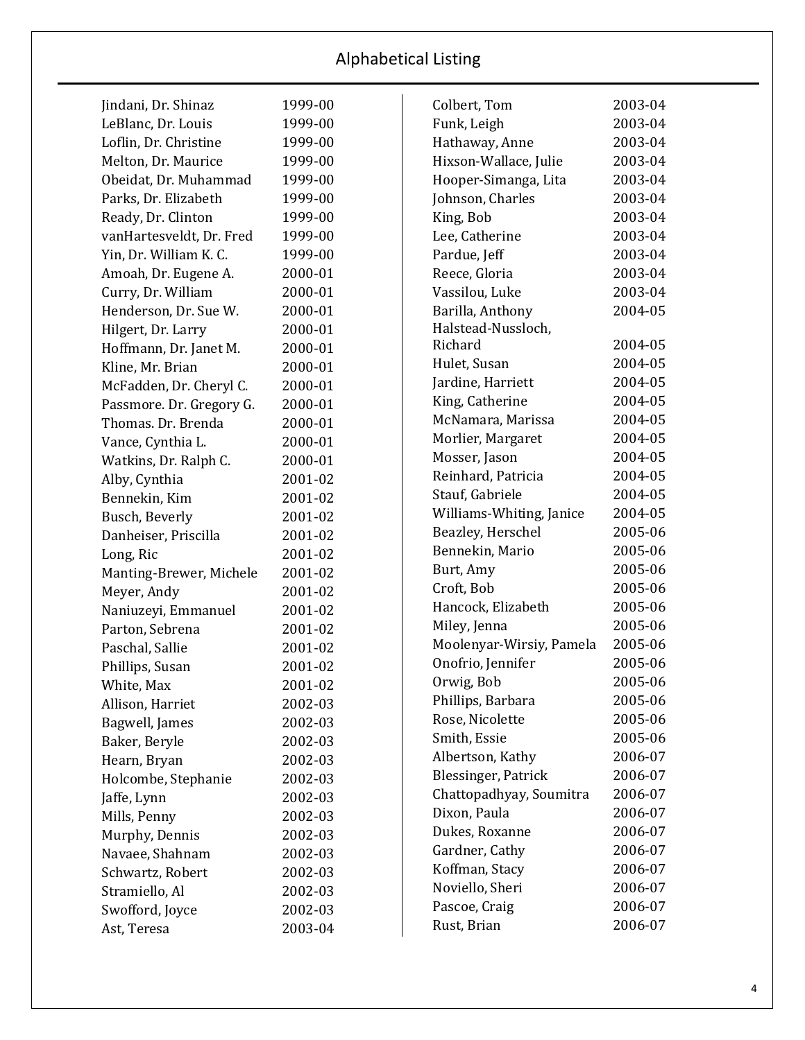## Alphabetical Listing

| Name | Year |
|---|---|
| Jindani, Dr. Shinaz | 1999-00 |
| LeBlanc, Dr. Louis | 1999-00 |
| Loflin, Dr. Christine | 1999-00 |
| Melton, Dr. Maurice | 1999-00 |
| Obeidat, Dr. Muhammad | 1999-00 |
| Parks, Dr. Elizabeth | 1999-00 |
| Ready, Dr. Clinton | 1999-00 |
| vanHartesveldt, Dr. Fred | 1999-00 |
| Yin, Dr. William K. C. | 1999-00 |
| Amoah, Dr. Eugene A. | 2000-01 |
| Curry, Dr. William | 2000-01 |
| Henderson, Dr. Sue W. | 2000-01 |
| Hilgert, Dr. Larry | 2000-01 |
| Hoffmann, Dr. Janet M. | 2000-01 |
| Kline, Mr. Brian | 2000-01 |
| McFadden, Dr. Cheryl C. | 2000-01 |
| Passmore. Dr. Gregory G. | 2000-01 |
| Thomas. Dr. Brenda | 2000-01 |
| Vance, Cynthia L. | 2000-01 |
| Watkins, Dr. Ralph C. | 2000-01 |
| Alby, Cynthia | 2001-02 |
| Bennekin, Kim | 2001-02 |
| Busch, Beverly | 2001-02 |
| Danheiser, Priscilla | 2001-02 |
| Long, Ric | 2001-02 |
| Manting-Brewer, Michele | 2001-02 |
| Meyer, Andy | 2001-02 |
| Naniuzeyi, Emmanuel | 2001-02 |
| Parton, Sebrena | 2001-02 |
| Paschal, Sallie | 2001-02 |
| Phillips, Susan | 2001-02 |
| White, Max | 2001-02 |
| Allison, Harriet | 2002-03 |
| Bagwell, James | 2002-03 |
| Baker, Beryle | 2002-03 |
| Hearn, Bryan | 2002-03 |
| Holcombe, Stephanie | 2002-03 |
| Jaffe, Lynn | 2002-03 |
| Mills, Penny | 2002-03 |
| Murphy, Dennis | 2002-03 |
| Navaee, Shahnam | 2002-03 |
| Schwartz, Robert | 2002-03 |
| Stramiello, Al | 2002-03 |
| Swofford, Joyce | 2002-03 |
| Ast, Teresa | 2003-04 |
| Colbert, Tom | 2003-04 |
| Funk, Leigh | 2003-04 |
| Hathaway, Anne | 2003-04 |
| Hixson-Wallace, Julie | 2003-04 |
| Hooper-Simanga, Lita | 2003-04 |
| Johnson, Charles | 2003-04 |
| King, Bob | 2003-04 |
| Lee, Catherine | 2003-04 |
| Pardue, Jeff | 2003-04 |
| Reece, Gloria | 2003-04 |
| Vassilou, Luke | 2003-04 |
| Barilla, Anthony | 2004-05 |
| Halstead-Nussloch, Richard | 2004-05 |
| Hulet, Susan | 2004-05 |
| Jardine, Harriett | 2004-05 |
| King, Catherine | 2004-05 |
| McNamara, Marissa | 2004-05 |
| Morlier, Margaret | 2004-05 |
| Mosser, Jason | 2004-05 |
| Reinhard, Patricia | 2004-05 |
| Stauf, Gabriele | 2004-05 |
| Williams-Whiting, Janice | 2004-05 |
| Beazley, Herschel | 2005-06 |
| Bennekin, Mario | 2005-06 |
| Burt, Amy | 2005-06 |
| Croft, Bob | 2005-06 |
| Hancock, Elizabeth | 2005-06 |
| Miley, Jenna | 2005-06 |
| Moolenyar-Wirsiy, Pamela | 2005-06 |
| Onofrio, Jennifer | 2005-06 |
| Orwig, Bob | 2005-06 |
| Phillips, Barbara | 2005-06 |
| Rose, Nicolette | 2005-06 |
| Smith, Essie | 2005-06 |
| Albertson, Kathy | 2006-07 |
| Blessinger, Patrick | 2006-07 |
| Chattopadhyay, Soumitra | 2006-07 |
| Dixon, Paula | 2006-07 |
| Dukes, Roxanne | 2006-07 |
| Gardner, Cathy | 2006-07 |
| Koffman, Stacy | 2006-07 |
| Noviello, Sheri | 2006-07 |
| Pascoe, Craig | 2006-07 |
| Rust, Brian | 2006-07 |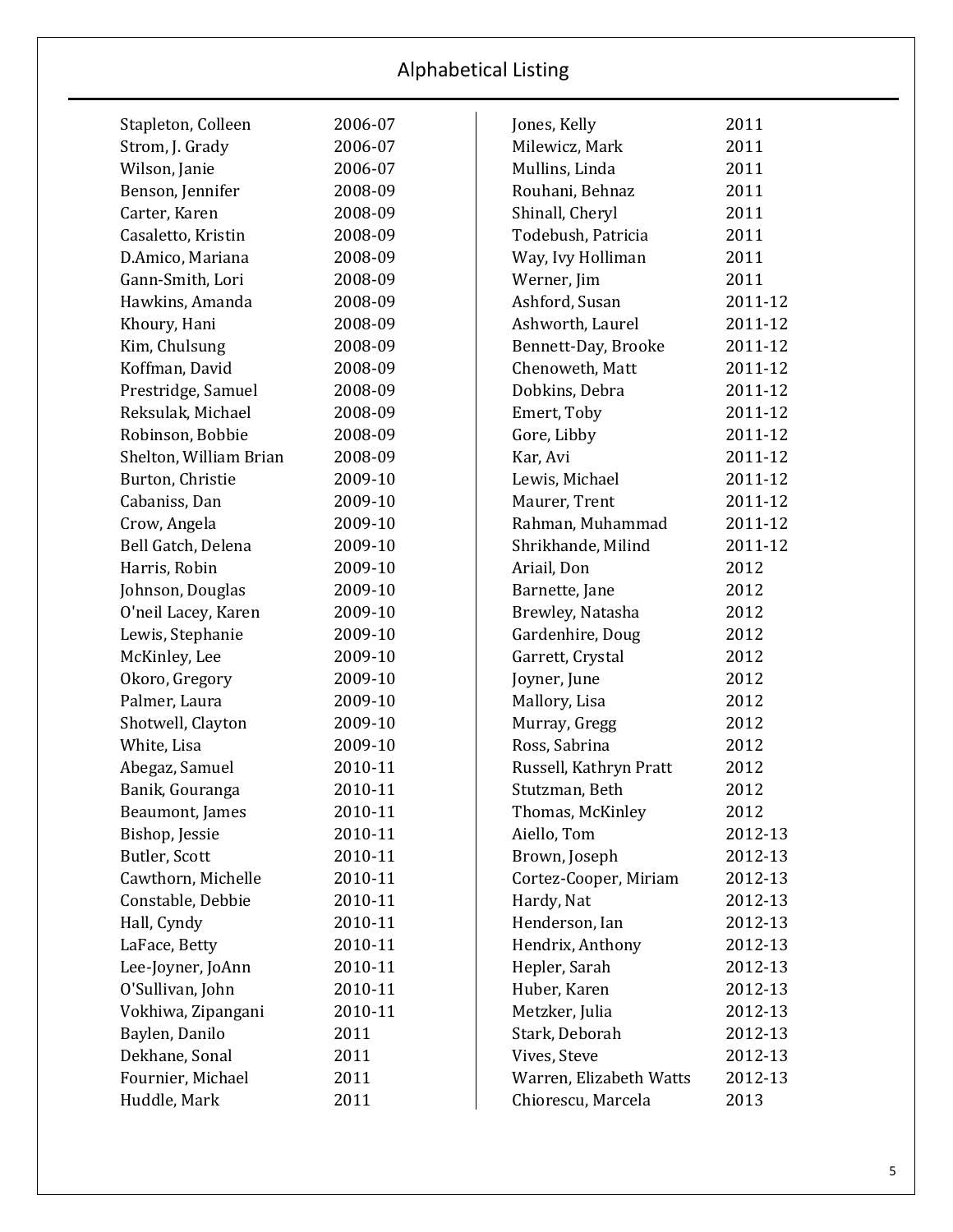# Alphabetical Listing

| Name | Year |
|---|---|
| Stapleton, Colleen | 2006-07 |
| Strom, J. Grady | 2006-07 |
| Wilson, Janie | 2006-07 |
| Benson, Jennifer | 2008-09 |
| Carter, Karen | 2008-09 |
| Casaletto, Kristin | 2008-09 |
| D.Amico, Mariana | 2008-09 |
| Gann-Smith, Lori | 2008-09 |
| Hawkins, Amanda | 2008-09 |
| Khoury, Hani | 2008-09 |
| Kim, Chulsung | 2008-09 |
| Koffman, David | 2008-09 |
| Prestridge, Samuel | 2008-09 |
| Reksulak, Michael | 2008-09 |
| Robinson, Bobbie | 2008-09 |
| Shelton, William Brian | 2008-09 |
| Burton, Christie | 2009-10 |
| Cabaniss, Dan | 2009-10 |
| Crow, Angela | 2009-10 |
| Bell Gatch, Delena | 2009-10 |
| Harris, Robin | 2009-10 |
| Johnson, Douglas | 2009-10 |
| O'neil Lacey, Karen | 2009-10 |
| Lewis, Stephanie | 2009-10 |
| McKinley, Lee | 2009-10 |
| Okoro, Gregory | 2009-10 |
| Palmer, Laura | 2009-10 |
| Shotwell, Clayton | 2009-10 |
| White, Lisa | 2009-10 |
| Abegaz, Samuel | 2010-11 |
| Banik, Gouranga | 2010-11 |
| Beaumont, James | 2010-11 |
| Bishop, Jessie | 2010-11 |
| Butler, Scott | 2010-11 |
| Cawthorn, Michelle | 2010-11 |
| Constable, Debbie | 2010-11 |
| Hall, Cyndy | 2010-11 |
| LaFace, Betty | 2010-11 |
| Lee-Joyner, JoAnn | 2010-11 |
| O'Sullivan, John | 2010-11 |
| Vokhiwa, Zipangani | 2010-11 |
| Baylen, Danilo | 2011 |
| Dekhane, Sonal | 2011 |
| Fournier, Michael | 2011 |
| Huddle, Mark | 2011 |
| Jones, Kelly | 2011 |
| Milewicz, Mark | 2011 |
| Mullins, Linda | 2011 |
| Rouhani, Behnaz | 2011 |
| Shinall, Cheryl | 2011 |
| Todebush, Patricia | 2011 |
| Way, Ivy Holliman | 2011 |
| Werner, Jim | 2011 |
| Ashford, Susan | 2011-12 |
| Ashworth, Laurel | 2011-12 |
| Bennett-Day, Brooke | 2011-12 |
| Chenoweth, Matt | 2011-12 |
| Dobkins, Debra | 2011-12 |
| Emert, Toby | 2011-12 |
| Gore, Libby | 2011-12 |
| Kar, Avi | 2011-12 |
| Lewis, Michael | 2011-12 |
| Maurer, Trent | 2011-12 |
| Rahman, Muhammad | 2011-12 |
| Shrikhande, Milind | 2011-12 |
| Ariail, Don | 2012 |
| Barnette, Jane | 2012 |
| Brewley, Natasha | 2012 |
| Gardenhire, Doug | 2012 |
| Garrett, Crystal | 2012 |
| Joyner, June | 2012 |
| Mallory, Lisa | 2012 |
| Murray, Gregg | 2012 |
| Ross, Sabrina | 2012 |
| Russell, Kathryn Pratt | 2012 |
| Stutzman, Beth | 2012 |
| Thomas, McKinley | 2012 |
| Aiello, Tom | 2012-13 |
| Brown, Joseph | 2012-13 |
| Cortez-Cooper, Miriam | 2012-13 |
| Hardy, Nat | 2012-13 |
| Henderson, Ian | 2012-13 |
| Hendrix, Anthony | 2012-13 |
| Hepler, Sarah | 2012-13 |
| Huber, Karen | 2012-13 |
| Metzker, Julia | 2012-13 |
| Stark, Deborah | 2012-13 |
| Vives, Steve | 2012-13 |
| Warren, Elizabeth Watts | 2012-13 |
| Chiorescu, Marcela | 2013 |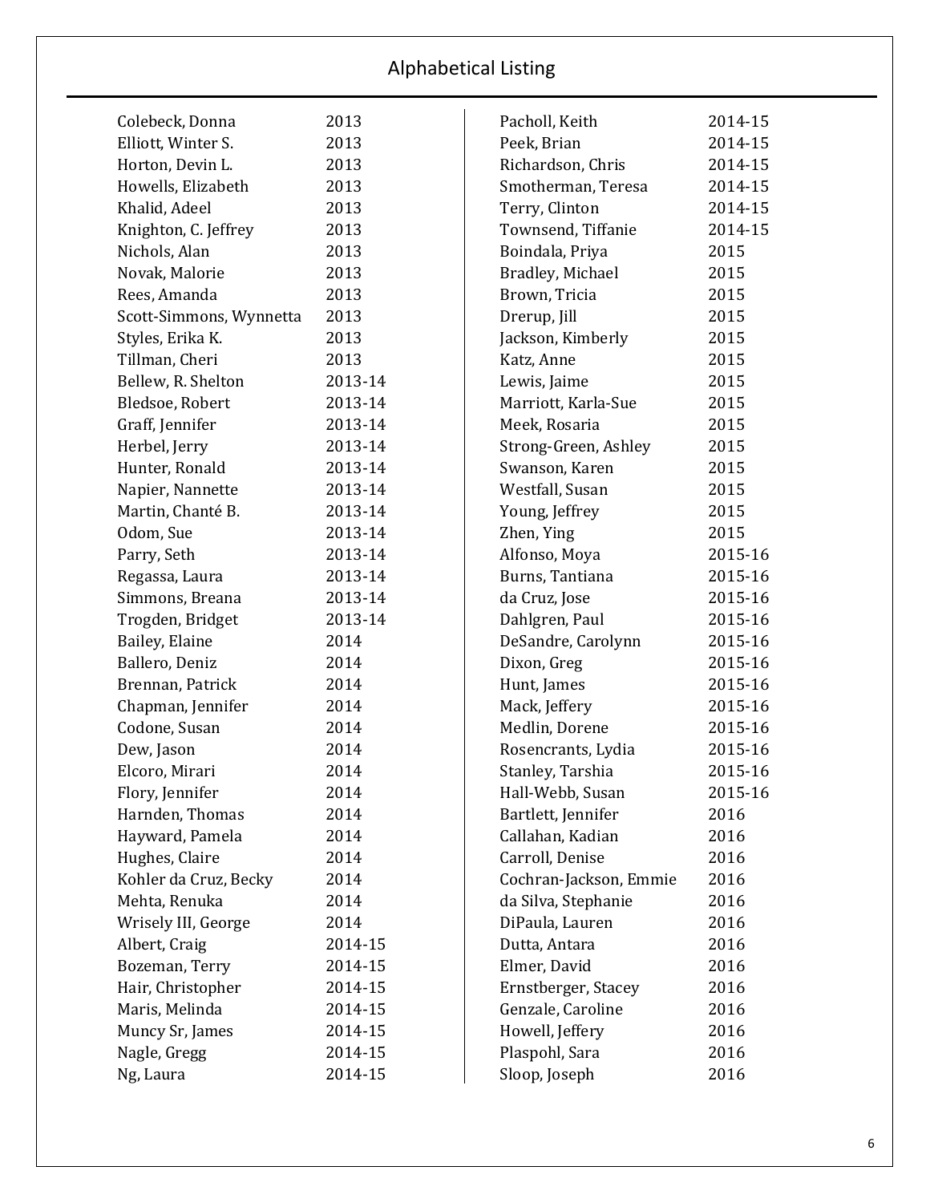# Alphabetical Listing

| Name | Year |
| --- | --- |
| Colebeck, Donna | 2013 |
| Elliott, Winter S. | 2013 |
| Horton, Devin L. | 2013 |
| Howells, Elizabeth | 2013 |
| Khalid, Adeel | 2013 |
| Knighton, C. Jeffrey | 2013 |
| Nichols, Alan | 2013 |
| Novak, Malorie | 2013 |
| Rees, Amanda | 2013 |
| Scott-Simmons, Wynnetta | 2013 |
| Styles, Erika K. | 2013 |
| Tillman, Cheri | 2013 |
| Bellew, R. Shelton | 2013-14 |
| Bledsoe, Robert | 2013-14 |
| Graff, Jennifer | 2013-14 |
| Herbel, Jerry | 2013-14 |
| Hunter, Ronald | 2013-14 |
| Napier, Nannette | 2013-14 |
| Martin, Chanté B. | 2013-14 |
| Odom, Sue | 2013-14 |
| Parry, Seth | 2013-14 |
| Regassa, Laura | 2013-14 |
| Simmons, Breana | 2013-14 |
| Trogden, Bridget | 2013-14 |
| Bailey, Elaine | 2014 |
| Ballero, Deniz | 2014 |
| Brennan, Patrick | 2014 |
| Chapman, Jennifer | 2014 |
| Codone, Susan | 2014 |
| Dew, Jason | 2014 |
| Elcoro, Mirari | 2014 |
| Flory, Jennifer | 2014 |
| Harnden, Thomas | 2014 |
| Hayward, Pamela | 2014 |
| Hughes, Claire | 2014 |
| Kohler da Cruz, Becky | 2014 |
| Mehta, Renuka | 2014 |
| Wrisely III, George | 2014 |
| Albert, Craig | 2014-15 |
| Bozeman, Terry | 2014-15 |
| Hair, Christopher | 2014-15 |
| Maris, Melinda | 2014-15 |
| Muncy Sr, James | 2014-15 |
| Nagle, Gregg | 2014-15 |
| Ng, Laura | 2014-15 |
| Pacholl, Keith | 2014-15 |
| Peek, Brian | 2014-15 |
| Richardson, Chris | 2014-15 |
| Smotherman, Teresa | 2014-15 |
| Terry, Clinton | 2014-15 |
| Townsend, Tiffanie | 2014-15 |
| Boindala, Priya | 2015 |
| Bradley, Michael | 2015 |
| Brown, Tricia | 2015 |
| Drerup, Jill | 2015 |
| Jackson, Kimberly | 2015 |
| Katz, Anne | 2015 |
| Lewis, Jaime | 2015 |
| Marriott, Karla-Sue | 2015 |
| Meek, Rosaria | 2015 |
| Strong-Green, Ashley | 2015 |
| Swanson, Karen | 2015 |
| Westfall, Susan | 2015 |
| Young, Jeffrey | 2015 |
| Zhen, Ying | 2015 |
| Alfonso, Moya | 2015-16 |
| Burns, Tantiana | 2015-16 |
| da Cruz, Jose | 2015-16 |
| Dahlgren, Paul | 2015-16 |
| DeSandre, Carolynn | 2015-16 |
| Dixon, Greg | 2015-16 |
| Hunt, James | 2015-16 |
| Mack, Jeffery | 2015-16 |
| Medlin, Dorene | 2015-16 |
| Rosencrants, Lydia | 2015-16 |
| Stanley, Tarshia | 2015-16 |
| Hall-Webb, Susan | 2015-16 |
| Bartlett, Jennifer | 2016 |
| Callahan, Kadian | 2016 |
| Carroll, Denise | 2016 |
| Cochran-Jackson, Emmie | 2016 |
| da Silva, Stephanie | 2016 |
| DiPaula, Lauren | 2016 |
| Dutta, Antara | 2016 |
| Elmer, David | 2016 |
| Ernstberger, Stacey | 2016 |
| Genzale, Caroline | 2016 |
| Howell, Jeffery | 2016 |
| Plaspohl, Sara | 2016 |
| Sloop, Joseph | 2016 |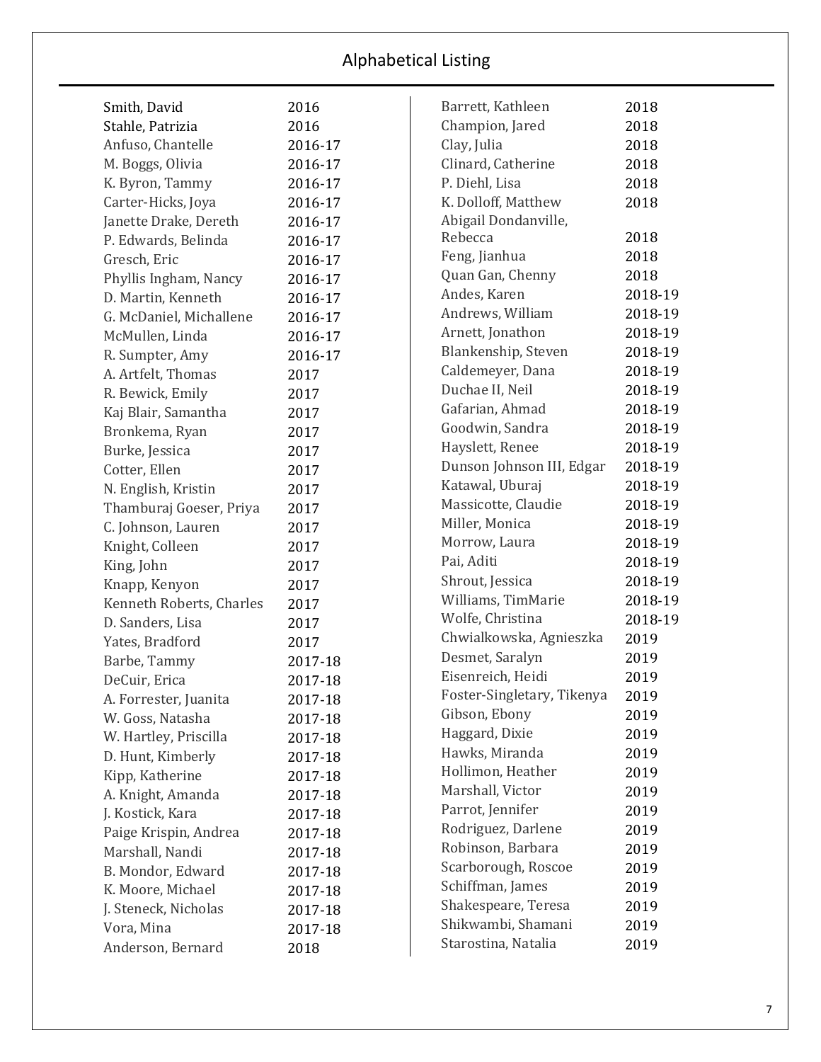# Alphabetical Listing

| Name | Year |
|---|---|
| Smith, David | 2016 |
| Stahle, Patrizia | 2016 |
| Anfuso, Chantelle | 2016-17 |
| M. Boggs, Olivia | 2016-17 |
| K. Byron, Tammy | 2016-17 |
| Carter-Hicks, Joya | 2016-17 |
| Janette Drake, Dereth | 2016-17 |
| P. Edwards, Belinda | 2016-17 |
| Gresch, Eric | 2016-17 |
| Phyllis Ingham, Nancy | 2016-17 |
| D. Martin, Kenneth | 2016-17 |
| G. McDaniel, Michallene | 2016-17 |
| McMullen, Linda | 2016-17 |
| R. Sumpter, Amy | 2016-17 |
| A. Artfelt, Thomas | 2017 |
| R. Bewick, Emily | 2017 |
| Kaj Blair, Samantha | 2017 |
| Bronkema, Ryan | 2017 |
| Burke, Jessica | 2017 |
| Cotter, Ellen | 2017 |
| N. English, Kristin | 2017 |
| Thamburaj Goeser, Priya | 2017 |
| C. Johnson, Lauren | 2017 |
| Knight, Colleen | 2017 |
| King, John | 2017 |
| Knapp, Kenyon | 2017 |
| Kenneth Roberts, Charles | 2017 |
| D. Sanders, Lisa | 2017 |
| Yates, Bradford | 2017 |
| Barbe, Tammy | 2017-18 |
| DeCuir, Erica | 2017-18 |
| A. Forrester, Juanita | 2017-18 |
| W. Goss, Natasha | 2017-18 |
| W. Hartley, Priscilla | 2017-18 |
| D. Hunt, Kimberly | 2017-18 |
| Kipp, Katherine | 2017-18 |
| A. Knight, Amanda | 2017-18 |
| J. Kostick, Kara | 2017-18 |
| Paige Krispin, Andrea | 2017-18 |
| Marshall, Nandi | 2017-18 |
| B. Mondor, Edward | 2017-18 |
| K. Moore, Michael | 2017-18 |
| J. Steneck, Nicholas | 2017-18 |
| Vora, Mina | 2017-18 |
| Anderson, Bernard | 2018 |
| Barrett, Kathleen | 2018 |
| Champion, Jared | 2018 |
| Clay, Julia | 2018 |
| Clinard, Catherine | 2018 |
| P. Diehl, Lisa | 2018 |
| K. Dolloff, Matthew | 2018 |
| Abigail Dondanville, Rebecca | 2018 |
| Feng, Jianhua | 2018 |
| Quan Gan, Chenny | 2018 |
| Andes, Karen | 2018-19 |
| Andrews, William | 2018-19 |
| Arnett, Jonathon | 2018-19 |
| Blankenship, Steven | 2018-19 |
| Caldemeyer, Dana | 2018-19 |
| Duchae II, Neil | 2018-19 |
| Gafarian, Ahmad | 2018-19 |
| Goodwin, Sandra | 2018-19 |
| Hayslett, Renee | 2018-19 |
| Dunson Johnson III, Edgar | 2018-19 |
| Katawal, Uburaj | 2018-19 |
| Massicotte, Claudie | 2018-19 |
| Miller, Monica | 2018-19 |
| Morrow, Laura | 2018-19 |
| Pai, Aditi | 2018-19 |
| Shrout, Jessica | 2018-19 |
| Williams, TimMarie | 2018-19 |
| Wolfe, Christina | 2018-19 |
| Chwialkowska, Agnieszka | 2019 |
| Desmet, Saralyn | 2019 |
| Eisenreich, Heidi | 2019 |
| Foster-Singletary, Tikenya | 2019 |
| Gibson, Ebony | 2019 |
| Haggard, Dixie | 2019 |
| Hawks, Miranda | 2019 |
| Hollimon, Heather | 2019 |
| Marshall, Victor | 2019 |
| Parrot, Jennifer | 2019 |
| Rodriguez, Darlene | 2019 |
| Robinson, Barbara | 2019 |
| Scarborough, Roscoe | 2019 |
| Schiffman, James | 2019 |
| Shakespeare, Teresa | 2019 |
| Shikwambi, Shamani | 2019 |
| Starostina, Natalia | 2019 |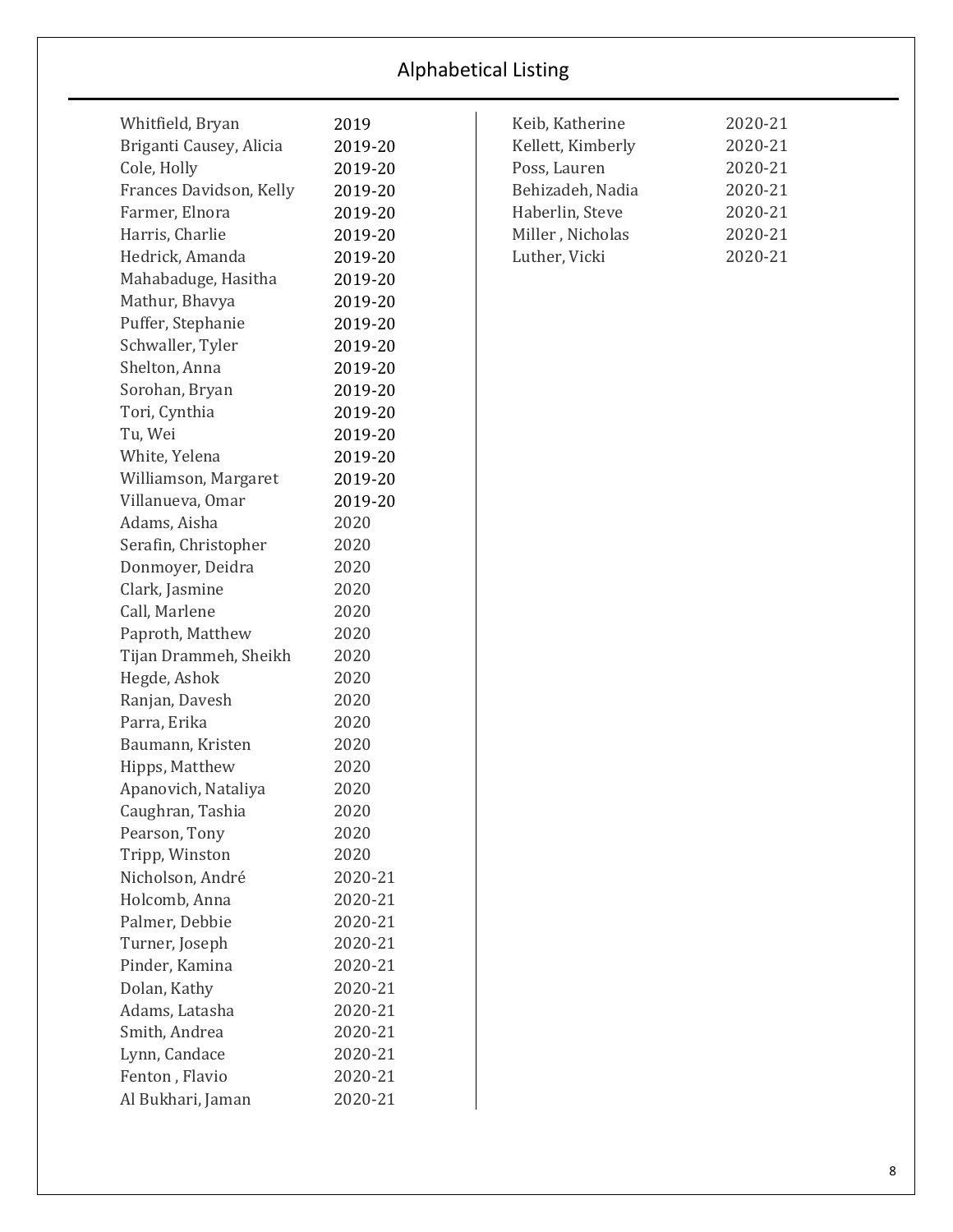## Alphabetical Listing

| Name | Year |
|---|---|
| Whitfield, Bryan | 2019 |
| Briganti Causey, Alicia | 2019-20 |
| Cole, Holly | 2019-20 |
| Frances Davidson, Kelly | 2019-20 |
| Farmer, Elnora | 2019-20 |
| Harris, Charlie | 2019-20 |
| Hedrick, Amanda | 2019-20 |
| Mahabaduge, Hasitha | 2019-20 |
| Mathur, Bhavya | 2019-20 |
| Puffer, Stephanie | 2019-20 |
| Schwaller, Tyler | 2019-20 |
| Shelton, Anna | 2019-20 |
| Sorohan, Bryan | 2019-20 |
| Tori, Cynthia | 2019-20 |
| Tu, Wei | 2019-20 |
| White, Yelena | 2019-20 |
| Williamson, Margaret | 2019-20 |
| Villanueva, Omar | 2019-20 |
| Adams, Aisha | 2020 |
| Serafin, Christopher | 2020 |
| Donmoyer, Deidra | 2020 |
| Clark, Jasmine | 2020 |
| Call, Marlene | 2020 |
| Paproth, Matthew | 2020 |
| Tijan Drammeh, Sheikh | 2020 |
| Hegde, Ashok | 2020 |
| Ranjan, Davesh | 2020 |
| Parra, Erika | 2020 |
| Baumann, Kristen | 2020 |
| Hipps, Matthew | 2020 |
| Apanovich, Nataliya | 2020 |
| Caughran, Tashia | 2020 |
| Pearson, Tony | 2020 |
| Tripp, Winston | 2020 |
| Nicholson, André | 2020-21 |
| Holcomb, Anna | 2020-21 |
| Palmer, Debbie | 2020-21 |
| Turner, Joseph | 2020-21 |
| Pinder, Kamina | 2020-21 |
| Dolan, Kathy | 2020-21 |
| Adams, Latasha | 2020-21 |
| Smith, Andrea | 2020-21 |
| Lynn, Candace | 2020-21 |
| Fenton , Flavio | 2020-21 |
| Al Bukhari, Jaman | 2020-21 |
| Keib, Katherine | 2020-21 |
| Kellett, Kimberly | 2020-21 |
| Poss, Lauren | 2020-21 |
| Behizadeh, Nadia | 2020-21 |
| Haberlin, Steve | 2020-21 |
| Miller , Nicholas | 2020-21 |
| Luther, Vicki | 2020-21 |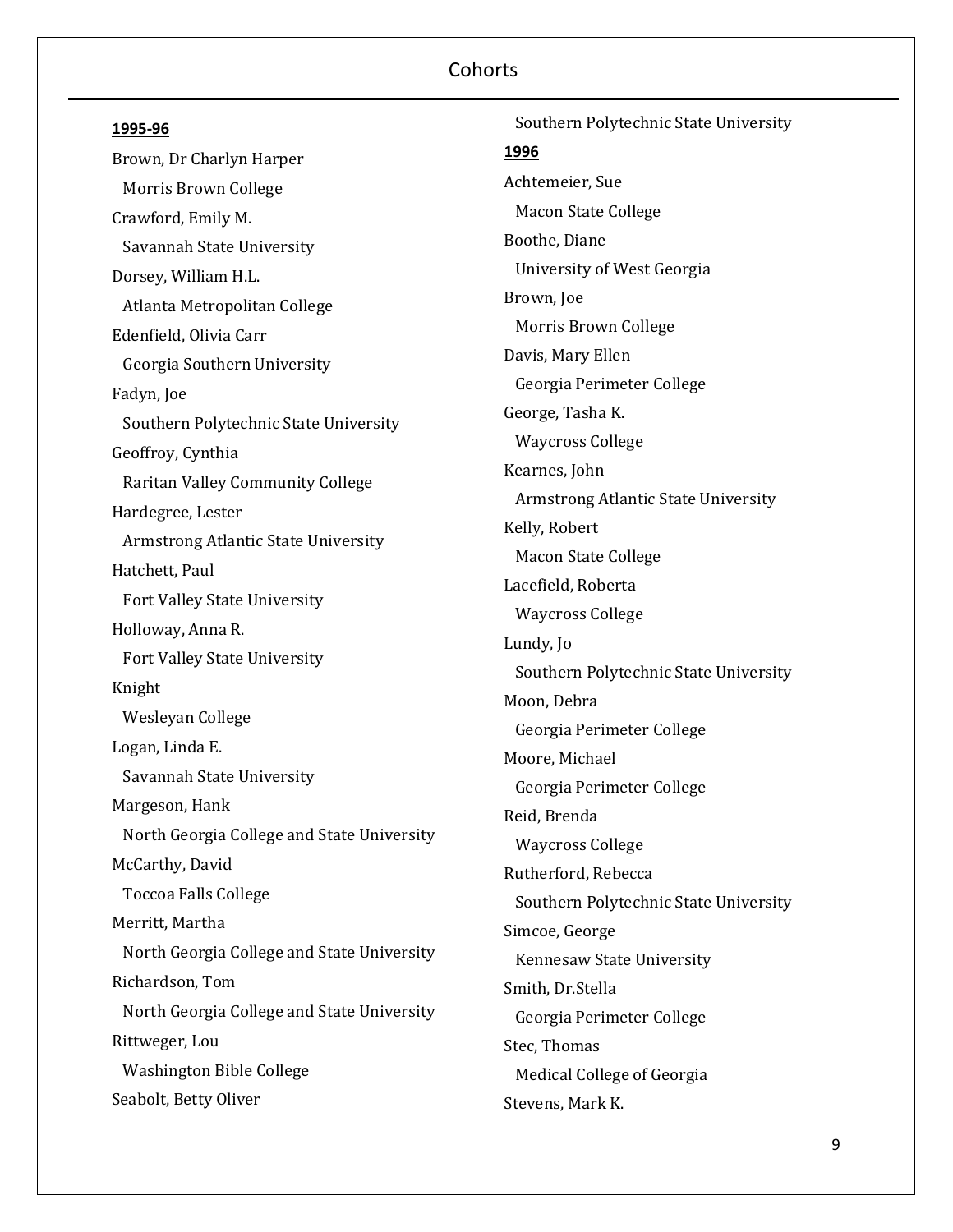**1995-96**

Brown, Dr Charlyn Harper
  Morris Brown College

Crawford, Emily M.
  Savannah State University

Dorsey, William H.L.
  Atlanta Metropolitan College

Edenfield, Olivia Carr
  Georgia Southern University

Fadyn, Joe
  Southern Polytechnic State University

Geoffroy, Cynthia
  Raritan Valley Community College

Hardegree, Lester
  Armstrong Atlantic State University

Hatchett, Paul
  Fort Valley State University

Holloway, Anna R.
  Fort Valley State University

Knight
  Wesleyan College

Logan, Linda E.
  Savannah State University

Margeson, Hank
  North Georgia College and State University

McCarthy, David
  Toccoa Falls College

Merritt, Martha
  North Georgia College and State University

Richardson, Tom
  North Georgia College and State University

Rittweger, Lou
  Washington Bible College

Seabolt, Betty Oliver
  Southern Polytechnic State University

**1996**

Achtemeier, Sue
  Macon State College

Boothe, Diane
  University of West Georgia

Brown, Joe
  Morris Brown College

Davis, Mary Ellen
  Georgia Perimeter College

George, Tasha K.
  Waycross College

Kearnes, John
  Armstrong Atlantic State University

Kelly, Robert
  Macon State College

Lacefield, Roberta
  Waycross College

Lundy, Jo
  Southern Polytechnic State University

Moon, Debra
  Georgia Perimeter College

Moore, Michael
  Georgia Perimeter College

Reid, Brenda
  Waycross College

Rutherford, Rebecca
  Southern Polytechnic State University

Simcoe, George
  Kennesaw State University

Smith, Dr.Stella
  Georgia Perimeter College

Stec, Thomas
  Medical College of Georgia

Stevens, Mark K.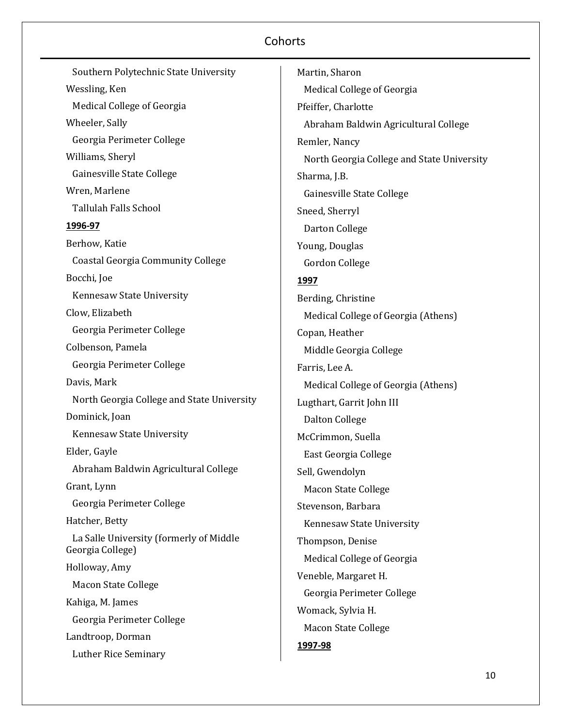Southern Polytechnic State University

Wessling, Ken

Medical College of Georgia

Wheeler, Sally

Georgia Perimeter College

Williams, Sheryl

Gainesville State College

Wren, Marlene

Tallulah Falls School

**1996-97**

Berhow, Katie

Coastal Georgia Community College

Bocchi, Joe

Kennesaw State University

Clow, Elizabeth

Georgia Perimeter College

Colbenson, Pamela

Georgia Perimeter College

Davis, Mark

North Georgia College and State University

Dominick, Joan

Kennesaw State University

Elder, Gayle

Abraham Baldwin Agricultural College

Grant, Lynn

Georgia Perimeter College

Hatcher, Betty

La Salle University (formerly of Middle Georgia College)

Holloway, Amy

Macon State College

Kahiga, M. James

Georgia Perimeter College

Landtroop, Dorman

Luther Rice Seminary

Martin, Sharon

Medical College of Georgia

Pfeiffer, Charlotte

Abraham Baldwin Agricultural College

Remler, Nancy

North Georgia College and State University

Sharma, J.B.

Gainesville State College

Sneed, Sherryl

Darton College

Young, Douglas

Gordon College

**1997**

Berding, Christine

Medical College of Georgia (Athens)

Copan, Heather

Middle Georgia College

Farris, Lee A.

Medical College of Georgia (Athens)

Lugthart, Garrit John III

Dalton College

McCrimmon, Suella

East Georgia College

Sell, Gwendolyn

Macon State College

Stevenson, Barbara

Kennesaw State University

Thompson, Denise

Medical College of Georgia

Veneble, Margaret H.

Georgia Perimeter College

Womack, Sylvia H.

Macon State College

**1997-98**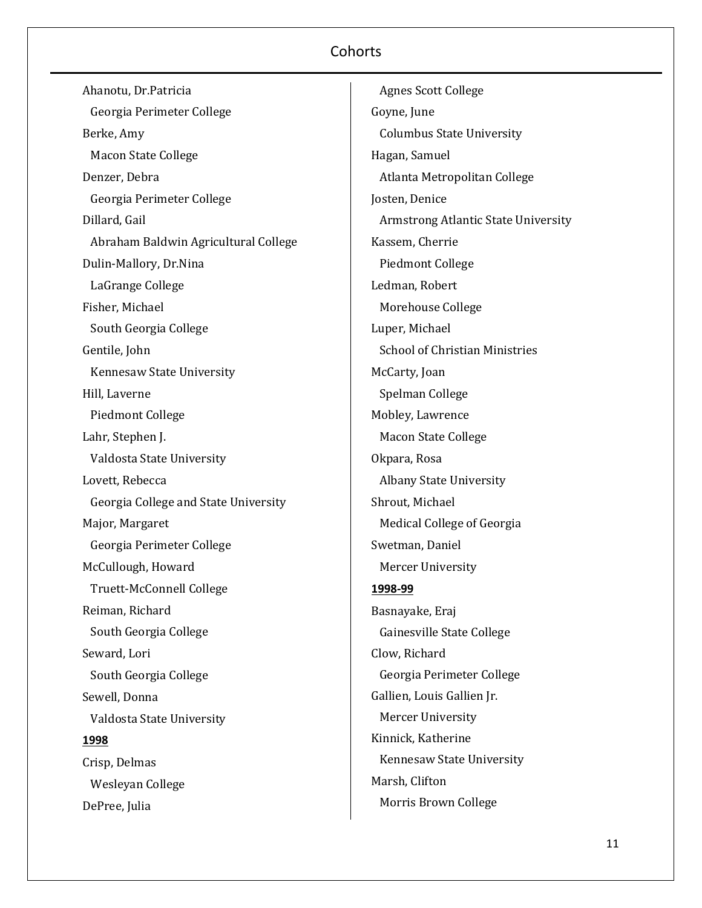Ahanotu, Dr.Patricia
  Georgia Perimeter College
Berke, Amy
  Macon State College
Denzer, Debra
  Georgia Perimeter College
Dillard, Gail
  Abraham Baldwin Agricultural College
Dulin-Mallory, Dr.Nina
  LaGrange College
Fisher, Michael
  South Georgia College
Gentile, John
  Kennesaw State University
Hill, Laverne
  Piedmont College
Lahr, Stephen J.
  Valdosta State University
Lovett, Rebecca
  Georgia College and State University
Major, Margaret
  Georgia Perimeter College
McCullough, Howard
  Truett-McConnell College
Reiman, Richard
  South Georgia College
Seward, Lori
  South Georgia College
Sewell, Donna
  Valdosta State University

**1998**

Crisp, Delmas
  Wesleyan College
DePree, Julia
  Agnes Scott College
Goyne, June
  Columbus State University
Hagan, Samuel
  Atlanta Metropolitan College
Josten, Denice
  Armstrong Atlantic State University
Kassem, Cherrie
  Piedmont College
Ledman, Robert
  Morehouse College
Luper, Michael
  School of Christian Ministries
McCarty, Joan
  Spelman College
Mobley, Lawrence
  Macon State College
Okpara, Rosa
  Albany State University
Shrout, Michael
  Medical College of Georgia
Swetman, Daniel
  Mercer University

**1998-99**

Basnayake, Eraj
  Gainesville State College
Clow, Richard
  Georgia Perimeter College
Gallien, Louis Gallien Jr.
  Mercer University
Kinnick, Katherine
  Kennesaw State University
Marsh, Clifton
  Morris Brown College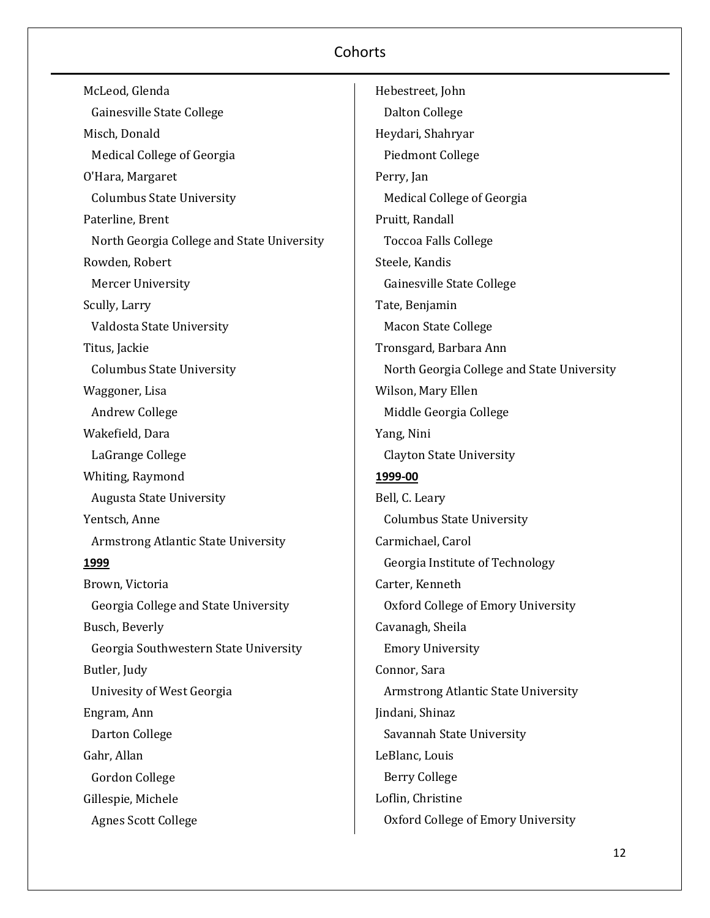McLeod, Glenda
  Gainesville State College

Misch, Donald
  Medical College of Georgia

O'Hara, Margaret
  Columbus State University

Paterline, Brent
  North Georgia College and State University

Rowden, Robert
  Mercer University

Scully, Larry
  Valdosta State University

Titus, Jackie
  Columbus State University

Waggoner, Lisa
  Andrew College

Wakefield, Dara
  LaGrange College

Whiting, Raymond
  Augusta State University

Yentsch, Anne
  Armstrong Atlantic State University

**1999**

Brown, Victoria
  Georgia College and State University

Busch, Beverly
  Georgia Southwestern State University

Butler, Judy
  Univesity of West Georgia

Engram, Ann
  Darton College

Gahr, Allan
  Gordon College

Gillespie, Michele
  Agnes Scott College

Hebestreet, John
  Dalton College

Heydari, Shahryar
  Piedmont College

Perry, Jan
  Medical College of Georgia

Pruitt, Randall
  Toccoa Falls College

Steele, Kandis
  Gainesville State College

Tate, Benjamin
  Macon State College

Tronsgard, Barbara Ann
  North Georgia College and State University

Wilson, Mary Ellen
  Middle Georgia College

Yang, Nini
  Clayton State University

**1999-00**

Bell, C. Leary
  Columbus State University

Carmichael, Carol
  Georgia Institute of Technology

Carter, Kenneth
  Oxford College of Emory University

Cavanagh, Sheila
  Emory University

Connor, Sara
  Armstrong Atlantic State University

Jindani, Shinaz
  Savannah State University

LeBlanc, Louis
  Berry College

Loflin, Christine
  Oxford College of Emory University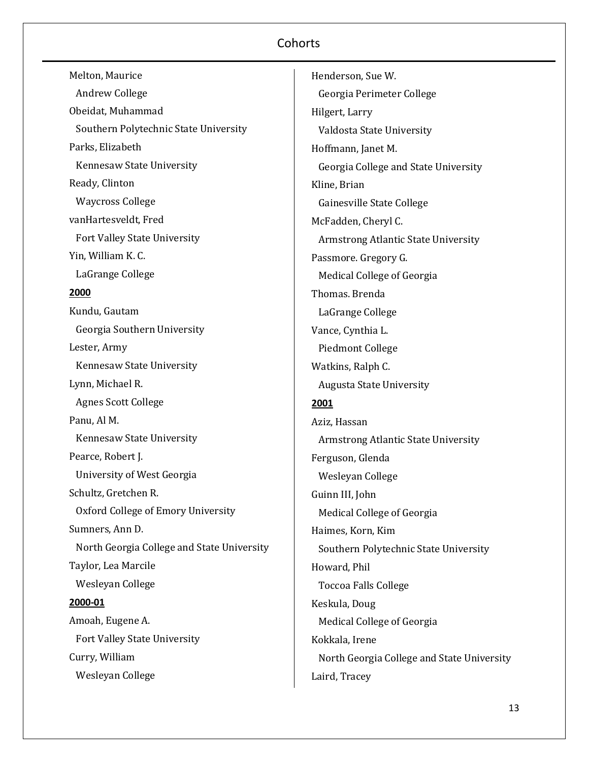Melton, Maurice
  Andrew College
Obeidat, Muhammad
  Southern Polytechnic State University
Parks, Elizabeth
  Kennesaw State University
Ready, Clinton
  Waycross College
vanHartesveldt, Fred
  Fort Valley State University
Yin, William K. C.
  LaGrange College

**2000**

Kundu, Gautam
  Georgia Southern University
Lester, Army
  Kennesaw State University
Lynn, Michael R.
  Agnes Scott College
Panu, Al M.
  Kennesaw State University
Pearce, Robert J.
  University of West Georgia
Schultz, Gretchen R.
  Oxford College of Emory University
Sumners, Ann D.
  North Georgia College and State University
Taylor, Lea Marcile
  Wesleyan College

**2000-01**

Amoah, Eugene A.
  Fort Valley State University
Curry, William
  Wesleyan College
Henderson, Sue W.
  Georgia Perimeter College
Hilgert, Larry
  Valdosta State University
Hoffmann, Janet M.
  Georgia College and State University
Kline, Brian
  Gainesville State College
McFadden, Cheryl C.
  Armstrong Atlantic State University
Passmore. Gregory G.
  Medical College of Georgia
Thomas. Brenda
  LaGrange College
Vance, Cynthia L.
  Piedmont College
Watkins, Ralph C.
  Augusta State University

**2001**

Aziz, Hassan
  Armstrong Atlantic State University
Ferguson, Glenda
  Wesleyan College
Guinn III, John
  Medical College of Georgia
Haimes, Korn, Kim
  Southern Polytechnic State University
Howard, Phil
  Toccoa Falls College
Keskula, Doug
  Medical College of Georgia
Kokkala, Irene
  North Georgia College and State University
Laird, Tracey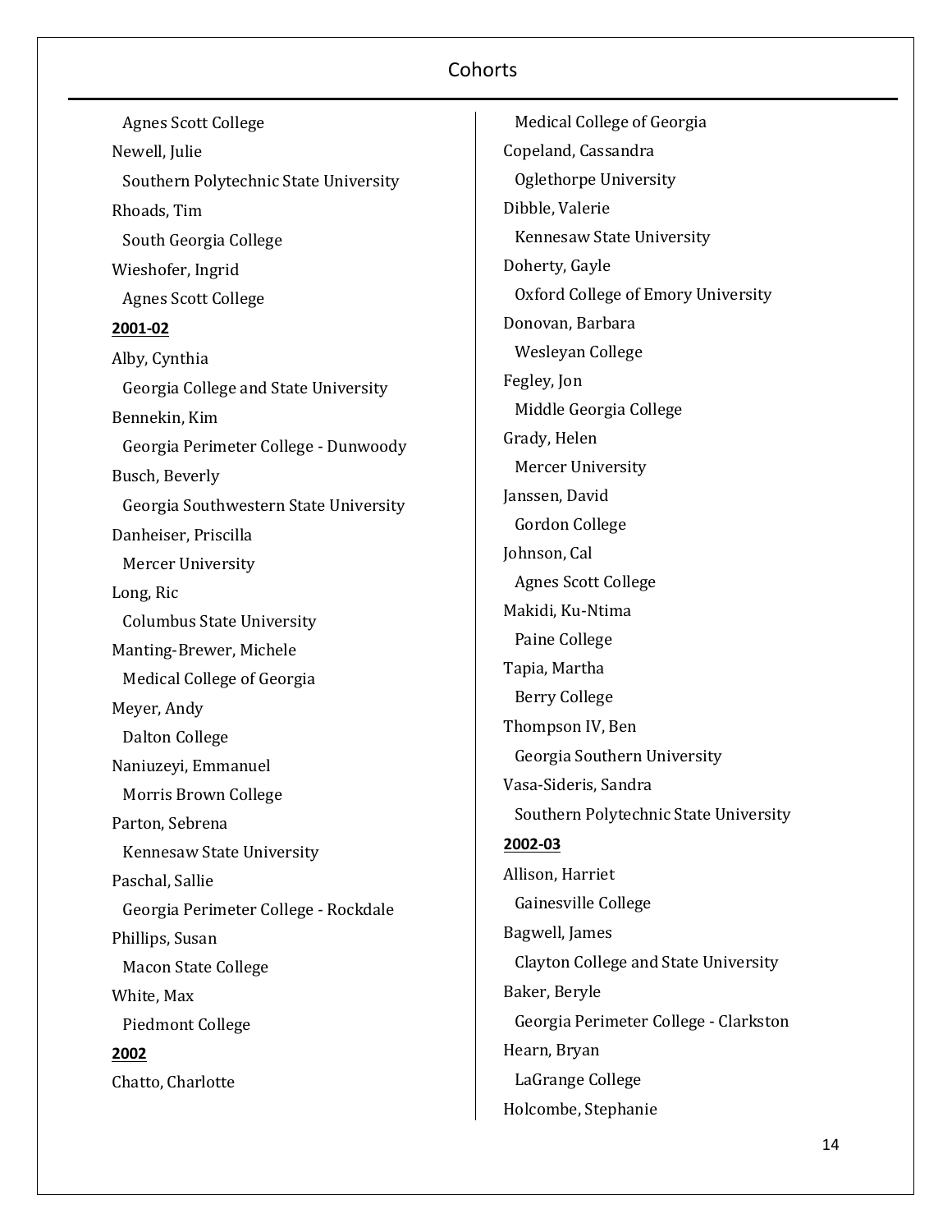Agnes Scott College

Newell, Julie

Southern Polytechnic State University

Rhoads, Tim

South Georgia College

Wieshofer, Ingrid

Agnes Scott College

**2001-02**

Alby, Cynthia

Georgia College and State University

Bennekin, Kim

Georgia Perimeter College - Dunwoody

Busch, Beverly

Georgia Southwestern State University

Danheiser, Priscilla

Mercer University

Long, Ric

Columbus State University

Manting-Brewer, Michele

Medical College of Georgia

Meyer, Andy

Dalton College

Naniuzeyi, Emmanuel

Morris Brown College

Parton, Sebrena

Kennesaw State University

Paschal, Sallie

Georgia Perimeter College - Rockdale

Phillips, Susan

Macon State College

White, Max

Piedmont College

**2002**

Chatto, Charlotte

Medical College of Georgia

Copeland, Cassandra

Oglethorpe University

Dibble, Valerie

Kennesaw State University

Doherty, Gayle

Oxford College of Emory University

Donovan, Barbara

Wesleyan College

Fegley, Jon

Middle Georgia College

Grady, Helen

Mercer University

Janssen, David

Gordon College

Johnson, Cal

Agnes Scott College

Makidi, Ku-Ntima

Paine College

Tapia, Martha

Berry College

Thompson IV, Ben

Georgia Southern University

Vasa-Sideris, Sandra

Southern Polytechnic State University

**2002-03**

Allison, Harriet

Gainesville College

Bagwell, James

Clayton College and State University

Baker, Beryle

Georgia Perimeter College - Clarkston

Hearn, Bryan

LaGrange College

Holcombe, Stephanie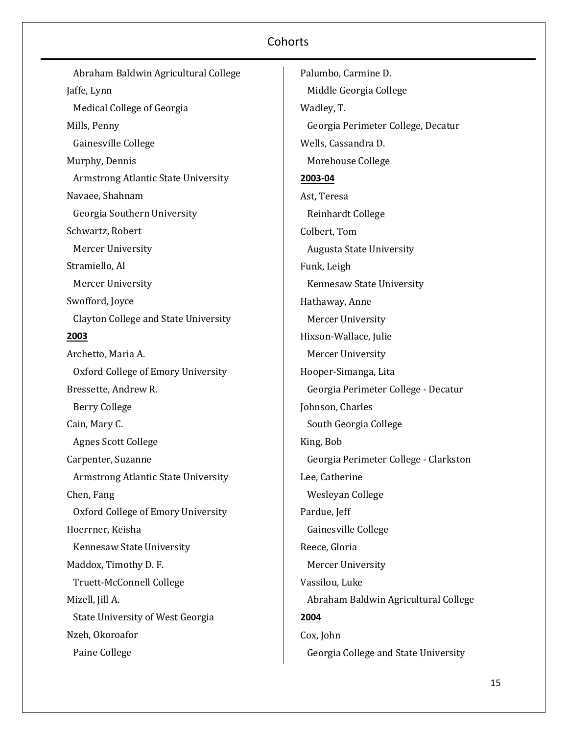Abraham Baldwin Agricultural College

Jaffe, Lynn

Medical College of Georgia

Mills, Penny

Gainesville College

Murphy, Dennis

Armstrong Atlantic State University

Navaee, Shahnam

Georgia Southern University

Schwartz, Robert

Mercer University

Stramiello, Al

Mercer University

Swofford, Joyce

Clayton College and State University

**2003**

Archetto, Maria A.

Oxford College of Emory University

Bressette, Andrew R.

Berry College

Cain, Mary C.

Agnes Scott College

Carpenter, Suzanne

Armstrong Atlantic State University

Chen, Fang

Oxford College of Emory University

Hoerrner, Keisha

Kennesaw State University

Maddox, Timothy D. F.

Truett-McConnell College

Mizell, Jill A.

State University of West Georgia

Nzeh, Okoroafor

Paine College

Palumbo, Carmine D.

Middle Georgia College

Wadley, T.

Georgia Perimeter College, Decatur

Wells, Cassandra D.

Morehouse College

**2003-04**

Ast, Teresa

Reinhardt College

Colbert, Tom

Augusta State University

Funk, Leigh

Kennesaw State University

Hathaway, Anne

Mercer University

Hixson-Wallace, Julie

Mercer University

Hooper-Simanga, Lita

Georgia Perimeter College - Decatur

Johnson, Charles

South Georgia College

King, Bob

Georgia Perimeter College - Clarkston

Lee, Catherine

Wesleyan College

Pardue, Jeff

Gainesville College

Reece, Gloria

Mercer University

Vassilou, Luke

Abraham Baldwin Agricultural College

**2004**

Cox, John

Georgia College and State University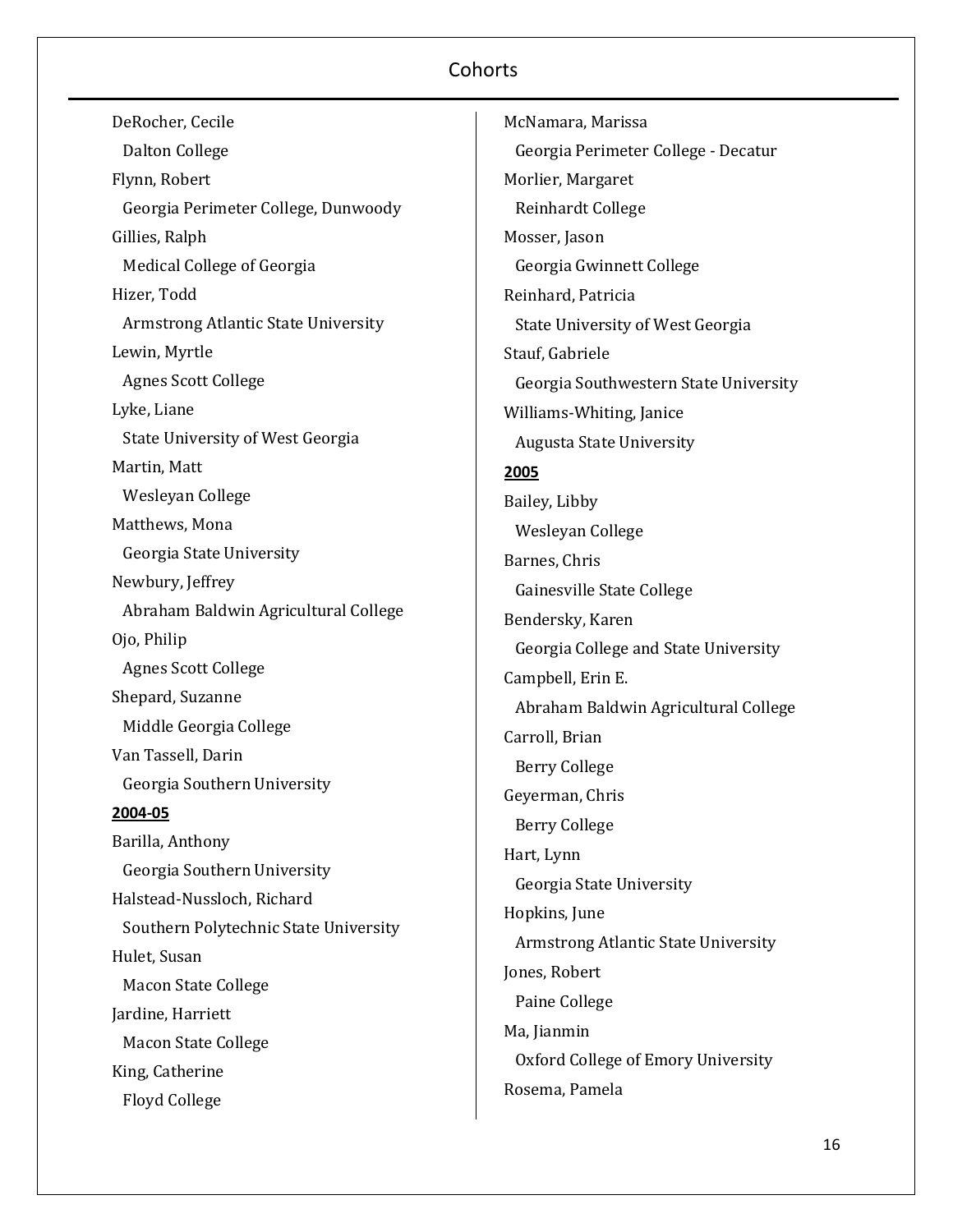DeRocher, Cecile
  Dalton College
Flynn, Robert
  Georgia Perimeter College, Dunwoody
Gillies, Ralph
  Medical College of Georgia
Hizer, Todd
  Armstrong Atlantic State University
Lewin, Myrtle
  Agnes Scott College
Lyke, Liane
  State University of West Georgia
Martin, Matt
  Wesleyan College
Matthews, Mona
  Georgia State University
Newbury, Jeffrey
  Abraham Baldwin Agricultural College
Ojo, Philip
  Agnes Scott College
Shepard, Suzanne
  Middle Georgia College
Van Tassell, Darin
  Georgia Southern University

**2004-05**

Barilla, Anthony
  Georgia Southern University
Halstead-Nussloch, Richard
  Southern Polytechnic State University
Hulet, Susan
  Macon State College
Jardine, Harriett
  Macon State College
King, Catherine
  Floyd College
McNamara, Marissa
  Georgia Perimeter College - Decatur
Morlier, Margaret
  Reinhardt College
Mosser, Jason
  Georgia Gwinnett College
Reinhard, Patricia
  State University of West Georgia
Stauf, Gabriele
  Georgia Southwestern State University
Williams-Whiting, Janice
  Augusta State University

**2005**

Bailey, Libby
  Wesleyan College
Barnes, Chris
  Gainesville State College
Bendersky, Karen
  Georgia College and State University
Campbell, Erin E.
  Abraham Baldwin Agricultural College
Carroll, Brian
  Berry College
Geyerman, Chris
  Berry College
Hart, Lynn
  Georgia State University
Hopkins, June
  Armstrong Atlantic State University
Jones, Robert
  Paine College
Ma, Jianmin
  Oxford College of Emory University
Rosema, Pamela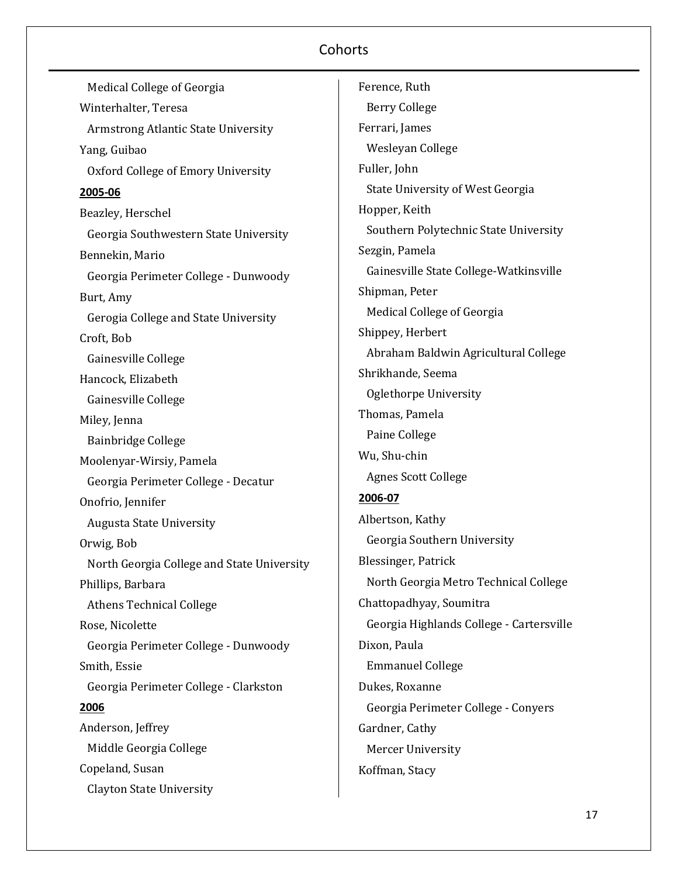Medical College of Georgia

Winterhalter, Teresa

Armstrong Atlantic State University

Yang, Guibao

Oxford College of Emory University

**2005-06**

Beazley, Herschel

Georgia Southwestern State University

Bennekin, Mario

Georgia Perimeter College - Dunwoody

Burt, Amy

Gerogia College and State University

Croft, Bob

Gainesville College

Hancock, Elizabeth

Gainesville College

Miley, Jenna

Bainbridge College

Moolenyar-Wirsiy, Pamela

Georgia Perimeter College - Decatur

Onofrio, Jennifer

Augusta State University

Orwig, Bob

North Georgia College and State University

Phillips, Barbara

Athens Technical College

Rose, Nicolette

Georgia Perimeter College - Dunwoody

Smith, Essie

Georgia Perimeter College - Clarkston

**2006**

Anderson, Jeffrey

Middle Georgia College

Copeland, Susan

Clayton State University

Ference, Ruth

Berry College

Ferrari, James

Wesleyan College

Fuller, John

State University of West Georgia

Hopper, Keith

Southern Polytechnic State University

Sezgin, Pamela

Gainesville State College-Watkinsville

Shipman, Peter

Medical College of Georgia

Shippey, Herbert

Abraham Baldwin Agricultural College

Shrikhande, Seema

Oglethorpe University

Thomas, Pamela

Paine College

Wu, Shu-chin

Agnes Scott College

**2006-07**

Albertson, Kathy

Georgia Southern University

Blessinger, Patrick

North Georgia Metro Technical College

Chattopadhyay, Soumitra

Georgia Highlands College - Cartersville

Dixon, Paula

Emmanuel College

Dukes, Roxanne

Georgia Perimeter College - Conyers

Gardner, Cathy

Mercer University

Koffman, Stacy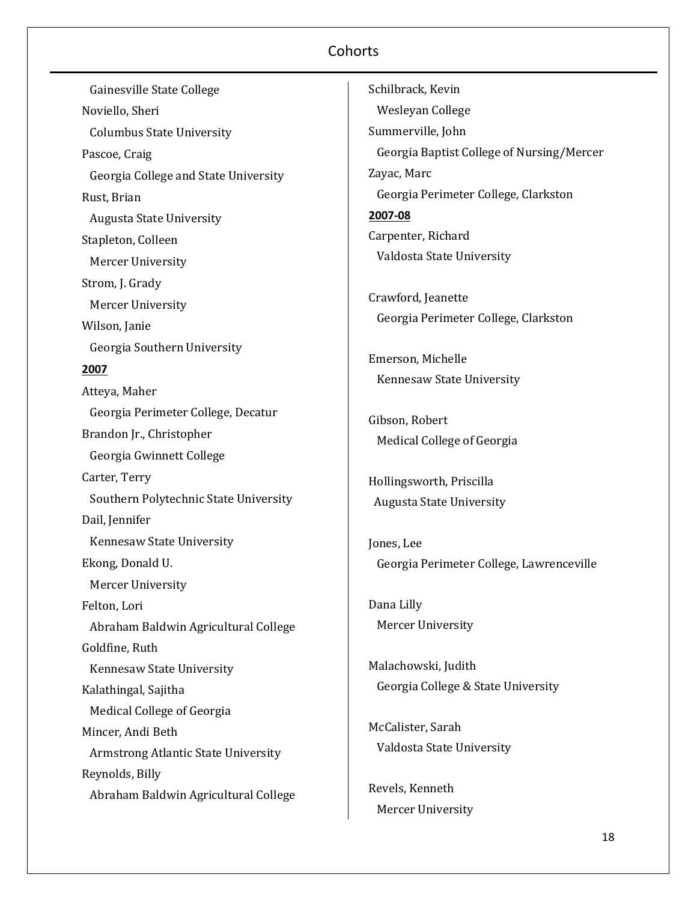Gainesville State College

Noviello, Sheri

Columbus State University

Pascoe, Craig

Georgia College and State University

Rust, Brian

Augusta State University

Stapleton, Colleen

Mercer University

Strom, J. Grady

Mercer University

Wilson, Janie

Georgia Southern University

**2007**

Atteya, Maher

Georgia Perimeter College, Decatur

Brandon Jr., Christopher

Georgia Gwinnett College

Carter, Terry

Southern Polytechnic State University

Dail, Jennifer

Kennesaw State University

Ekong, Donald U.

Mercer University

Felton, Lori

Abraham Baldwin Agricultural College

Goldfine, Ruth

Kennesaw State University

Kalathingal, Sajitha

Medical College of Georgia

Mincer, Andi Beth

Armstrong Atlantic State University

Reynolds, Billy

Abraham Baldwin Agricultural College

Schilbrack, Kevin

Wesleyan College

Summerville, John

Georgia Baptist College of Nursing/Mercer

Zayac, Marc

Georgia Perimeter College, Clarkston

**2007-08**

Carpenter, Richard

Valdosta State University

Crawford, Jeanette

Georgia Perimeter College, Clarkston

Emerson, Michelle

Kennesaw State University

Gibson, Robert

Medical College of Georgia

Hollingsworth, Priscilla

Augusta State University

Jones, Lee

Georgia Perimeter College, Lawrenceville

Dana Lilly

Mercer University

Malachowski, Judith

Georgia College & State University

McCalister, Sarah

Valdosta State University

Revels, Kenneth

Mercer University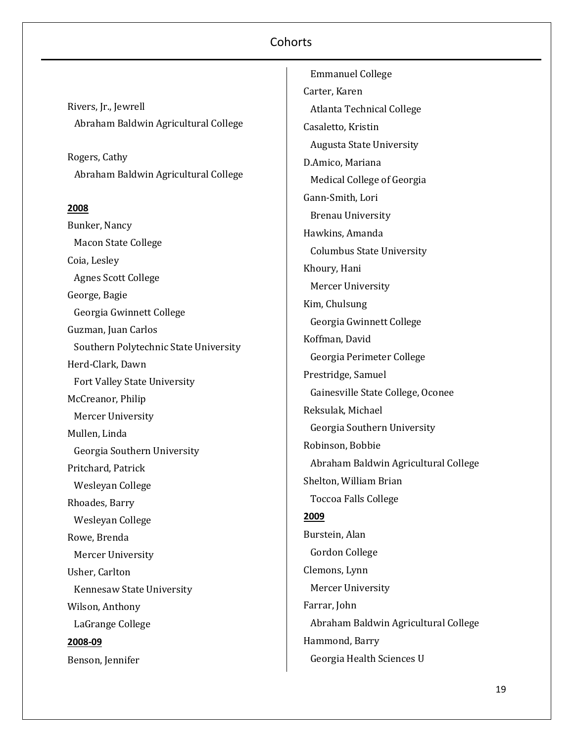Rivers, Jr., Jewrell
  Abraham Baldwin Agricultural College

Rogers, Cathy
  Abraham Baldwin Agricultural College

**2008**

Bunker, Nancy
  Macon State College
Coia, Lesley
  Agnes Scott College
George, Bagie
  Georgia Gwinnett College
Guzman, Juan Carlos
  Southern Polytechnic State University
Herd-Clark, Dawn
  Fort Valley State University
McCreanor, Philip
  Mercer University
Mullen, Linda
  Georgia Southern University
Pritchard, Patrick
  Wesleyan College
Rhoades, Barry
  Wesleyan College
Rowe, Brenda
  Mercer University
Usher, Carlton
  Kennesaw State University
Wilson, Anthony
  LaGrange College

**2008-09**

Benson, Jennifer
  Emmanuel College
Carter, Karen
  Atlanta Technical College
Casaletto, Kristin
  Augusta State University
D.Amico, Mariana
  Medical College of Georgia
Gann-Smith, Lori
  Brenau University
Hawkins, Amanda
  Columbus State University
Khoury, Hani
  Mercer University
Kim, Chulsung
  Georgia Gwinnett College
Koffman, David
  Georgia Perimeter College
Prestridge, Samuel
  Gainesville State College, Oconee
Reksulak, Michael
  Georgia Southern University
Robinson, Bobbie
  Abraham Baldwin Agricultural College
Shelton, William Brian
  Toccoa Falls College

**2009**

Burstein, Alan
  Gordon College
Clemons, Lynn
  Mercer University
Farrar, John
  Abraham Baldwin Agricultural College
Hammond, Barry
  Georgia Health Sciences U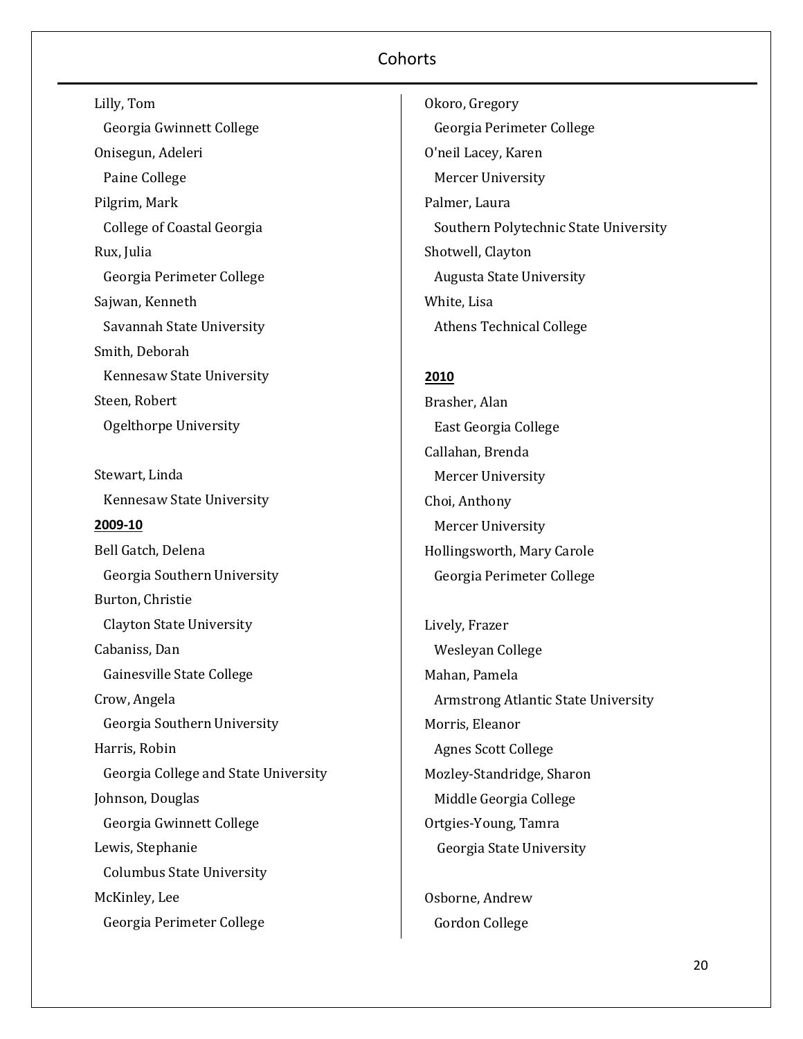Lilly, Tom
Georgia Gwinnett College
Onisegun, Adeleri
Paine College
Pilgrim, Mark
College of Coastal Georgia
Rux, Julia
Georgia Perimeter College
Sajwan, Kenneth
Savannah State University
Smith, Deborah
Kennesaw State University
Steen, Robert
Ogelthorpe University

Stewart, Linda
Kennesaw State University

**2009-10**

Bell Gatch, Delena
Georgia Southern University
Burton, Christie
Clayton State University
Cabaniss, Dan
Gainesville State College
Crow, Angela
Georgia Southern University
Harris, Robin
Georgia College and State University
Johnson, Douglas
Georgia Gwinnett College
Lewis, Stephanie
Columbus State University
McKinley, Lee
Georgia Perimeter College
Okoro, Gregory
Georgia Perimeter College
O'neil Lacey, Karen
Mercer University
Palmer, Laura
Southern Polytechnic State University
Shotwell, Clayton
Augusta State University
White, Lisa
Athens Technical College

**2010**

Brasher, Alan
East Georgia College
Callahan, Brenda
Mercer University
Choi, Anthony
Mercer University
Hollingsworth, Mary Carole
Georgia Perimeter College

Lively, Frazer
Wesleyan College
Mahan, Pamela
Armstrong Atlantic State University
Morris, Eleanor
Agnes Scott College
Mozley-Standridge, Sharon
Middle Georgia College
Ortgies-Young, Tamra
Georgia State University

Osborne, Andrew
Gordon College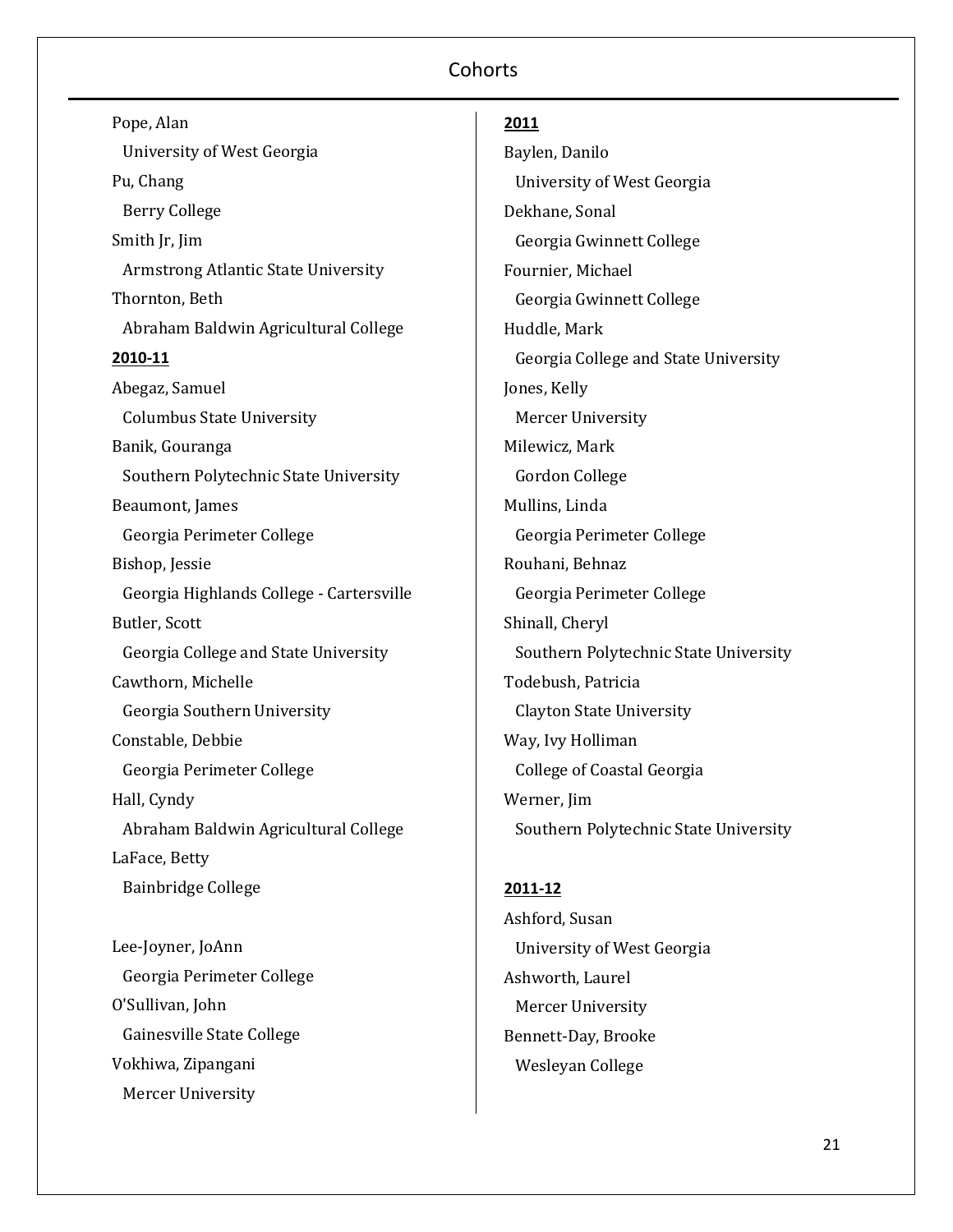# Cohorts

Pope, Alan
University of West Georgia

Pu, Chang
Berry College

Smith Jr, Jim
Armstrong Atlantic State University

Thornton, Beth
Abraham Baldwin Agricultural College

**2010-11**

Abegaz, Samuel
Columbus State University

Banik, Gouranga
Southern Polytechnic State University

Beaumont, James
Georgia Perimeter College

Bishop, Jessie
Georgia Highlands College - Cartersville

Butler, Scott
Georgia College and State University

Cawthorn, Michelle
Georgia Southern University

Constable, Debbie
Georgia Perimeter College

Hall, Cyndy
Abraham Baldwin Agricultural College

LaFace, Betty
Bainbridge College

Lee-Joyner, JoAnn
Georgia Perimeter College

O'Sullivan, John
Gainesville State College

Vokhiwa, Zipangani
Mercer University

**2011**

Baylen, Danilo
University of West Georgia

Dekhane, Sonal
Georgia Gwinnett College

Fournier, Michael
Georgia Gwinnett College

Huddle, Mark
Georgia College and State University

Jones, Kelly
Mercer University

Milewicz, Mark
Gordon College

Mullins, Linda
Georgia Perimeter College

Rouhani, Behnaz
Georgia Perimeter College

Shinall, Cheryl
Southern Polytechnic State University

Todebush, Patricia
Clayton State University

Way, Ivy Holliman
College of Coastal Georgia

Werner, Jim
Southern Polytechnic State University

**2011-12**

Ashford, Susan
University of West Georgia

Ashworth, Laurel
Mercer University

Bennett-Day, Brooke
Wesleyan College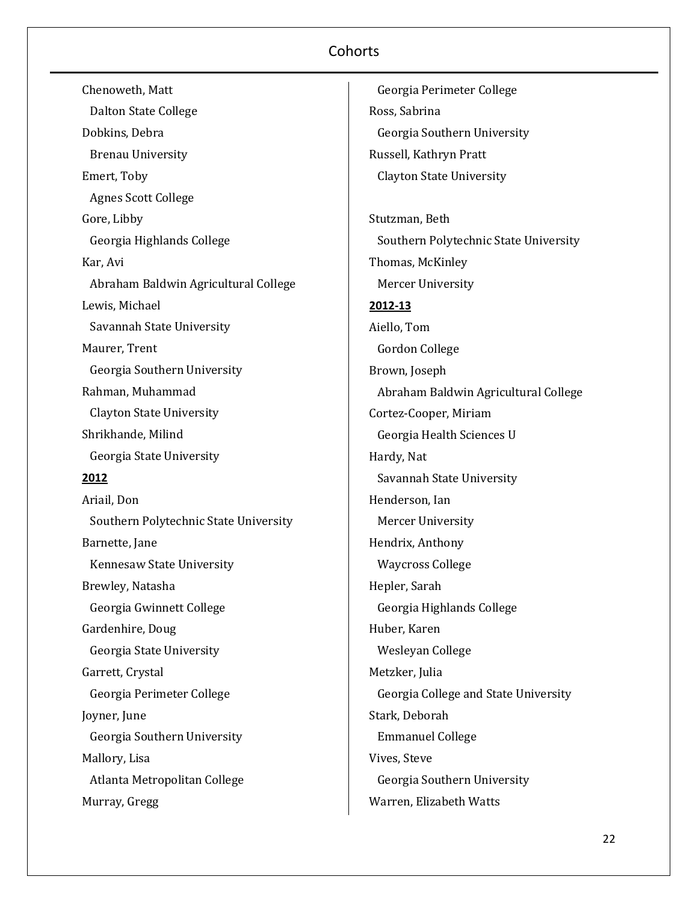## Cohorts

Chenoweth, Matt
Dalton State College

Dobkins, Debra
Brenau University

Emert, Toby
Agnes Scott College

Gore, Libby
Georgia Highlands College

Kar, Avi
Abraham Baldwin Agricultural College

Lewis, Michael
Savannah State University

Maurer, Trent
Georgia Southern University

Rahman, Muhammad
Clayton State University

Shrikhande, Milind
Georgia State University

**2012**

Ariail, Don
Southern Polytechnic State University

Barnette, Jane
Kennesaw State University

Brewley, Natasha
Georgia Gwinnett College

Gardenhire, Doug
Georgia State University

Garrett, Crystal
Georgia Perimeter College

Joyner, June
Georgia Southern University

Mallory, Lisa
Atlanta Metropolitan College

Murray, Gregg
Georgia Perimeter College

Ross, Sabrina
Georgia Southern University

Russell, Kathryn Pratt
Clayton State University

Stutzman, Beth
Southern Polytechnic State University

Thomas, McKinley
Mercer University

**2012-13**

Aiello, Tom
Gordon College

Brown, Joseph
Abraham Baldwin Agricultural College

Cortez-Cooper, Miriam
Georgia Health Sciences U

Hardy, Nat
Savannah State University

Henderson, Ian
Mercer University

Hendrix, Anthony
Waycross College

Hepler, Sarah
Georgia Highlands College

Huber, Karen
Wesleyan College

Metzker, Julia
Georgia College and State University

Stark, Deborah
Emmanuel College

Vives, Steve
Georgia Southern University

Warren, Elizabeth Watts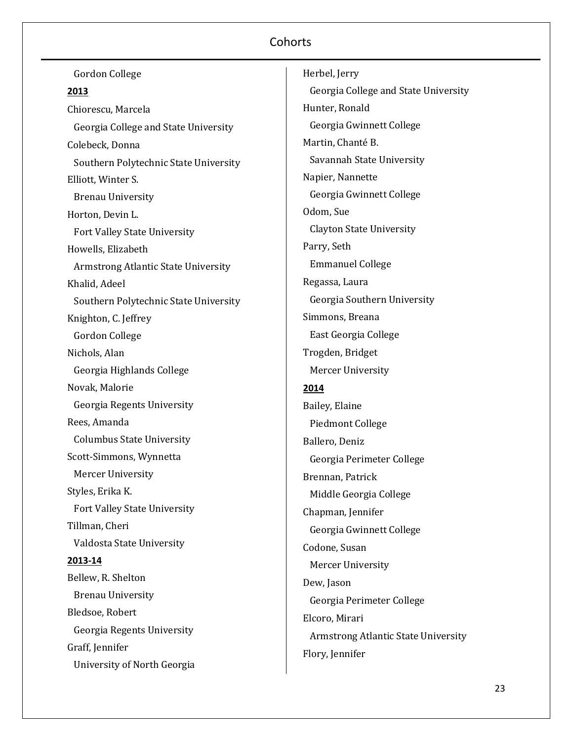Gordon College

**2013**

Chiorescu, Marcela
Georgia College and State University

Colebeck, Donna
Southern Polytechnic State University

Elliott, Winter S.
Brenau University

Horton, Devin L.
Fort Valley State University

Howells, Elizabeth
Armstrong Atlantic State University

Khalid, Adeel
Southern Polytechnic State University

Knighton, C. Jeffrey
Gordon College

Nichols, Alan
Georgia Highlands College

Novak, Malorie
Georgia Regents University

Rees, Amanda
Columbus State University

Scott-Simmons, Wynnetta
Mercer University

Styles, Erika K.
Fort Valley State University

Tillman, Cheri
Valdosta State University

**2013-14**

Bellew, R. Shelton
Brenau University

Bledsoe, Robert
Georgia Regents University

Graff, Jennifer
University of North Georgia

Herbel, Jerry
Georgia College and State University

Hunter, Ronald
Georgia Gwinnett College

Martin, Chanté B.
Savannah State University

Napier, Nannette
Georgia Gwinnett College

Odom, Sue
Clayton State University

Parry, Seth
Emmanuel College

Regassa, Laura
Georgia Southern University

Simmons, Breana
East Georgia College

Trogden, Bridget
Mercer University

**2014**

Bailey, Elaine
Piedmont College

Ballero, Deniz
Georgia Perimeter College

Brennan, Patrick
Middle Georgia College

Chapman, Jennifer
Georgia Gwinnett College

Codone, Susan
Mercer University

Dew, Jason
Georgia Perimeter College

Elcoro, Mirari
Armstrong Atlantic State University

Flory, Jennifer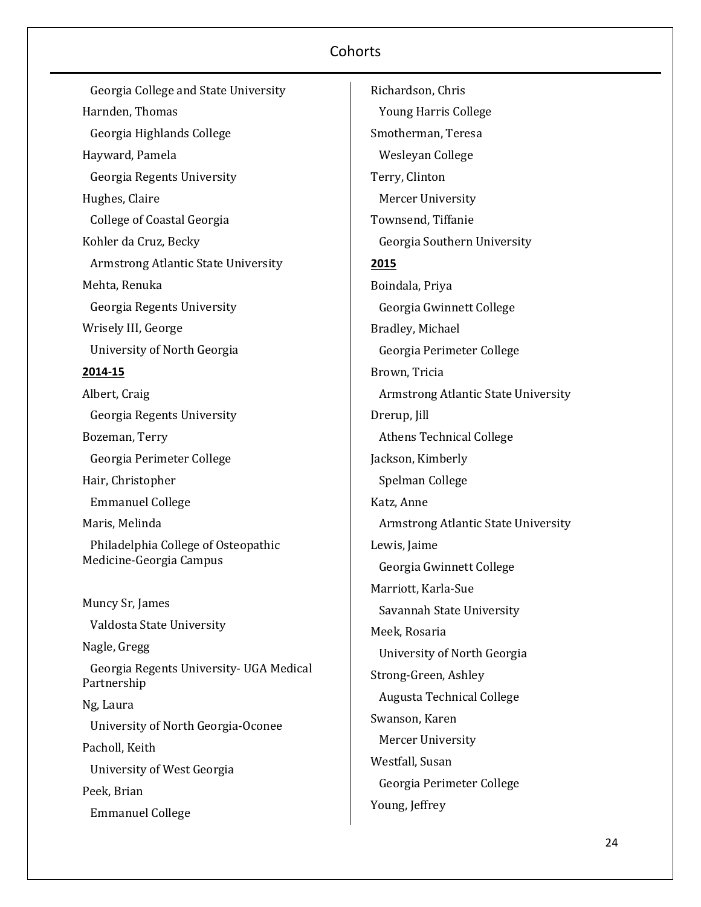Georgia College and State University

Harnden, Thomas

Georgia Highlands College

Hayward, Pamela

Georgia Regents University

Hughes, Claire

College of Coastal Georgia

Kohler da Cruz, Becky

Armstrong Atlantic State University

Mehta, Renuka

Georgia Regents University

Wrisely III, George

University of North Georgia

**2014-15**

Albert, Craig

Georgia Regents University

Bozeman, Terry

Georgia Perimeter College

Hair, Christopher

Emmanuel College

Maris, Melinda

Philadelphia College of Osteopathic Medicine-Georgia Campus

Muncy Sr, James

Valdosta State University

Nagle, Gregg

Georgia Regents University- UGA Medical Partnership

Ng, Laura

University of North Georgia-Oconee

Pacholl, Keith

University of West Georgia

Peek, Brian

Emmanuel College

Richardson, Chris

Young Harris College

Smotherman, Teresa

Wesleyan College

Terry, Clinton

Mercer University

Townsend, Tiffanie

Georgia Southern University

**2015**

Boindala, Priya

Georgia Gwinnett College

Bradley, Michael

Georgia Perimeter College

Brown, Tricia

Armstrong Atlantic State University

Drerup, Jill

Athens Technical College

Jackson, Kimberly

Spelman College

Katz, Anne

Armstrong Atlantic State University

Lewis, Jaime

Georgia Gwinnett College

Marriott, Karla-Sue

Savannah State University

Meek, Rosaria

University of North Georgia

Strong-Green, Ashley

Augusta Technical College

Swanson, Karen

Mercer University

Westfall, Susan

Georgia Perimeter College

Young, Jeffrey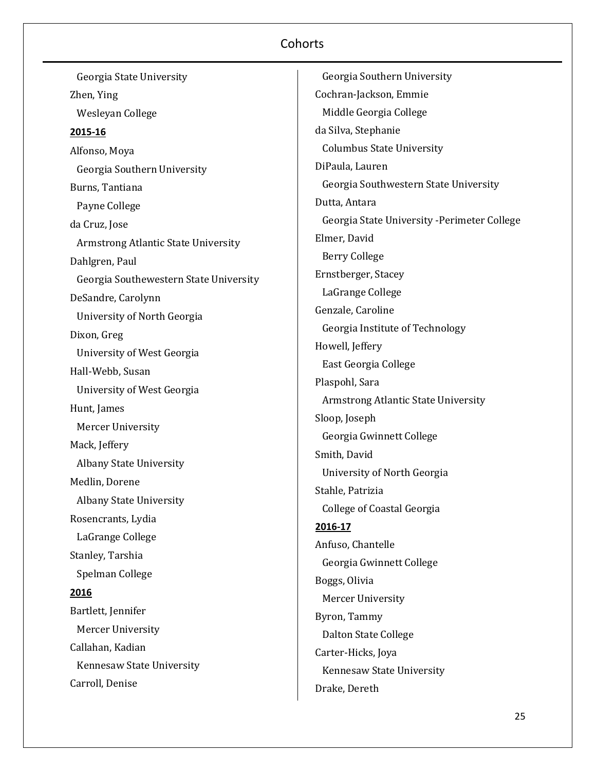Georgia State University

Zhen, Ying

Wesleyan College

**2015-16**

Alfonso, Moya

Georgia Southern University

Burns, Tantiana

Payne College

da Cruz, Jose

Armstrong Atlantic State University

Dahlgren, Paul

Georgia Southewestern State University

DeSandre, Carolynn

University of North Georgia

Dixon, Greg

University of West Georgia

Hall-Webb, Susan

University of West Georgia

Hunt, James

Mercer University

Mack, Jeffery

Albany State University

Medlin, Dorene

Albany State University

Rosencrants, Lydia

LaGrange College

Stanley, Tarshia

Spelman College

**2016**

Bartlett, Jennifer

Mercer University

Callahan, Kadian

Kennesaw State University

Carroll, Denise

Georgia Southern University

Cochran-Jackson, Emmie

Middle Georgia College

da Silva, Stephanie

Columbus State University

DiPaula, Lauren

Georgia Southwestern State University

Dutta, Antara

Georgia State University -Perimeter College

Elmer, David

Berry College

Ernstberger, Stacey

LaGrange College

Genzale, Caroline

Georgia Institute of Technology

Howell, Jeffery

East Georgia College

Plaspohl, Sara

Armstrong Atlantic State University

Sloop, Joseph

Georgia Gwinnett College

Smith, David

University of North Georgia

Stahle, Patrizia

College of Coastal Georgia

**2016-17**

Anfuso, Chantelle

Georgia Gwinnett College

Boggs, Olivia

Mercer University

Byron, Tammy

Dalton State College

Carter-Hicks, Joya

Kennesaw State University

Drake, Dereth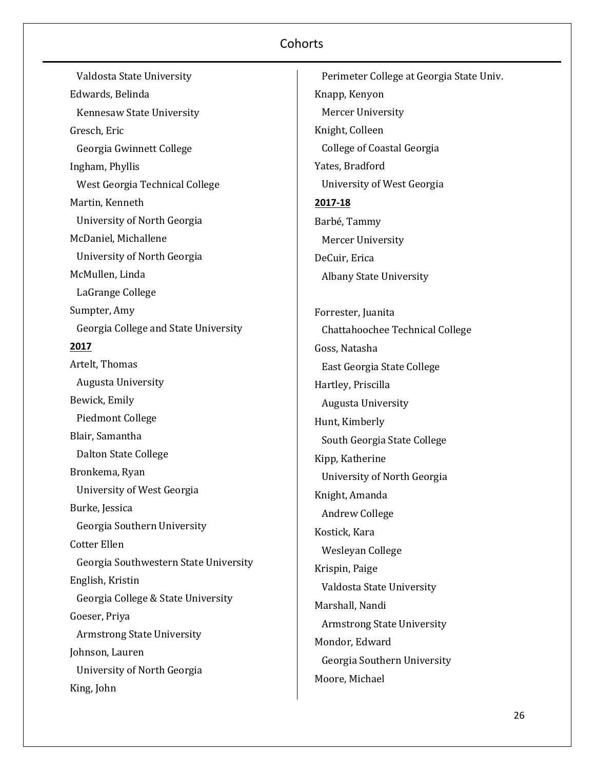Valdosta State University

Edwards, Belinda

Kennesaw State University

Gresch, Eric

Georgia Gwinnett College

Ingham, Phyllis

West Georgia Technical College

Martin, Kenneth

University of North Georgia

McDaniel, Michallene

University of North Georgia

McMullen, Linda

LaGrange College

Sumpter, Amy

Georgia College and State University

**2017**

Artelt, Thomas

Augusta University

Bewick, Emily

Piedmont College

Blair, Samantha

Dalton State College

Bronkema, Ryan

University of West Georgia

Burke, Jessica

Georgia Southern University

Cotter Ellen

Georgia Southwestern State University

English, Kristin

Georgia College & State University

Goeser, Priya

Armstrong State University

Johnson, Lauren

University of North Georgia

King, John

Perimeter College at Georgia State Univ.

Knapp, Kenyon

Mercer University

Knight, Colleen

College of Coastal Georgia

Yates, Bradford

University of West Georgia

**2017-18**

Barbé, Tammy

Mercer University

DeCuir, Erica

Albany State University

Forrester, Juanita

Chattahoochee Technical College

Goss, Natasha

East Georgia State College

Hartley, Priscilla

Augusta University

Hunt, Kimberly

South Georgia State College

Kipp, Katherine

University of North Georgia

Knight, Amanda

Andrew College

Kostick, Kara

Wesleyan College

Krispin, Paige

Valdosta State University

Marshall, Nandi

Armstrong State University

Mondor, Edward

Georgia Southern University

Moore, Michael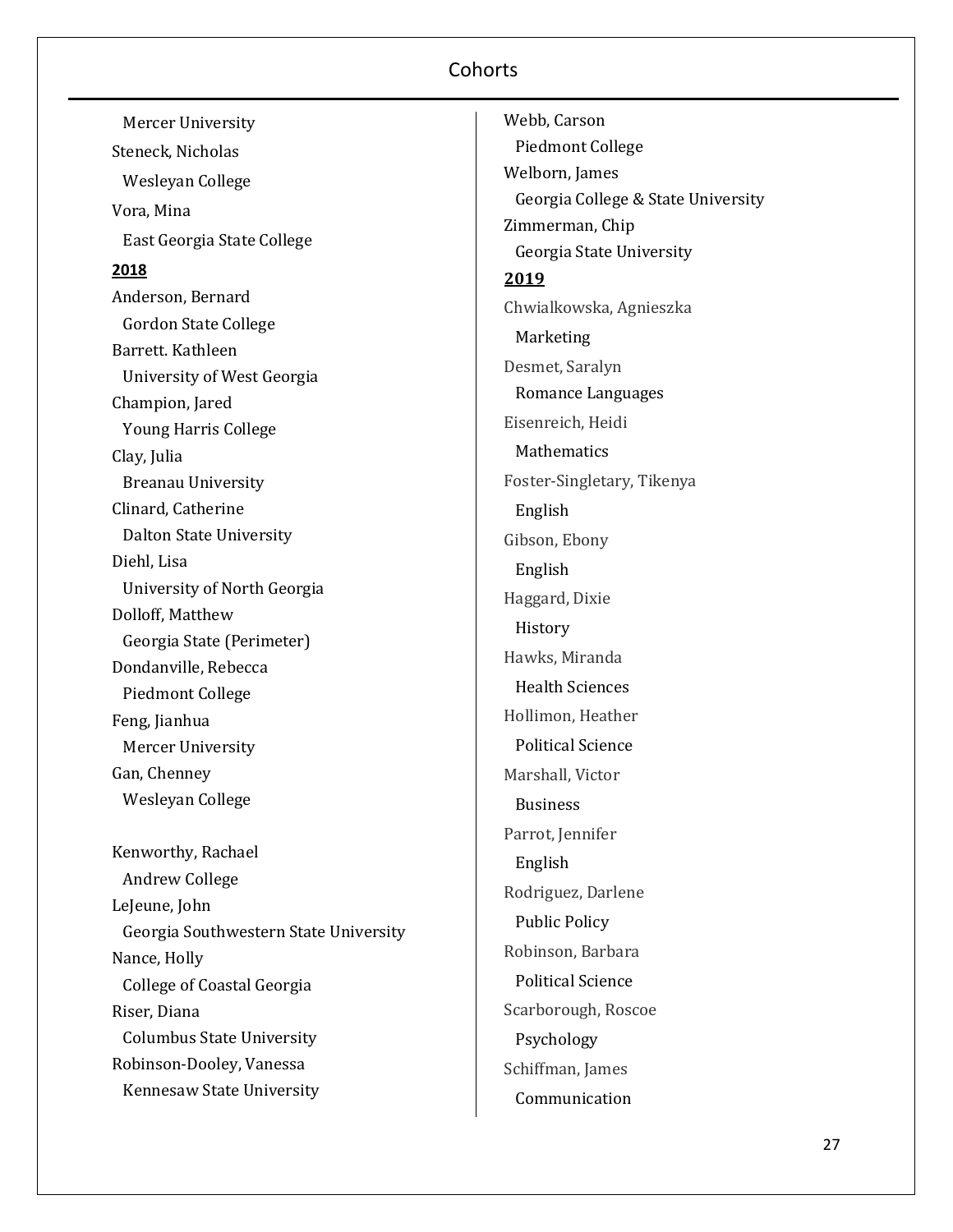## Cohorts

Mercer University

Steneck, Nicholas
Wesleyan College

Vora, Mina
East Georgia State College

**2018**

Anderson, Bernard
Gordon State College

Barrett. Kathleen
University of West Georgia

Champion, Jared
Young Harris College

Clay, Julia
Breanau University

Clinard, Catherine
Dalton State University

Diehl, Lisa
University of North Georgia

Dolloff, Matthew
Georgia State (Perimeter)

Dondanville, Rebecca
Piedmont College

Feng, Jianhua
Mercer University

Gan, Chenney
Wesleyan College

Kenworthy, Rachael
Andrew College

LeJeune, John
Georgia Southwestern State University

Nance, Holly
College of Coastal Georgia

Riser, Diana
Columbus State University

Robinson-Dooley, Vanessa
Kennesaw State University

Webb, Carson
Piedmont College

Welborn, James
Georgia College & State University

Zimmerman, Chip
Georgia State University

**2019**

Chwialkowska, Agnieszka
Marketing

Desmet, Saralyn
Romance Languages

Eisenreich, Heidi
Mathematics

Foster-Singletary, Tikenya
English

Gibson, Ebony
English

Haggard, Dixie
History

Hawks, Miranda
Health Sciences

Hollimon, Heather
Political Science

Marshall, Victor
Business

Parrot, Jennifer
English

Rodriguez, Darlene
Public Policy

Robinson, Barbara
Political Science

Scarborough, Roscoe
Psychology

Schiffman, James
Communication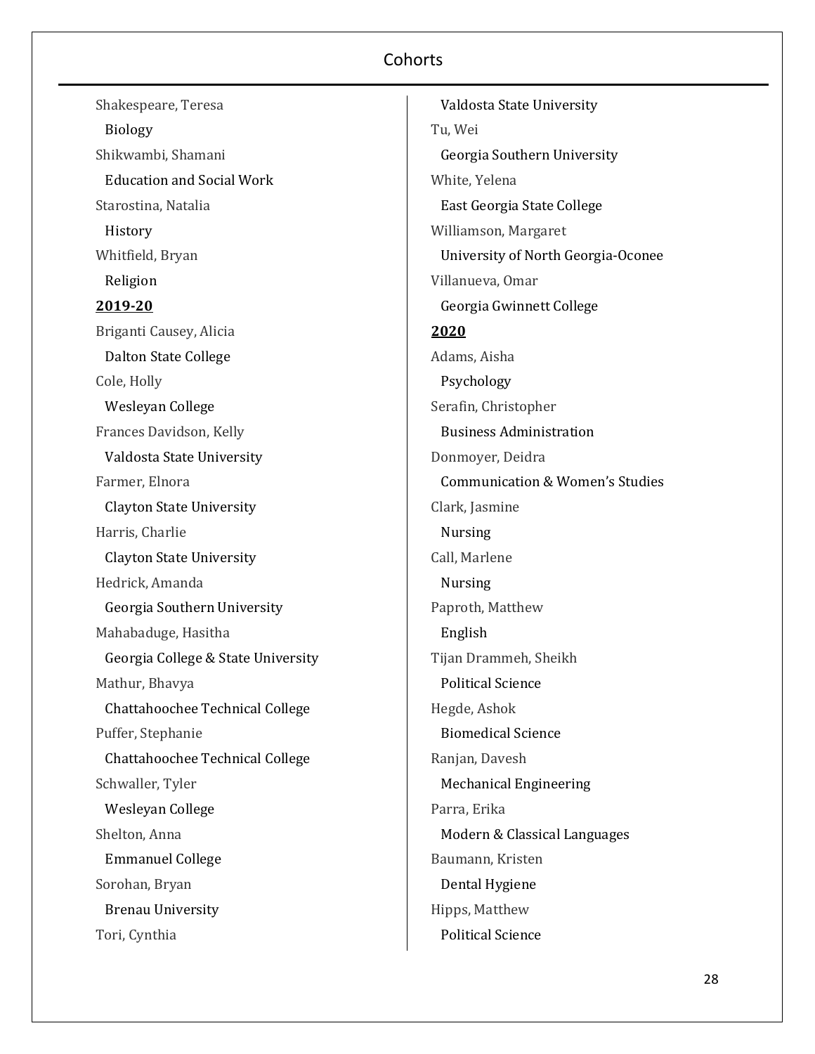Shakespeare, Teresa

  Biology

Shikwambi, Shamani

  Education and Social Work

Starostina, Natalia

  History

Whitfield, Bryan

  Religion

**2019-20**

Briganti Causey, Alicia

  Dalton State College

Cole, Holly

  Wesleyan College

Frances Davidson, Kelly

  Valdosta State University

Farmer, Elnora

  Clayton State University

Harris, Charlie

  Clayton State University

Hedrick, Amanda

  Georgia Southern University

Mahabaduge, Hasitha

  Georgia College & State University

Mathur, Bhavya

  Chattahoochee Technical College

Puffer, Stephanie

  Chattahoochee Technical College

Schwaller, Tyler

  Wesleyan College

Shelton, Anna

  Emmanuel College

Sorohan, Bryan

  Brenau University

Tori, Cynthia

  Valdosta State University

Tu, Wei

  Georgia Southern University

White, Yelena

  East Georgia State College

Williamson, Margaret

  University of North Georgia-Oconee

Villanueva, Omar

  Georgia Gwinnett College

**2020**

Adams, Aisha

  Psychology

Serafin, Christopher

  Business Administration

Donmoyer, Deidra

  Communication & Women's Studies

Clark, Jasmine

  Nursing

Call, Marlene

  Nursing

Paproth, Matthew

  English

Tijan Drammeh, Sheikh

  Political Science

Hegde, Ashok

  Biomedical Science

Ranjan, Davesh

  Mechanical Engineering

Parra, Erika

  Modern & Classical Languages

Baumann, Kristen

  Dental Hygiene

Hipps, Matthew

  Political Science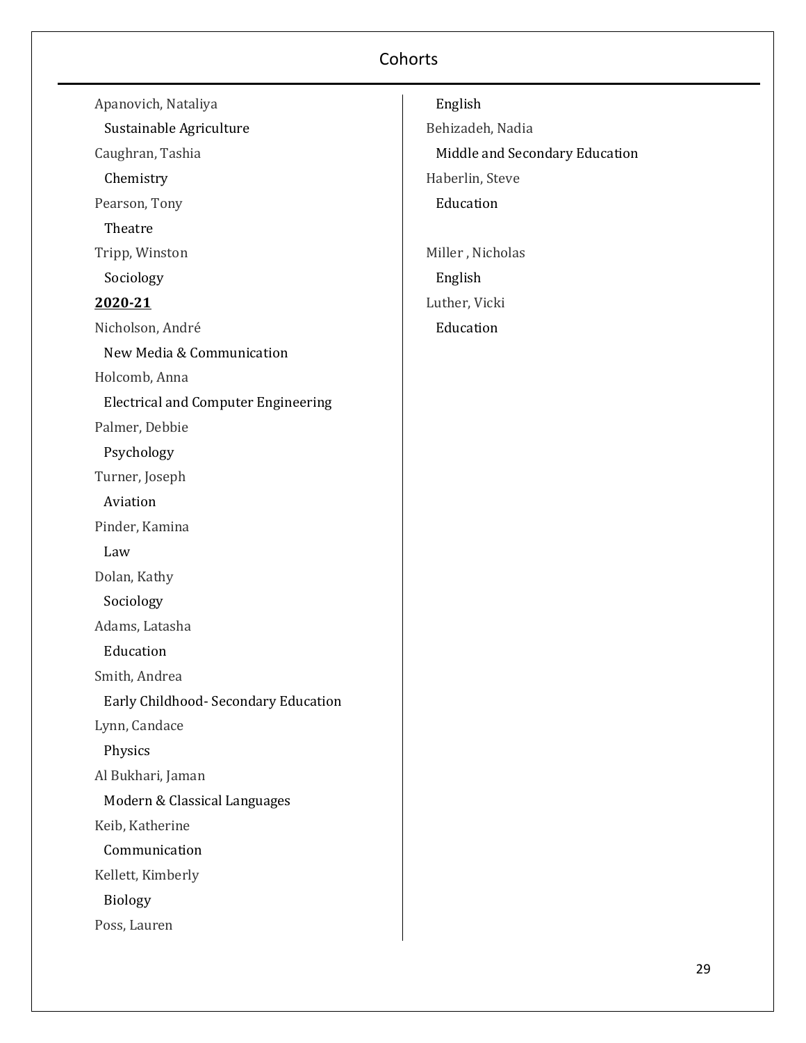# Cohorts

Apanovich, Nataliya

Sustainable Agriculture

Caughran, Tashia

Chemistry

Pearson, Tony

Theatre

Tripp, Winston

Sociology

**2020-21**

Nicholson, André

New Media & Communication

Holcomb, Anna

Electrical and Computer Engineering

Palmer, Debbie

Psychology

Turner, Joseph

Aviation

Pinder, Kamina

Law

Dolan, Kathy

Sociology

Adams, Latasha

Education

Smith, Andrea

Early Childhood- Secondary Education

Lynn, Candace

Physics

Al Bukhari, Jaman

Modern & Classical Languages

Keib, Katherine

Communication

Kellett, Kimberly

Biology

Poss, Lauren

English

Behizadeh, Nadia

Middle and Secondary Education

Haberlin, Steve

Education

Miller , Nicholas

English

Luther, Vicki

Education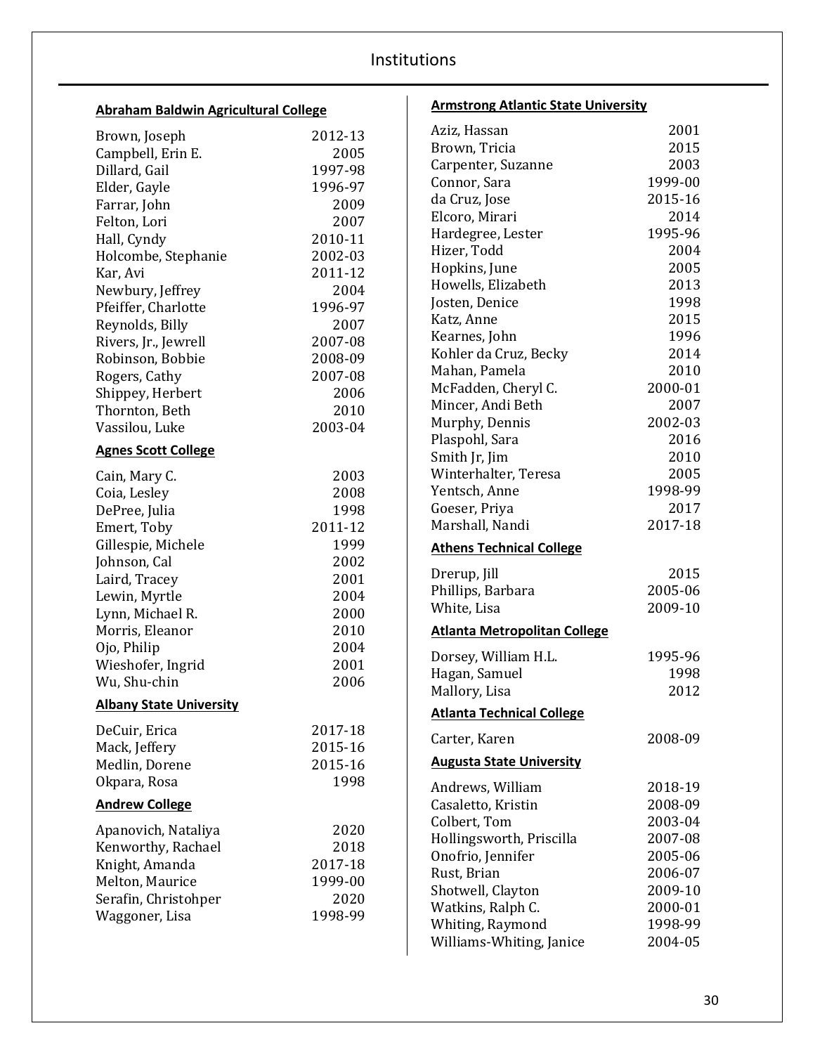# Institutions

## Abraham Baldwin Agricultural College

| | |
|---|---|
| Brown, Joseph | 2012-13 |
| Campbell, Erin E. | 2005 |
| Dillard, Gail | 1997-98 |
| Elder, Gayle | 1996-97 |
| Farrar, John | 2009 |
| Felton, Lori | 2007 |
| Hall, Cyndy | 2010-11 |
| Holcombe, Stephanie | 2002-03 |
| Kar, Avi | 2011-12 |
| Newbury, Jeffrey | 2004 |
| Pfeiffer, Charlotte | 1996-97 |
| Reynolds, Billy | 2007 |
| Rivers, Jr., Jewrell | 2007-08 |
| Robinson, Bobbie | 2008-09 |
| Rogers, Cathy | 2007-08 |
| Shippey, Herbert | 2006 |
| Thornton, Beth | 2010 |
| Vassilou, Luke | 2003-04 |

## Agnes Scott College

| | |
|---|---|
| Cain, Mary C. | 2003 |
| Coia, Lesley | 2008 |
| DePree, Julia | 1998 |
| Emert, Toby | 2011-12 |
| Gillespie, Michele | 1999 |
| Johnson, Cal | 2002 |
| Laird, Tracey | 2001 |
| Lewin, Myrtle | 2004 |
| Lynn, Michael R. | 2000 |
| Morris, Eleanor | 2010 |
| Ojo, Philip | 2004 |
| Wieshofer, Ingrid | 2001 |
| Wu, Shu-chin | 2006 |

## Albany State University

| | |
|---|---|
| DeCuir, Erica | 2017-18 |
| Mack, Jeffery | 2015-16 |
| Medlin, Dorene | 2015-16 |
| Okpara, Rosa | 1998 |

## Andrew College

| | |
|---|---|
| Apanovich, Nataliya | 2020 |
| Kenworthy, Rachael | 2018 |
| Knight, Amanda | 2017-18 |
| Melton, Maurice | 1999-00 |
| Serafin, Christohper | 2020 |
| Waggoner, Lisa | 1998-99 |

## Armstrong Atlantic State University

| | |
|---|---|
| Aziz, Hassan | 2001 |
| Brown, Tricia | 2015 |
| Carpenter, Suzanne | 2003 |
| Connor, Sara | 1999-00 |
| da Cruz, Jose | 2015-16 |
| Elcoro, Mirari | 2014 |
| Hardegree, Lester | 1995-96 |
| Hizer, Todd | 2004 |
| Hopkins, June | 2005 |
| Howells, Elizabeth | 2013 |
| Josten, Denice | 1998 |
| Katz, Anne | 2015 |
| Kearnes, John | 1996 |
| Kohler da Cruz, Becky | 2014 |
| Mahan, Pamela | 2010 |
| McFadden, Cheryl C. | 2000-01 |
| Mincer, Andi Beth | 2007 |
| Murphy, Dennis | 2002-03 |
| Plaspohl, Sara | 2016 |
| Smith Jr, Jim | 2010 |
| Winterhalter, Teresa | 2005 |
| Yentsch, Anne | 1998-99 |
| Goeser, Priya | 2017 |
| Marshall, Nandi | 2017-18 |

## Athens Technical College

| | |
|---|---|
| Drerup, Jill | 2015 |
| Phillips, Barbara | 2005-06 |
| White, Lisa | 2009-10 |

## Atlanta Metropolitan College

| | |
|---|---|
| Dorsey, William H.L. | 1995-96 |
| Hagan, Samuel | 1998 |
| Mallory, Lisa | 2012 |

## Atlanta Technical College

| | |
|---|---|
| Carter, Karen | 2008-09 |

## Augusta State University

| | |
|---|---|
| Andrews, William | 2018-19 |
| Casaletto, Kristin | 2008-09 |
| Colbert, Tom | 2003-04 |
| Hollingsworth, Priscilla | 2007-08 |
| Onofrio, Jennifer | 2005-06 |
| Rust, Brian | 2006-07 |
| Shotwell, Clayton | 2009-10 |
| Watkins, Ralph C. | 2000-01 |
| Whiting, Raymond | 1998-99 |
| Williams-Whiting, Janice | 2004-05 |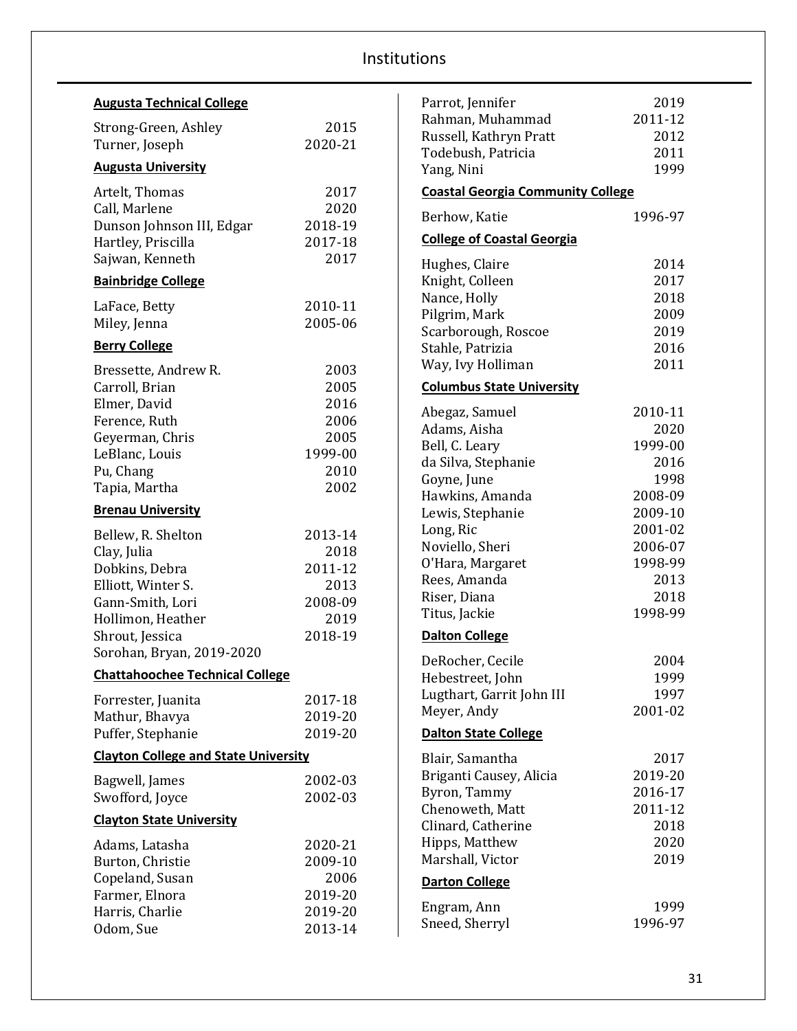# Institutions

**Augusta Technical College**

| | |
|---|---|
| Strong-Green, Ashley | 2015 |
| Turner, Joseph | 2020-21 |

**Augusta University**

| | |
|---|---|
| Artelt, Thomas | 2017 |
| Call, Marlene | 2020 |
| Dunson Johnson III, Edgar | 2018-19 |
| Hartley, Priscilla | 2017-18 |
| Sajwan, Kenneth | 2017 |

**Bainbridge College**

| | |
|---|---|
| LaFace, Betty | 2010-11 |
| Miley, Jenna | 2005-06 |

**Berry College**

| | |
|---|---|
| Bressette, Andrew R. | 2003 |
| Carroll, Brian | 2005 |
| Elmer, David | 2016 |
| Ference, Ruth | 2006 |
| Geyerman, Chris | 2005 |
| LeBlanc, Louis | 1999-00 |
| Pu, Chang | 2010 |
| Tapia, Martha | 2002 |

**Brenau University**

| | |
|---|---|
| Bellew, R. Shelton | 2013-14 |
| Clay, Julia | 2018 |
| Dobkins, Debra | 2011-12 |
| Elliott, Winter S. | 2013 |
| Gann-Smith, Lori | 2008-09 |
| Hollimon, Heather | 2019 |
| Shrout, Jessica | 2018-19 |
| Sorohan, Bryan, 2019-2020 | |

**Chattahoochee Technical College**

| | |
|---|---|
| Forrester, Juanita | 2017-18 |
| Mathur, Bhavya | 2019-20 |
| Puffer, Stephanie | 2019-20 |

**Clayton College and State University**

| | |
|---|---|
| Bagwell, James | 2002-03 |
| Swofford, Joyce | 2002-03 |

**Clayton State University**

| | |
|---|---|
| Adams, Latasha | 2020-21 |
| Burton, Christie | 2009-10 |
| Copeland, Susan | 2006 |
| Farmer, Elnora | 2019-20 |
| Harris, Charlie | 2019-20 |
| Odom, Sue | 2013-14 |
| Parrot, Jennifer | 2019 |
| Rahman, Muhammad | 2011-12 |
| Russell, Kathryn Pratt | 2012 |
| Todebush, Patricia | 2011 |
| Yang, Nini | 1999 |

**Coastal Georgia Community College**

| | |
|---|---|
| Berhow, Katie | 1996-97 |

**College of Coastal Georgia**

| | |
|---|---|
| Hughes, Claire | 2014 |
| Knight, Colleen | 2017 |
| Nance, Holly | 2018 |
| Pilgrim, Mark | 2009 |
| Scarborough, Roscoe | 2019 |
| Stahle, Patrizia | 2016 |
| Way, Ivy Holliman | 2011 |

**Columbus State University**

| | |
|---|---|
| Abegaz, Samuel | 2010-11 |
| Adams, Aisha | 2020 |
| Bell, C. Leary | 1999-00 |
| da Silva, Stephanie | 2016 |
| Goyne, June | 1998 |
| Hawkins, Amanda | 2008-09 |
| Lewis, Stephanie | 2009-10 |
| Long, Ric | 2001-02 |
| Noviello, Sheri | 2006-07 |
| O'Hara, Margaret | 1998-99 |
| Rees, Amanda | 2013 |
| Riser, Diana | 2018 |
| Titus, Jackie | 1998-99 |

**Dalton College**

| | |
|---|---|
| DeRocher, Cecile | 2004 |
| Hebestreet, John | 1999 |
| Lugthart, Garrit John III | 1997 |
| Meyer, Andy | 2001-02 |

**Dalton State College**

| | |
|---|---|
| Blair, Samantha | 2017 |
| Briganti Causey, Alicia | 2019-20 |
| Byron, Tammy | 2016-17 |
| Chenoweth, Matt | 2011-12 |
| Clinard, Catherine | 2018 |
| Hipps, Matthew | 2020 |
| Marshall, Victor | 2019 |

**Darton College**

| | |
|---|---|
| Engram, Ann | 1999 |
| Sneed, Sherryl | 1996-97 |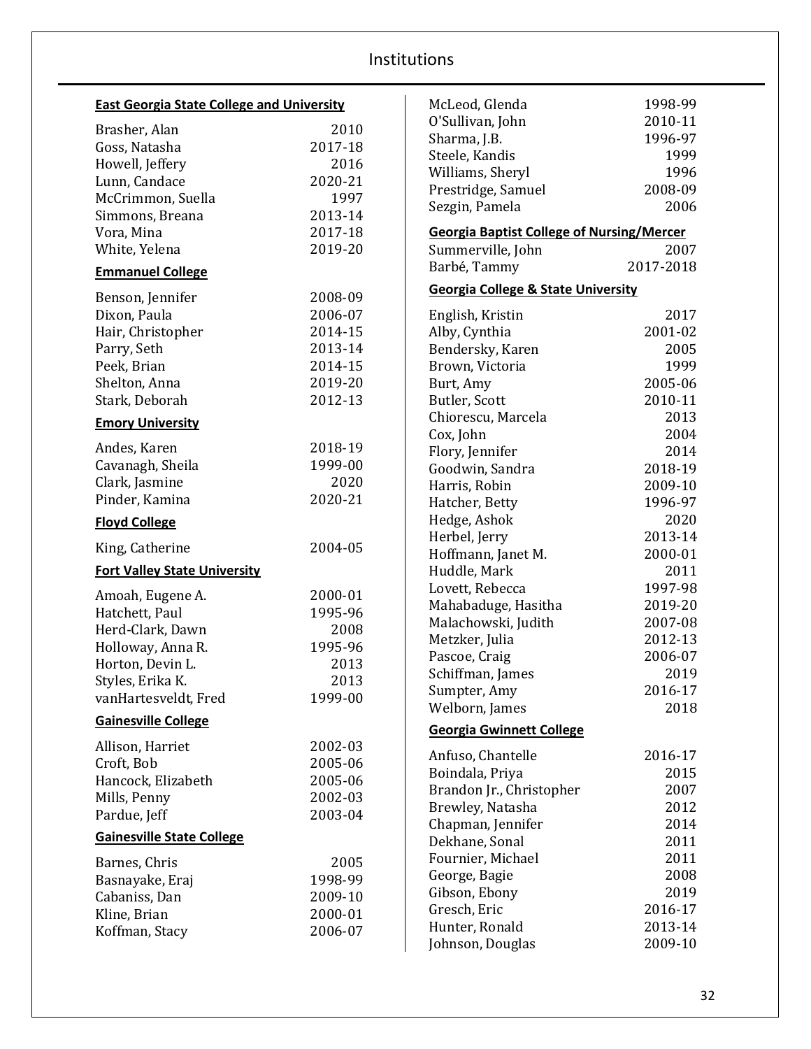# Institutions

**East Georgia State College and University**

| Name | Year |
|---|---|
| Brasher, Alan | 2010 |
| Goss, Natasha | 2017-18 |
| Howell, Jeffery | 2016 |
| Lunn, Candace | 2020-21 |
| McCrimmon, Suella | 1997 |
| Simmons, Breana | 2013-14 |
| Vora, Mina | 2017-18 |
| White, Yelena | 2019-20 |

**Emmanuel College**

| Name | Year |
|---|---|
| Benson, Jennifer | 2008-09 |
| Dixon, Paula | 2006-07 |
| Hair, Christopher | 2014-15 |
| Parry, Seth | 2013-14 |
| Peek, Brian | 2014-15 |
| Shelton, Anna | 2019-20 |
| Stark, Deborah | 2012-13 |

**Emory University**

| Name | Year |
|---|---|
| Andes, Karen | 2018-19 |
| Cavanagh, Sheila | 1999-00 |
| Clark, Jasmine | 2020 |
| Pinder, Kamina | 2020-21 |

**Floyd College**

| Name | Year |
|---|---|
| King, Catherine | 2004-05 |

**Fort Valley State University**

| Name | Year |
|---|---|
| Amoah, Eugene A. | 2000-01 |
| Hatchett, Paul | 1995-96 |
| Herd-Clark, Dawn | 2008 |
| Holloway, Anna R. | 1995-96 |
| Horton, Devin L. | 2013 |
| Styles, Erika K. | 2013 |
| vanHartesveldt, Fred | 1999-00 |

**Gainesville College**

| Name | Year |
|---|---|
| Allison, Harriet | 2002-03 |
| Croft, Bob | 2005-06 |
| Hancock, Elizabeth | 2005-06 |
| Mills, Penny | 2002-03 |
| Pardue, Jeff | 2003-04 |

**Gainesville State College**

| Name | Year |
|---|---|
| Barnes, Chris | 2005 |
| Basnayake, Eraj | 1998-99 |
| Cabaniss, Dan | 2009-10 |
| Kline, Brian | 2000-01 |
| Koffman, Stacy | 2006-07 |
| McLeod, Glenda | 1998-99 |
| O'Sullivan, John | 2010-11 |
| Sharma, J.B. | 1996-97 |
| Steele, Kandis | 1999 |
| Williams, Sheryl | 1996 |
| Prestridge, Samuel | 2008-09 |
| Sezgin, Pamela | 2006 |

**Georgia Baptist College of Nursing/Mercer**

| Name | Year |
|---|---|
| Summerville, John | 2007 |
| Barbé, Tammy | 2017-2018 |

**Georgia College & State University**

| Name | Year |
|---|---|
| English, Kristin | 2017 |
| Alby, Cynthia | 2001-02 |
| Bendersky, Karen | 2005 |
| Brown, Victoria | 1999 |
| Burt, Amy | 2005-06 |
| Butler, Scott | 2010-11 |
| Chiorescu, Marcela | 2013 |
| Cox, John | 2004 |
| Flory, Jennifer | 2014 |
| Goodwin, Sandra | 2018-19 |
| Harris, Robin | 2009-10 |
| Hatcher, Betty | 1996-97 |
| Hedge, Ashok | 2020 |
| Herbel, Jerry | 2013-14 |
| Hoffmann, Janet M. | 2000-01 |
| Huddle, Mark | 2011 |
| Lovett, Rebecca | 1997-98 |
| Mahabaduge, Hasitha | 2019-20 |
| Malachowski, Judith | 2007-08 |
| Metzker, Julia | 2012-13 |
| Pascoe, Craig | 2006-07 |
| Schiffman, James | 2019 |
| Sumpter, Amy | 2016-17 |
| Welborn, James | 2018 |

**Georgia Gwinnett College**

| Name | Year |
|---|---|
| Anfuso, Chantelle | 2016-17 |
| Boindala, Priya | 2015 |
| Brandon Jr., Christopher | 2007 |
| Brewley, Natasha | 2012 |
| Chapman, Jennifer | 2014 |
| Dekhane, Sonal | 2011 |
| Fournier, Michael | 2011 |
| George, Bagie | 2008 |
| Gibson, Ebony | 2019 |
| Gresch, Eric | 2016-17 |
| Hunter, Ronald | 2013-14 |
| Johnson, Douglas | 2009-10 |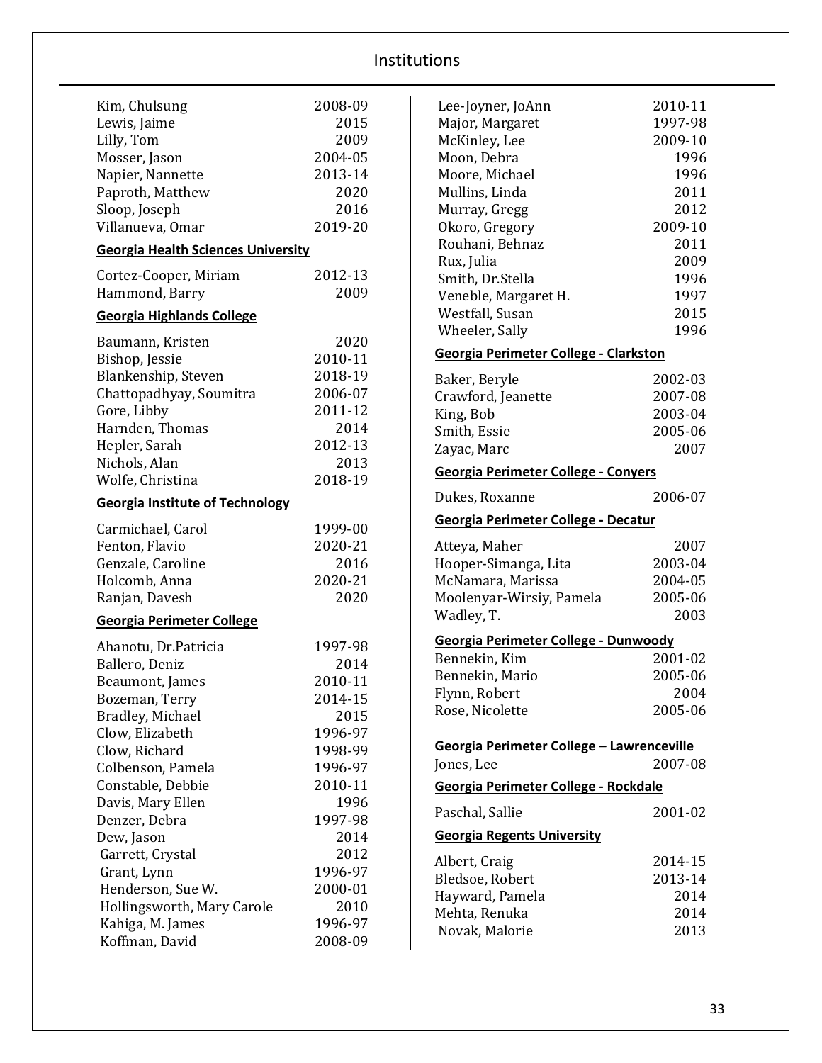# Institutions

| Name | Year |
|---|---|
| Kim, Chulsung | 2008-09 |
| Lewis, Jaime | 2015 |
| Lilly, Tom | 2009 |
| Mosser, Jason | 2004-05 |
| Napier, Nannette | 2013-14 |
| Paproth, Matthew | 2020 |
| Sloop, Joseph | 2016 |
| Villanueva, Omar | 2019-20 |

**Georgia Health Sciences University**

| Name | Year |
|---|---|
| Cortez-Cooper, Miriam | 2012-13 |
| Hammond, Barry | 2009 |

**Georgia Highlands College**

| Name | Year |
|---|---|
| Baumann, Kristen | 2020 |
| Bishop, Jessie | 2010-11 |
| Blankenship, Steven | 2018-19 |
| Chattopadhyay, Soumitra | 2006-07 |
| Gore, Libby | 2011-12 |
| Harnden, Thomas | 2014 |
| Hepler, Sarah | 2012-13 |
| Nichols, Alan | 2013 |
| Wolfe, Christina | 2018-19 |

**Georgia Institute of Technology**

| Name | Year |
|---|---|
| Carmichael, Carol | 1999-00 |
| Fenton, Flavio | 2020-21 |
| Genzale, Caroline | 2016 |
| Holcomb, Anna | 2020-21 |
| Ranjan, Davesh | 2020 |

**Georgia Perimeter College**

| Name | Year |
|---|---|
| Ahanotu, Dr.Patricia | 1997-98 |
| Ballero, Deniz | 2014 |
| Beaumont, James | 2010-11 |
| Bozeman, Terry | 2014-15 |
| Bradley, Michael | 2015 |
| Clow, Elizabeth | 1996-97 |
| Clow, Richard | 1998-99 |
| Colbenson, Pamela | 1996-97 |
| Constable, Debbie | 2010-11 |
| Davis, Mary Ellen | 1996 |
| Denzer, Debra | 1997-98 |
| Dew, Jason | 2014 |
| Garrett, Crystal | 2012 |
| Grant, Lynn | 1996-97 |
| Henderson, Sue W. | 2000-01 |
| Hollingsworth, Mary Carole | 2010 |
| Kahiga, M. James | 1996-97 |
| Koffman, David | 2008-09 |
| Lee-Joyner, JoAnn | 2010-11 |
| Major, Margaret | 1997-98 |
| McKinley, Lee | 2009-10 |
| Moon, Debra | 1996 |
| Moore, Michael | 1996 |
| Mullins, Linda | 2011 |
| Murray, Gregg | 2012 |
| Okoro, Gregory | 2009-10 |
| Rouhani, Behnaz | 2011 |
| Rux, Julia | 2009 |
| Smith, Dr.Stella | 1996 |
| Veneble, Margaret H. | 1997 |
| Westfall, Susan | 2015 |
| Wheeler, Sally | 1996 |

**Georgia Perimeter College - Clarkston**

| Name | Year |
|---|---|
| Baker, Beryle | 2002-03 |
| Crawford, Jeanette | 2007-08 |
| King, Bob | 2003-04 |
| Smith, Essie | 2005-06 |
| Zayac, Marc | 2007 |

**Georgia Perimeter College - Conyers**

| Name | Year |
|---|---|
| Dukes, Roxanne | 2006-07 |

**Georgia Perimeter College - Decatur**

| Name | Year |
|---|---|
| Atteya, Maher | 2007 |
| Hooper-Simanga, Lita | 2003-04 |
| McNamara, Marissa | 2004-05 |
| Moolenyar-Wirsiy, Pamela | 2005-06 |
| Wadley, T. | 2003 |

**Georgia Perimeter College - Dunwoody**

| Name | Year |
|---|---|
| Bennekin, Kim | 2001-02 |
| Bennekin, Mario | 2005-06 |
| Flynn, Robert | 2004 |
| Rose, Nicolette | 2005-06 |

**Georgia Perimeter College – Lawrenceville**

| Name | Year |
|---|---|
| Jones, Lee | 2007-08 |

**Georgia Perimeter College - Rockdale**

| Name | Year |
|---|---|
| Paschal, Sallie | 2001-02 |

**Georgia Regents University**

| Name | Year |
|---|---|
| Albert, Craig | 2014-15 |
| Bledsoe, Robert | 2013-14 |
| Hayward, Pamela | 2014 |
| Mehta, Renuka | 2014 |
| Novak, Malorie | 2013 |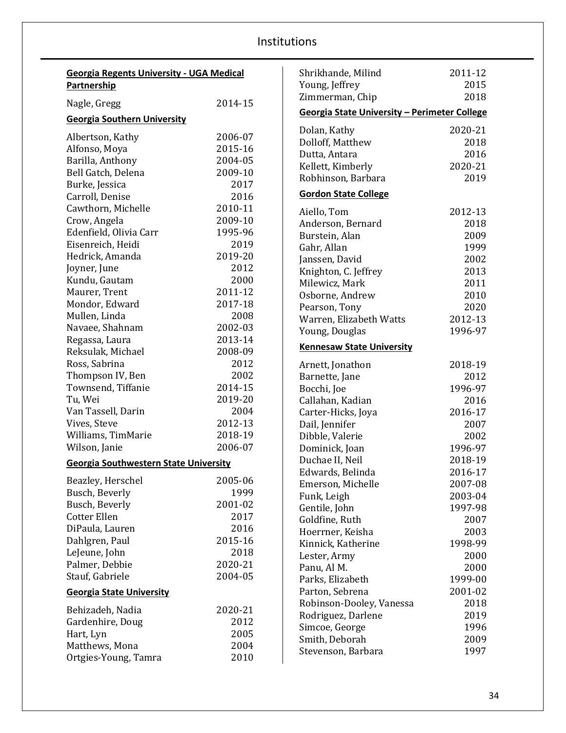# Institutions

**Georgia Regents University - UGA Medical Partnership**

| | |
|---|---|
| Nagle, Gregg | 2014-15 |

**Georgia Southern University**

| | |
|---|---|
| Albertson, Kathy | 2006-07 |
| Alfonso, Moya | 2015-16 |
| Barilla, Anthony | 2004-05 |
| Bell Gatch, Delena | 2009-10 |
| Burke, Jessica | 2017 |
| Carroll, Denise | 2016 |
| Cawthorn, Michelle | 2010-11 |
| Crow, Angela | 2009-10 |
| Edenfield, Olivia Carr | 1995-96 |
| Eisenreich, Heidi | 2019 |
| Hedrick, Amanda | 2019-20 |
| Joyner, June | 2012 |
| Kundu, Gautam | 2000 |
| Maurer, Trent | 2011-12 |
| Mondor, Edward | 2017-18 |
| Mullen, Linda | 2008 |
| Navaee, Shahnam | 2002-03 |
| Regassa, Laura | 2013-14 |
| Reksulak, Michael | 2008-09 |
| Ross, Sabrina | 2012 |
| Thompson IV, Ben | 2002 |
| Townsend, Tiffanie | 2014-15 |
| Tu, Wei | 2019-20 |
| Van Tassell, Darin | 2004 |
| Vives, Steve | 2012-13 |
| Williams, TimMarie | 2018-19 |
| Wilson, Janie | 2006-07 |

**Georgia Southwestern State University**

| | |
|---|---|
| Beazley, Herschel | 2005-06 |
| Busch, Beverly | 1999 |
| Busch, Beverly | 2001-02 |
| Cotter Ellen | 2017 |
| DiPaula, Lauren | 2016 |
| Dahlgren, Paul | 2015-16 |
| LeJeune, John | 2018 |
| Palmer, Debbie | 2020-21 |
| Stauf, Gabriele | 2004-05 |

**Georgia State University**

| | |
|---|---|
| Behizadeh, Nadia | 2020-21 |
| Gardenhire, Doug | 2012 |
| Hart, Lyn | 2005 |
| Matthews, Mona | 2004 |
| Ortgies-Young, Tamra | 2010 |
| Shrikhande, Milind | 2011-12 |
| Young, Jeffrey | 2015 |
| Zimmerman, Chip | 2018 |

**Georgia State University – Perimeter College**

| | |
|---|---|
| Dolan, Kathy | 2020-21 |
| Dolloff, Matthew | 2018 |
| Dutta, Antara | 2016 |
| Kellett, Kimberly | 2020-21 |
| Robhinson, Barbara | 2019 |

**Gordon State College**

| | |
|---|---|
| Aiello, Tom | 2012-13 |
| Anderson, Bernard | 2018 |
| Burstein, Alan | 2009 |
| Gahr, Allan | 1999 |
| Janssen, David | 2002 |
| Knighton, C. Jeffrey | 2013 |
| Milewicz, Mark | 2011 |
| Osborne, Andrew | 2010 |
| Pearson, Tony | 2020 |
| Warren, Elizabeth Watts | 2012-13 |
| Young, Douglas | 1996-97 |

**Kennesaw State University**

| | |
|---|---|
| Arnett, Jonathon | 2018-19 |
| Barnette, Jane | 2012 |
| Bocchi, Joe | 1996-97 |
| Callahan, Kadian | 2016 |
| Carter-Hicks, Joya | 2016-17 |
| Dail, Jennifer | 2007 |
| Dibble, Valerie | 2002 |
| Dominick, Joan | 1996-97 |
| Duchae II, Neil | 2018-19 |
| Edwards, Belinda | 2016-17 |
| Emerson, Michelle | 2007-08 |
| Funk, Leigh | 2003-04 |
| Gentile, John | 1997-98 |
| Goldfine, Ruth | 2007 |
| Hoerrner, Keisha | 2003 |
| Kinnick, Katherine | 1998-99 |
| Lester, Army | 2000 |
| Panu, Al M. | 2000 |
| Parks, Elizabeth | 1999-00 |
| Parton, Sebrena | 2001-02 |
| Robinson-Dooley, Vanessa | 2018 |
| Rodriguez, Darlene | 2019 |
| Simcoe, George | 1996 |
| Smith, Deborah | 2009 |
| Stevenson, Barbara | 1997 |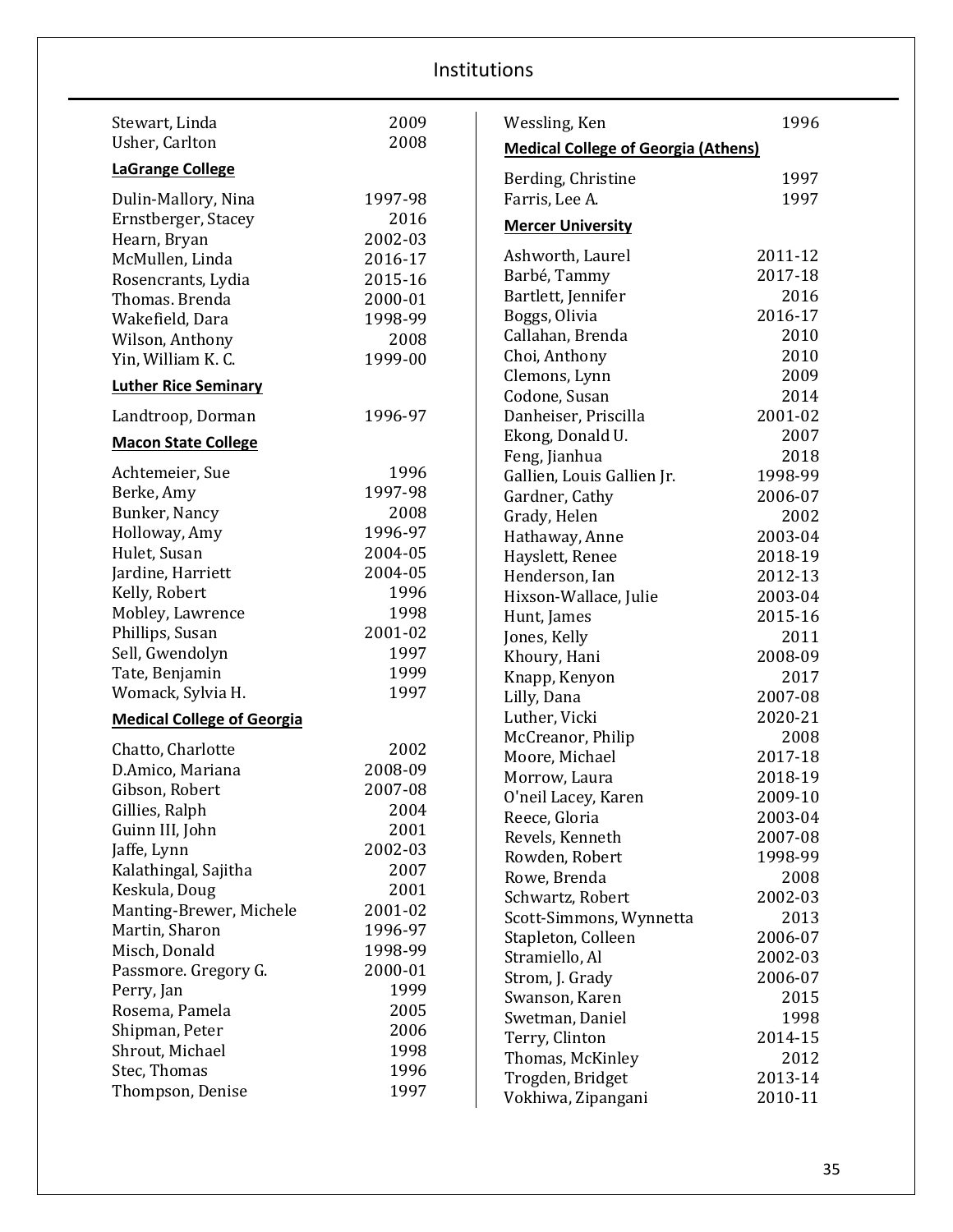| | |
|---|---|
| Stewart, Linda | 2009 |
| Usher, Carlton | 2008 |

**LaGrange College**

| | |
|---|---|
| Dulin-Mallory, Nina | 1997-98 |
| Ernstberger, Stacey | 2016 |
| Hearn, Bryan | 2002-03 |
| McMullen, Linda | 2016-17 |
| Rosencrants, Lydia | 2015-16 |
| Thomas. Brenda | 2000-01 |
| Wakefield, Dara | 1998-99 |
| Wilson, Anthony | 2008 |
| Yin, William K. C. | 1999-00 |

**Luther Rice Seminary**

| | |
|---|---|
| Landtroop, Dorman | 1996-97 |

**Macon State College**

| | |
|---|---|
| Achtemeier, Sue | 1996 |
| Berke, Amy | 1997-98 |
| Bunker, Nancy | 2008 |
| Holloway, Amy | 1996-97 |
| Hulet, Susan | 2004-05 |
| Jardine, Harriett | 2004-05 |
| Kelly, Robert | 1996 |
| Mobley, Lawrence | 1998 |
| Phillips, Susan | 2001-02 |
| Sell, Gwendolyn | 1997 |
| Tate, Benjamin | 1999 |
| Womack, Sylvia H. | 1997 |

**Medical College of Georgia**

| | |
|---|---|
| Chatto, Charlotte | 2002 |
| D.Amico, Mariana | 2008-09 |
| Gibson, Robert | 2007-08 |
| Gillies, Ralph | 2004 |
| Guinn III, John | 2001 |
| Jaffe, Lynn | 2002-03 |
| Kalathingal, Sajitha | 2007 |
| Keskula, Doug | 2001 |
| Manting-Brewer, Michele | 2001-02 |
| Martin, Sharon | 1996-97 |
| Misch, Donald | 1998-99 |
| Passmore. Gregory G. | 2000-01 |
| Perry, Jan | 1999 |
| Rosema, Pamela | 2005 |
| Shipman, Peter | 2006 |
| Shrout, Michael | 1998 |
| Stec, Thomas | 1996 |
| Thompson, Denise | 1997 |
| Wessling, Ken | 1996 |

**Medical College of Georgia (Athens)**

| | |
|---|---|
| Berding, Christine | 1997 |
| Farris, Lee A. | 1997 |

**Mercer University**

| | |
|---|---|
| Ashworth, Laurel | 2011-12 |
| Barbé, Tammy | 2017-18 |
| Bartlett, Jennifer | 2016 |
| Boggs, Olivia | 2016-17 |
| Callahan, Brenda | 2010 |
| Choi, Anthony | 2010 |
| Clemons, Lynn | 2009 |
| Codone, Susan | 2014 |
| Danheiser, Priscilla | 2001-02 |
| Ekong, Donald U. | 2007 |
| Feng, Jianhua | 2018 |
| Gallien, Louis Gallien Jr. | 1998-99 |
| Gardner, Cathy | 2006-07 |
| Grady, Helen | 2002 |
| Hathaway, Anne | 2003-04 |
| Hayslett, Renee | 2018-19 |
| Henderson, Ian | 2012-13 |
| Hixson-Wallace, Julie | 2003-04 |
| Hunt, James | 2015-16 |
| Jones, Kelly | 2011 |
| Khoury, Hani | 2008-09 |
| Knapp, Kenyon | 2017 |
| Lilly, Dana | 2007-08 |
| Luther, Vicki | 2020-21 |
| McCreanor, Philip | 2008 |
| Moore, Michael | 2017-18 |
| Morrow, Laura | 2018-19 |
| O'neil Lacey, Karen | 2009-10 |
| Reece, Gloria | 2003-04 |
| Revels, Kenneth | 2007-08 |
| Rowden, Robert | 1998-99 |
| Rowe, Brenda | 2008 |
| Schwartz, Robert | 2002-03 |
| Scott-Simmons, Wynnetta | 2013 |
| Stapleton, Colleen | 2006-07 |
| Stramiello, Al | 2002-03 |
| Strom, J. Grady | 2006-07 |
| Swanson, Karen | 2015 |
| Swetman, Daniel | 1998 |
| Terry, Clinton | 2014-15 |
| Thomas, McKinley | 2012 |
| Trogden, Bridget | 2013-14 |
| Vokhiwa, Zipangani | 2010-11 |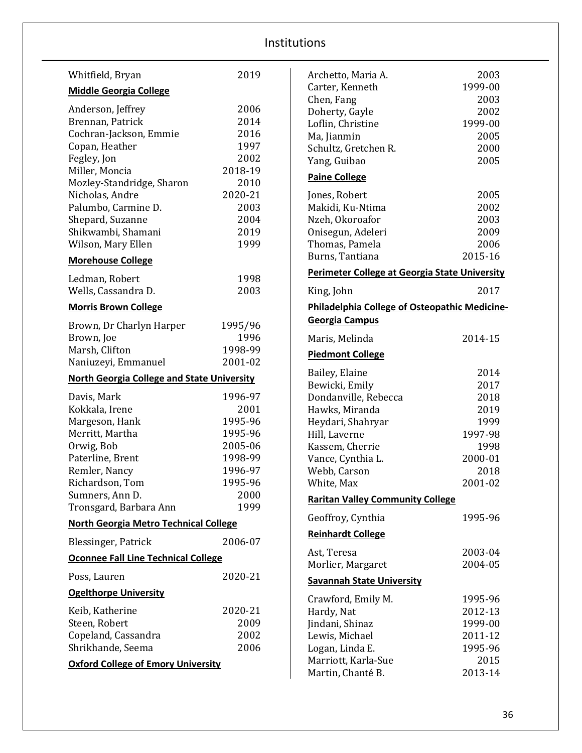Whitfield, Bryan 2019

**Middle Georgia College**

Anderson, Jeffrey 2006
Brennan, Patrick 2014
Cochran-Jackson, Emmie 2016
Copan, Heather 1997
Fegley, Jon 2002
Miller, Moncia 2018-19
Mozley-Standridge, Sharon 2010
Nicholas, Andre 2020-21
Palumbo, Carmine D. 2003
Shepard, Suzanne 2004
Shikwambi, Shamani 2019
Wilson, Mary Ellen 1999

**Morehouse College**

Ledman, Robert 1998
Wells, Cassandra D. 2003

**Morris Brown College**

Brown, Dr Charlyn Harper 1995/96
Brown, Joe 1996
Marsh, Clifton 1998-99
Naniuzeyi, Emmanuel 2001-02

**North Georgia College and State University**

Davis, Mark 1996-97
Kokkala, Irene 2001
Margeson, Hank 1995-96
Merritt, Martha 1995-96
Orwig, Bob 2005-06
Paterline, Brent 1998-99
Remler, Nancy 1996-97
Richardson, Tom 1995-96
Sumners, Ann D. 2000
Tronsgard, Barbara Ann 1999

**North Georgia Metro Technical College**

Blessinger, Patrick 2006-07

**Oconnee Fall Line Technical College**

Poss, Lauren 2020-21

**Ogelthorpe University**

Keib, Katherine 2020-21
Steen, Robert 2009
Copeland, Cassandra 2002
Shrikhande, Seema 2006

**Oxford College of Emory University**

Archetto, Maria A. 2003
Carter, Kenneth 1999-00
Chen, Fang 2003
Doherty, Gayle 2002
Loflin, Christine 1999-00
Ma, Jianmin 2005
Schultz, Gretchen R. 2000
Yang, Guibao 2005

**Paine College**

Jones, Robert 2005
Makidi, Ku-Ntima 2002
Nzeh, Okoroafor 2003
Onisegun, Adeleri 2009
Thomas, Pamela 2006
Burns, Tantiana 2015-16

**Perimeter College at Georgia State University**

King, John 2017

**Philadelphia College of Osteopathic Medicine-Georgia Campus**

Maris, Melinda 2014-15

**Piedmont College**

Bailey, Elaine 2014
Bewicki, Emily 2017
Dondanville, Rebecca 2018
Hawks, Miranda 2019
Heydari, Shahryar 1999
Hill, Laverne 1997-98
Kassem, Cherrie 1998
Vance, Cynthia L. 2000-01
Webb, Carson 2018
White, Max 2001-02

**Raritan Valley Community College**

Geoffroy, Cynthia 1995-96

**Reinhardt College**

Ast, Teresa 2003-04
Morlier, Margaret 2004-05

**Savannah State University**

Crawford, Emily M. 1995-96
Hardy, Nat 2012-13
Jindani, Shinaz 1999-00
Lewis, Michael 2011-12
Logan, Linda E. 1995-96
Marriott, Karla-Sue 2015
Martin, Chanté B. 2013-14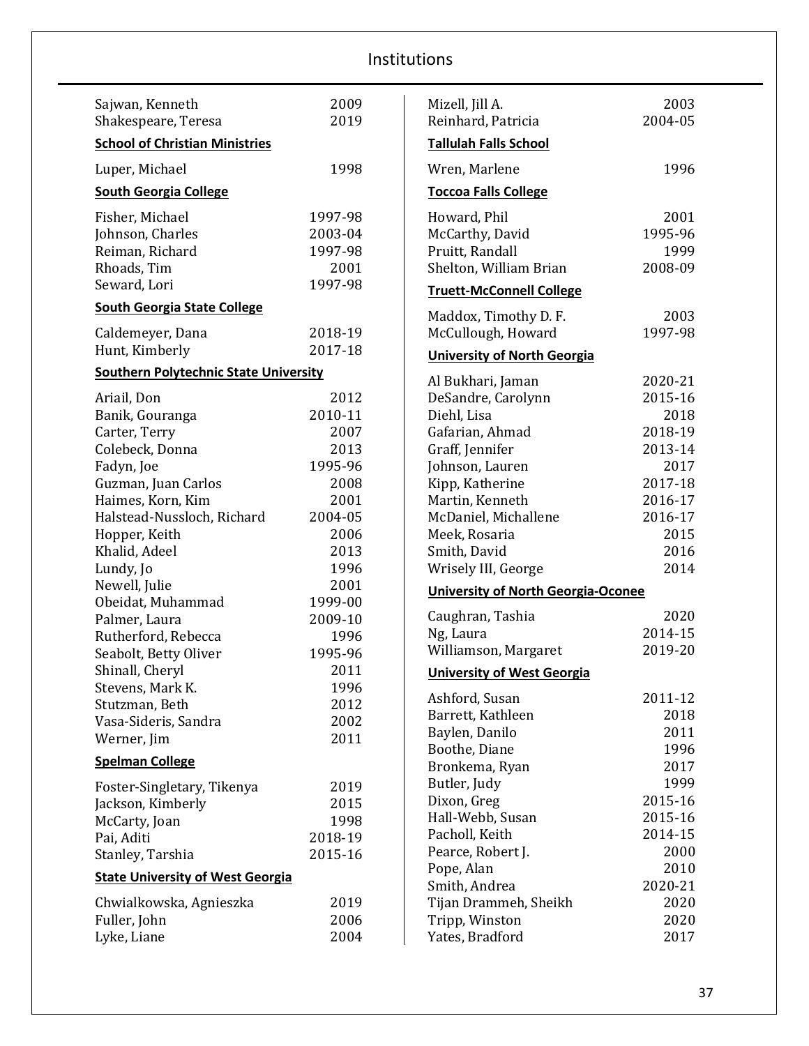# Institutions

| | |
|---|---|
| Sajwan, Kenneth | 2009 |
| Shakespeare, Teresa | 2019 |

**School of Christian Ministries**

| | |
|---|---|
| Luper, Michael | 1998 |

**South Georgia College**

| | |
|---|---|
| Fisher, Michael | 1997-98 |
| Johnson, Charles | 2003-04 |
| Reiman, Richard | 1997-98 |
| Rhoads, Tim | 2001 |
| Seward, Lori | 1997-98 |

**South Georgia State College**

| | |
|---|---|
| Caldemeyer, Dana | 2018-19 |
| Hunt, Kimberly | 2017-18 |

**Southern Polytechnic State University**

| | |
|---|---|
| Ariail, Don | 2012 |
| Banik, Gouranga | 2010-11 |
| Carter, Terry | 2007 |
| Colebeck, Donna | 2013 |
| Fadyn, Joe | 1995-96 |
| Guzman, Juan Carlos | 2008 |
| Haimes, Korn, Kim | 2001 |
| Halstead-Nussloch, Richard | 2004-05 |
| Hopper, Keith | 2006 |
| Khalid, Adeel | 2013 |
| Lundy, Jo | 1996 |
| Newell, Julie | 2001 |
| Obeidat, Muhammad | 1999-00 |
| Palmer, Laura | 2009-10 |
| Rutherford, Rebecca | 1996 |
| Seabolt, Betty Oliver | 1995-96 |
| Shinall, Cheryl | 2011 |
| Stevens, Mark K. | 1996 |
| Stutzman, Beth | 2012 |
| Vasa-Sideris, Sandra | 2002 |
| Werner, Jim | 2011 |

**Spelman College**

| | |
|---|---|
| Foster-Singletary, Tikenya | 2019 |
| Jackson, Kimberly | 2015 |
| McCarty, Joan | 1998 |
| Pai, Aditi | 2018-19 |
| Stanley, Tarshia | 2015-16 |

**State University of West Georgia**

| | |
|---|---|
| Chwialkowska, Agnieszka | 2019 |
| Fuller, John | 2006 |
| Lyke, Liane | 2004 |
| Mizell, Jill A. | 2003 |
| Reinhard, Patricia | 2004-05 |

**Tallulah Falls School**

| | |
|---|---|
| Wren, Marlene | 1996 |

**Toccoa Falls College**

| | |
|---|---|
| Howard, Phil | 2001 |
| McCarthy, David | 1995-96 |
| Pruitt, Randall | 1999 |
| Shelton, William Brian | 2008-09 |

**Truett-McConnell College**

| | |
|---|---|
| Maddox, Timothy D. F. | 2003 |
| McCullough, Howard | 1997-98 |

**University of North Georgia**

| | |
|---|---|
| Al Bukhari, Jaman | 2020-21 |
| DeSandre, Carolynn | 2015-16 |
| Diehl, Lisa | 2018 |
| Gafarian, Ahmad | 2018-19 |
| Graff, Jennifer | 2013-14 |
| Johnson, Lauren | 2017 |
| Kipp, Katherine | 2017-18 |
| Martin, Kenneth | 2016-17 |
| McDaniel, Michallene | 2016-17 |
| Meek, Rosaria | 2015 |
| Smith, David | 2016 |
| Wrisely III, George | 2014 |

**University of North Georgia-Oconee**

| | |
|---|---|
| Caughran, Tashia | 2020 |
| Ng, Laura | 2014-15 |
| Williamson, Margaret | 2019-20 |

**University of West Georgia**

| | |
|---|---|
| Ashford, Susan | 2011-12 |
| Barrett, Kathleen | 2018 |
| Baylen, Danilo | 2011 |
| Boothe, Diane | 1996 |
| Bronkema, Ryan | 2017 |
| Butler, Judy | 1999 |
| Dixon, Greg | 2015-16 |
| Hall-Webb, Susan | 2015-16 |
| Pacholl, Keith | 2014-15 |
| Pearce, Robert J. | 2000 |
| Pope, Alan | 2010 |
| Smith, Andrea | 2020-21 |
| Tijan Drammeh, Sheikh | 2020 |
| Tripp, Winston | 2020 |
| Yates, Bradford | 2017 |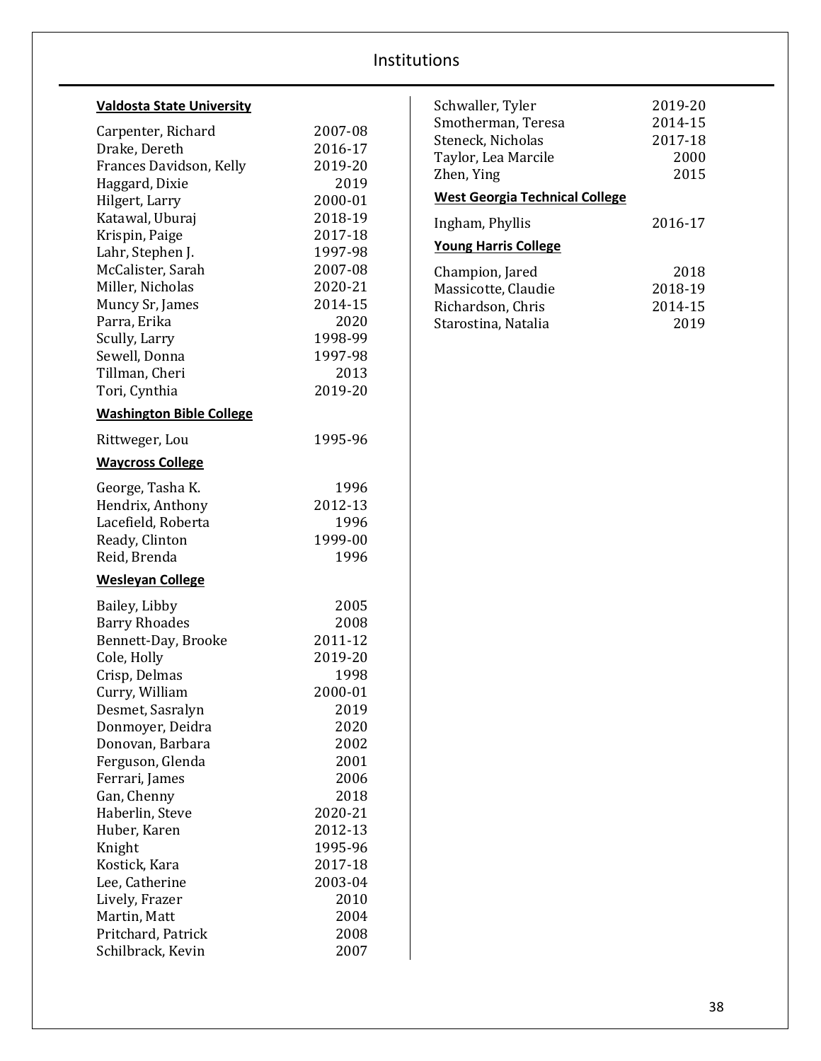# Institutions

**Valdosta State University**

| Name | Year |
|---|---|
| Carpenter, Richard | 2007-08 |
| Drake, Dereth | 2016-17 |
| Frances Davidson, Kelly | 2019-20 |
| Haggard, Dixie | 2019 |
| Hilgert, Larry | 2000-01 |
| Katawal, Uburaj | 2018-19 |
| Krispin, Paige | 2017-18 |
| Lahr, Stephen J. | 1997-98 |
| McCalister, Sarah | 2007-08 |
| Miller, Nicholas | 2020-21 |
| Muncy Sr, James | 2014-15 |
| Parra, Erika | 2020 |
| Scully, Larry | 1998-99 |
| Sewell, Donna | 1997-98 |
| Tillman, Cheri | 2013 |
| Tori, Cynthia | 2019-20 |

**Washington Bible College**

| Name | Year |
|---|---|
| Rittweger, Lou | 1995-96 |

**Waycross College**

| Name | Year |
|---|---|
| George, Tasha K. | 1996 |
| Hendrix, Anthony | 2012-13 |
| Lacefield, Roberta | 1996 |
| Ready, Clinton | 1999-00 |
| Reid, Brenda | 1996 |

**Wesleyan College**

| Name | Year |
|---|---|
| Bailey, Libby | 2005 |
| Barry Rhoades | 2008 |
| Bennett-Day, Brooke | 2011-12 |
| Cole, Holly | 2019-20 |
| Crisp, Delmas | 1998 |
| Curry, William | 2000-01 |
| Desmet, Sasralyn | 2019 |
| Donmoyer, Deidra | 2020 |
| Donovan, Barbara | 2002 |
| Ferguson, Glenda | 2001 |
| Ferrari, James | 2006 |
| Gan, Chenny | 2018 |
| Haberlin, Steve | 2020-21 |
| Huber, Karen | 2012-13 |
| Knight | 1995-96 |
| Kostick, Kara | 2017-18 |
| Lee, Catherine | 2003-04 |
| Lively, Frazer | 2010 |
| Martin, Matt | 2004 |
| Pritchard, Patrick | 2008 |
| Schilbrack, Kevin | 2007 |
| Schwaller, Tyler | 2019-20 |
| Smotherman, Teresa | 2014-15 |
| Steneck, Nicholas | 2017-18 |
| Taylor, Lea Marcile | 2000 |
| Zhen, Ying | 2015 |

**West Georgia Technical College**

| Name | Year |
|---|---|
| Ingham, Phyllis | 2016-17 |

**Young Harris College**

| Name | Year |
|---|---|
| Champion, Jared | 2018 |
| Massicotte, Claudie | 2018-19 |
| Richardson, Chris | 2014-15 |
| Starostina, Natalia | 2019 |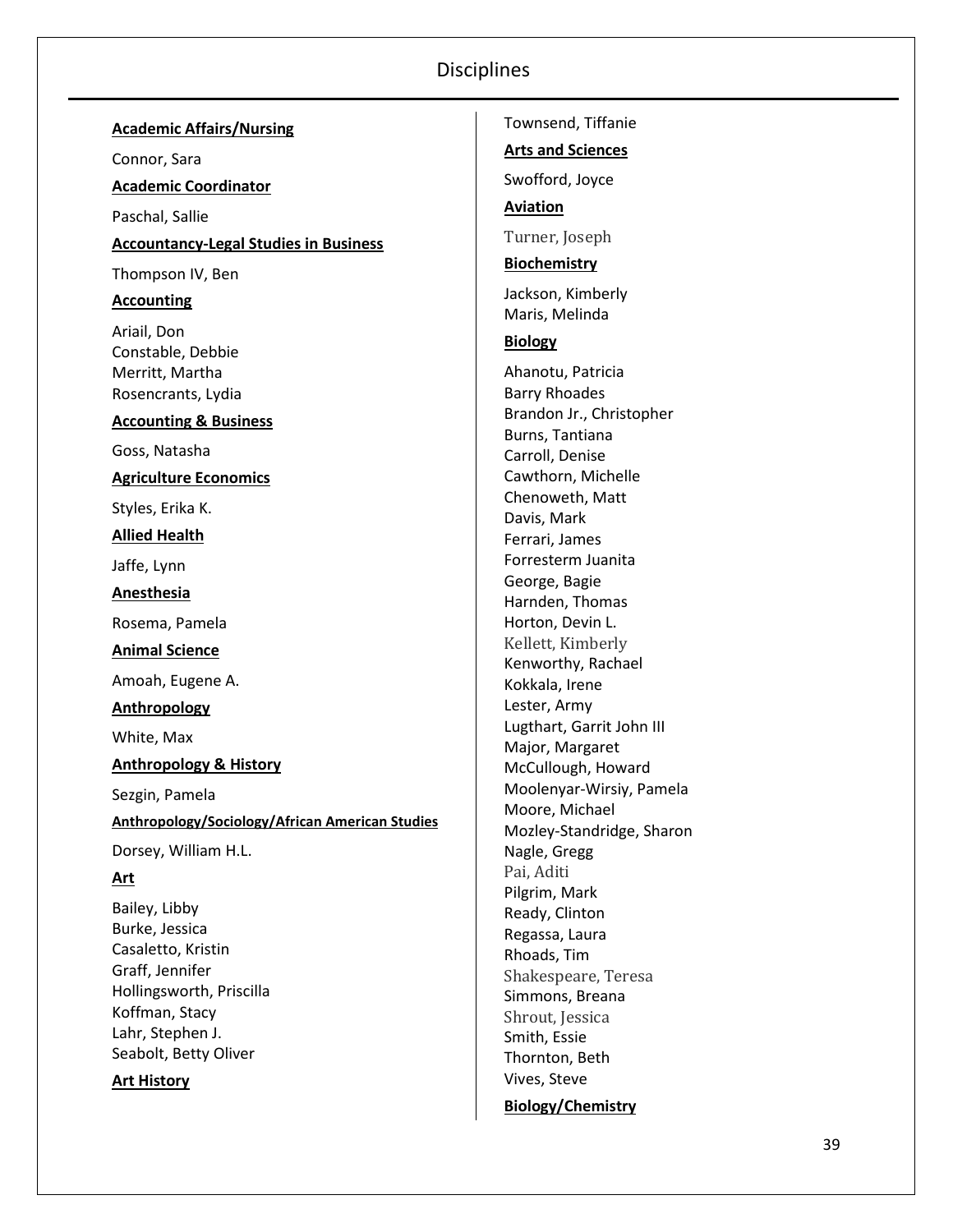# Disciplines

**Academic Affairs/Nursing**

Connor, Sara

**Academic Coordinator**

Paschal, Sallie

**Accountancy-Legal Studies in Business**

Thompson IV, Ben

**Accounting**

Ariail, Don
Constable, Debbie
Merritt, Martha
Rosencrants, Lydia

**Accounting & Business**

Goss, Natasha

**Agriculture Economics**

Styles, Erika K.

**Allied Health**

Jaffe, Lynn

**Anesthesia**

Rosema, Pamela

**Animal Science**

Amoah, Eugene A.

**Anthropology**

White, Max

**Anthropology & History**

Sezgin, Pamela

**Anthropology/Sociology/African American Studies**

Dorsey, William H.L.

**Art**

Bailey, Libby
Burke, Jessica
Casaletto, Kristin
Graff, Jennifer
Hollingsworth, Priscilla
Koffman, Stacy
Lahr, Stephen J.
Seabolt, Betty Oliver

**Art History**

Townsend, Tiffanie

**Arts and Sciences**

Swofford, Joyce

**Aviation**

Turner, Joseph

**Biochemistry**

Jackson, Kimberly
Maris, Melinda

**Biology**

Ahanotu, Patricia
Barry Rhoades
Brandon Jr., Christopher
Burns, Tantiana
Carroll, Denise
Cawthorn, Michelle
Chenoweth, Matt
Davis, Mark
Ferrari, James
Forresterm Juanita
George, Bagie
Harnden, Thomas
Horton, Devin L.
Kellett, Kimberly
Kenworthy, Rachael
Kokkala, Irene
Lester, Army
Lugthart, Garrit John III
Major, Margaret
McCullough, Howard
Moolenyar-Wirsiy, Pamela
Moore, Michael
Mozley-Standridge, Sharon
Nagle, Gregg
Pai, Aditi
Pilgrim, Mark
Ready, Clinton
Regassa, Laura
Rhoads, Tim
Shakespeare, Teresa
Simmons, Breana
Shrout, Jessica
Smith, Essie
Thornton, Beth
Vives, Steve

**Biology/Chemistry**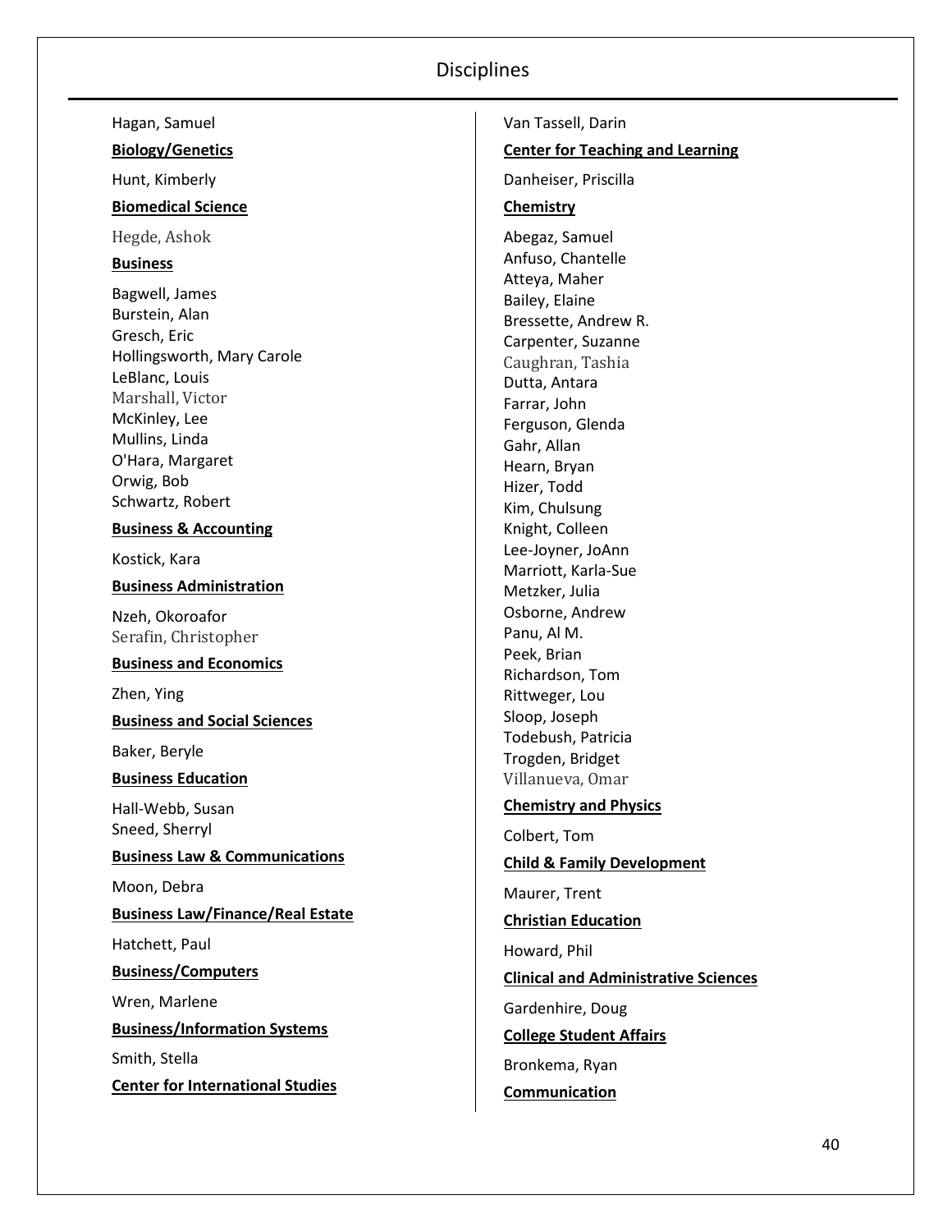# Disciplines

Hagan, Samuel

**Biology/Genetics**

Hunt, Kimberly

**Biomedical Science**

Hegde, Ashok

**Business**

Bagwell, James
Burstein, Alan
Gresch, Eric
Hollingsworth, Mary Carole
LeBlanc, Louis
Marshall, Victor
McKinley, Lee
Mullins, Linda
O'Hara, Margaret
Orwig, Bob
Schwartz, Robert

**Business & Accounting**

Kostick, Kara

**Business Administration**

Nzeh, Okoroafor
Serafin, Christopher

**Business and Economics**

Zhen, Ying

**Business and Social Sciences**

Baker, Beryle

**Business Education**

Hall-Webb, Susan
Sneed, Sherryl

**Business Law & Communications**

Moon, Debra

**Business Law/Finance/Real Estate**

Hatchett, Paul

**Business/Computers**

Wren, Marlene

**Business/Information Systems**

Smith, Stella

**Center for International Studies**

Van Tassell, Darin

**Center for Teaching and Learning**

Danheiser, Priscilla

**Chemistry**

Abegaz, Samuel
Anfuso, Chantelle
Atteya, Maher
Bailey, Elaine
Bressette, Andrew R.
Carpenter, Suzanne
Caughran, Tashia
Dutta, Antara
Farrar, John
Ferguson, Glenda
Gahr, Allan
Hearn, Bryan
Hizer, Todd
Kim, Chulsung
Knight, Colleen
Lee-Joyner, JoAnn
Marriott, Karla-Sue
Metzker, Julia
Osborne, Andrew
Panu, Al M.
Peek, Brian
Richardson, Tom
Rittweger, Lou
Sloop, Joseph
Todebush, Patricia
Trogden, Bridget
Villanueva, Omar

**Chemistry and Physics**

Colbert, Tom

**Child & Family Development**

Maurer, Trent

**Christian Education**

Howard, Phil

**Clinical and Administrative Sciences**

Gardenhire, Doug

**College Student Affairs**

Bronkema, Ryan

**Communication**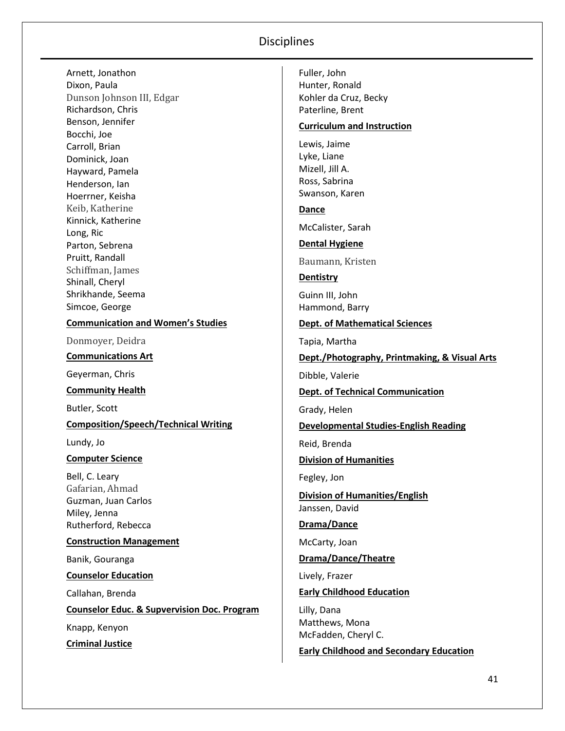# Disciplines

Arnett, Jonathon
Dixon, Paula
Dunson Johnson III, Edgar
Richardson, Chris
Benson, Jennifer
Bocchi, Joe
Carroll, Brian
Dominick, Joan
Hayward, Pamela
Henderson, Ian
Hoerrner, Keisha
Keib, Katherine
Kinnick, Katherine
Long, Ric
Parton, Sebrena
Pruitt, Randall
Schiffman, James
Shinall, Cheryl
Shrikhande, Seema
Simcoe, George

**Communication and Women's Studies**

Donmoyer, Deidra

**Communications Art**

Geyerman, Chris

**Community Health**

Butler, Scott

**Composition/Speech/Technical Writing**

Lundy, Jo

**Computer Science**

Bell, C. Leary
Gafarian, Ahmad
Guzman, Juan Carlos
Miley, Jenna
Rutherford, Rebecca

**Construction Management**

Banik, Gouranga

**Counselor Education**

Callahan, Brenda

**Counselor Educ. & Supvervision Doc. Program**

Knapp, Kenyon

**Criminal Justice**

Fuller, John
Hunter, Ronald
Kohler da Cruz, Becky
Paterline, Brent

**Curriculum and Instruction**

Lewis, Jaime
Lyke, Liane
Mizell, Jill A.
Ross, Sabrina
Swanson, Karen

**Dance**

McCalister, Sarah

**Dental Hygiene**

Baumann, Kristen

**Dentistry**

Guinn III, John
Hammond, Barry

**Dept. of Mathematical Sciences**

Tapia, Martha

**Dept./Photography, Printmaking, & Visual Arts**

Dibble, Valerie

**Dept. of Technical Communication**

Grady, Helen

**Developmental Studies-English Reading**

Reid, Brenda

**Division of Humanities**

Fegley, Jon

**Division of Humanities/English**

Janssen, David

**Drama/Dance**

McCarty, Joan

**Drama/Dance/Theatre**

Lively, Frazer

**Early Childhood Education**

Lilly, Dana
Matthews, Mona
McFadden, Cheryl C.

**Early Childhood and Secondary Education**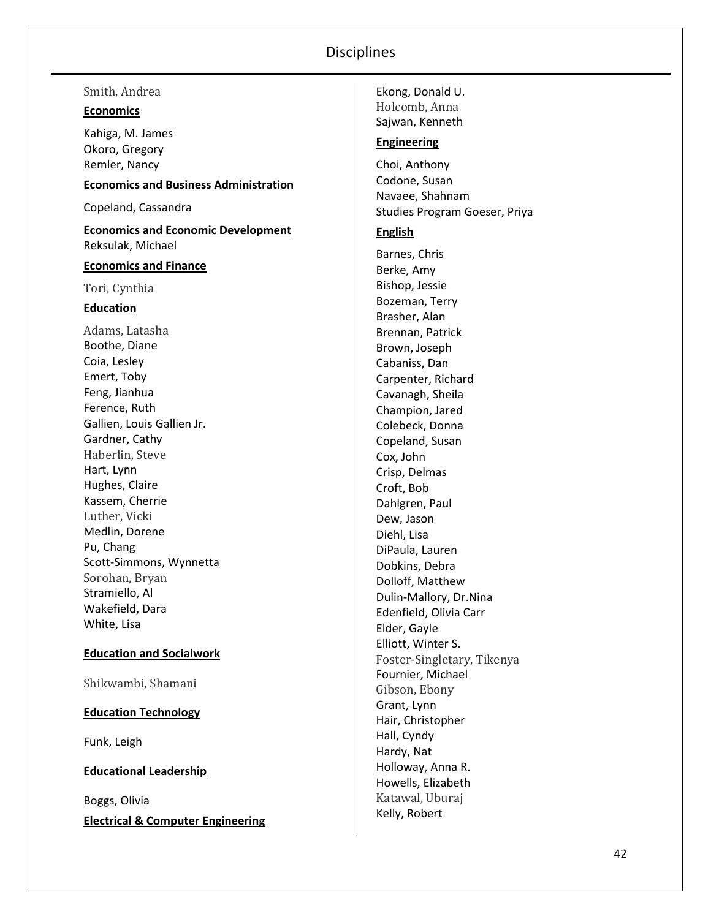Smith, Andrea

**Economics**

Kahiga, M. James
Okoro, Gregory
Remler, Nancy

**Economics and Business Administration**

Copeland, Cassandra

**Economics and Economic Development**

Reksulak, Michael

**Economics and Finance**

Tori, Cynthia

**Education**

Adams, Latasha
Boothe, Diane
Coia, Lesley
Emert, Toby
Feng, Jianhua
Ference, Ruth
Gallien, Louis Gallien Jr.
Gardner, Cathy
Haberlin, Steve
Hart, Lynn
Hughes, Claire
Kassem, Cherrie
Luther, Vicki
Medlin, Dorene
Pu, Chang
Scott-Simmons, Wynnetta
Sorohan, Bryan
Stramiello, Al
Wakefield, Dara
White, Lisa

**Education and Socialwork**

Shikwambi, Shamani

**Education Technology**

Funk, Leigh

**Educational Leadership**

Boggs, Olivia

**Electrical & Computer Engineering**

Ekong, Donald U.
Holcomb, Anna
Sajwan, Kenneth

**Engineering**

Choi, Anthony
Codone, Susan
Navaee, Shahnam
Studies Program Goeser, Priya

**English**

Barnes, Chris
Berke, Amy
Bishop, Jessie
Bozeman, Terry
Brasher, Alan
Brennan, Patrick
Brown, Joseph
Cabaniss, Dan
Carpenter, Richard
Cavanagh, Sheila
Champion, Jared
Colebeck, Donna
Copeland, Susan
Cox, John
Crisp, Delmas
Croft, Bob
Dahlgren, Paul
Dew, Jason
Diehl, Lisa
DiPaula, Lauren
Dobkins, Debra
Dolloff, Matthew
Dulin-Mallory, Dr.Nina
Edenfield, Olivia Carr
Elder, Gayle
Elliott, Winter S.
Foster-Singletary, Tikenya
Fournier, Michael
Gibson, Ebony
Grant, Lynn
Hair, Christopher
Hall, Cyndy
Hardy, Nat
Holloway, Anna R.
Howells, Elizabeth
Katawal, Uburaj
Kelly, Robert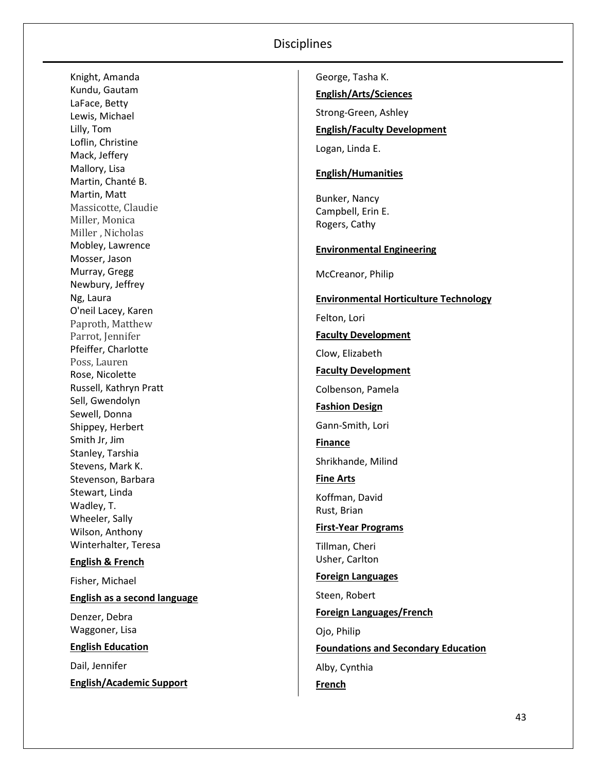# Disciplines

Knight, Amanda
Kundu, Gautam
LaFace, Betty
Lewis, Michael
Lilly, Tom
Loflin, Christine
Mack, Jeffery
Mallory, Lisa
Martin, Chanté B.
Martin, Matt
Massicotte, Claudie
Miller, Monica
Miller , Nicholas
Mobley, Lawrence
Mosser, Jason
Murray, Gregg
Newbury, Jeffrey
Ng, Laura
O'neil Lacey, Karen
Paproth, Matthew
Parrot, Jennifer
Pfeiffer, Charlotte
Poss, Lauren
Rose, Nicolette
Russell, Kathryn Pratt
Sell, Gwendolyn
Sewell, Donna
Shippey, Herbert
Smith Jr, Jim
Stanley, Tarshia
Stevens, Mark K.
Stevenson, Barbara
Stewart, Linda
Wadley, T.
Wheeler, Sally
Wilson, Anthony
Winterhalter, Teresa

**English & French**

Fisher, Michael

**English as a second language**

Denzer, Debra
Waggoner, Lisa

**English Education**

Dail, Jennifer

**English/Academic Support**

George, Tasha K.

**English/Arts/Sciences**

Strong-Green, Ashley

**English/Faculty Development**

Logan, Linda E.

**English/Humanities**

Bunker, Nancy
Campbell, Erin E.
Rogers, Cathy

**Environmental Engineering**

McCreanor, Philip

**Environmental Horticulture Technology**

Felton, Lori

**Faculty Development**

Clow, Elizabeth

**Faculty Development**

Colbenson, Pamela

**Fashion Design**

Gann-Smith, Lori

**Finance**

Shrikhande, Milind

**Fine Arts**

Koffman, David
Rust, Brian

**First-Year Programs**

Tillman, Cheri
Usher, Carlton

**Foreign Languages**

Steen, Robert

**Foreign Languages/French**

Ojo, Philip

**Foundations and Secondary Education**

Alby, Cynthia

**French**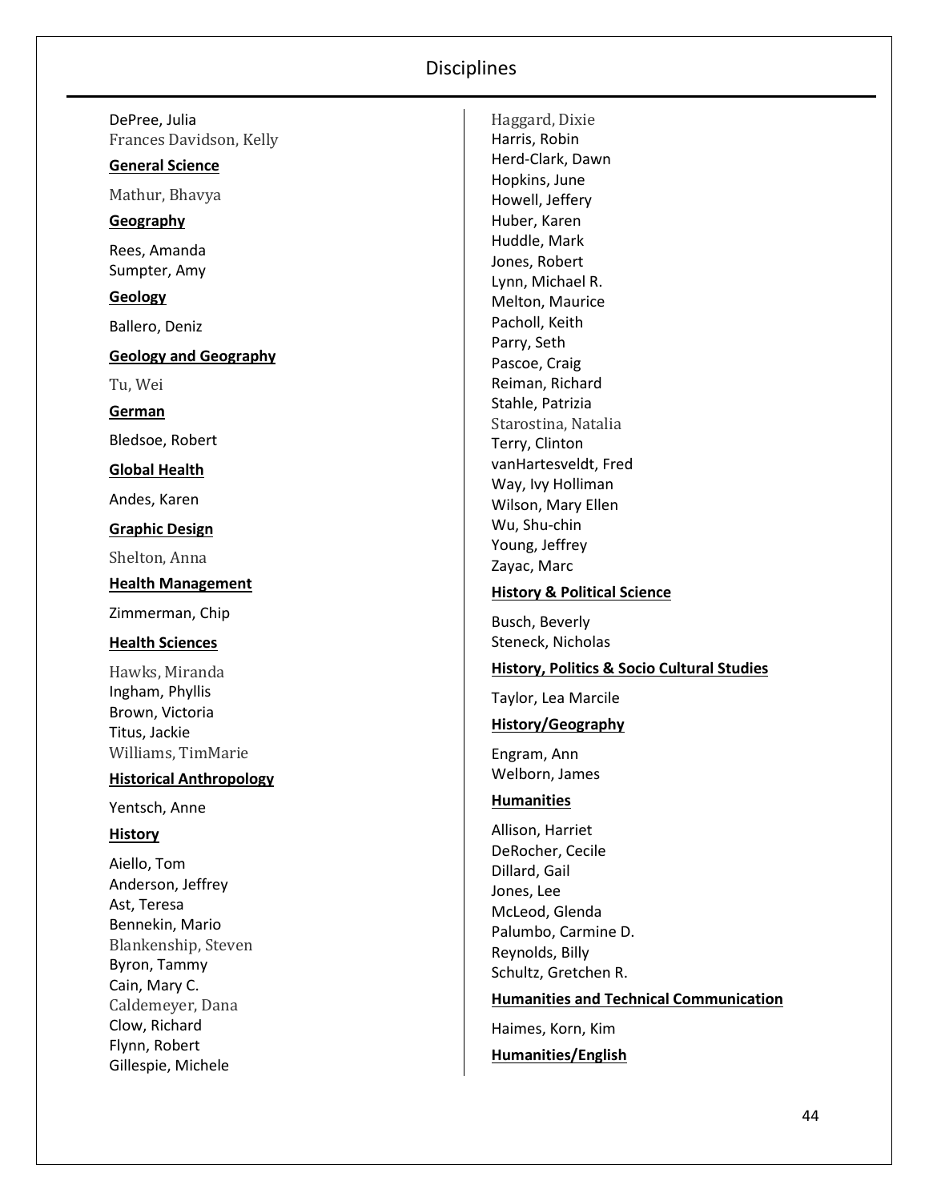DePree, Julia
Frances Davidson, Kelly

**General Science**

Mathur, Bhavya

**Geography**

Rees, Amanda
Sumpter, Amy

**Geology**

Ballero, Deniz

**Geology and Geography**

Tu, Wei

**German**

Bledsoe, Robert

**Global Health**

Andes, Karen

**Graphic Design**

Shelton, Anna

**Health Management**

Zimmerman, Chip

**Health Sciences**

Hawks, Miranda
Ingham, Phyllis
Brown, Victoria
Titus, Jackie
Williams, TimMarie

**Historical Anthropology**

Yentsch, Anne

**History**

Aiello, Tom
Anderson, Jeffrey
Ast, Teresa
Bennekin, Mario
Blankenship, Steven
Byron, Tammy
Cain, Mary C.
Caldemeyer, Dana
Clow, Richard
Flynn, Robert
Gillespie, Michele
Haggard, Dixie
Harris, Robin
Herd-Clark, Dawn
Hopkins, June
Howell, Jeffery
Huber, Karen
Huddle, Mark
Jones, Robert
Lynn, Michael R.
Melton, Maurice
Pacholl, Keith
Parry, Seth
Pascoe, Craig
Reiman, Richard
Stahle, Patrizia
Starostina, Natalia
Terry, Clinton
vanHartesveldt, Fred
Way, Ivy Holliman
Wilson, Mary Ellen
Wu, Shu-chin
Young, Jeffrey
Zayac, Marc

**History & Political Science**

Busch, Beverly
Steneck, Nicholas

**History, Politics & Socio Cultural Studies**

Taylor, Lea Marcile

**History/Geography**

Engram, Ann
Welborn, James

**Humanities**

Allison, Harriet
DeRocher, Cecile
Dillard, Gail
Jones, Lee
McLeod, Glenda
Palumbo, Carmine D.
Reynolds, Billy
Schultz, Gretchen R.

**Humanities and Technical Communication**

Haimes, Korn, Kim

**Humanities/English**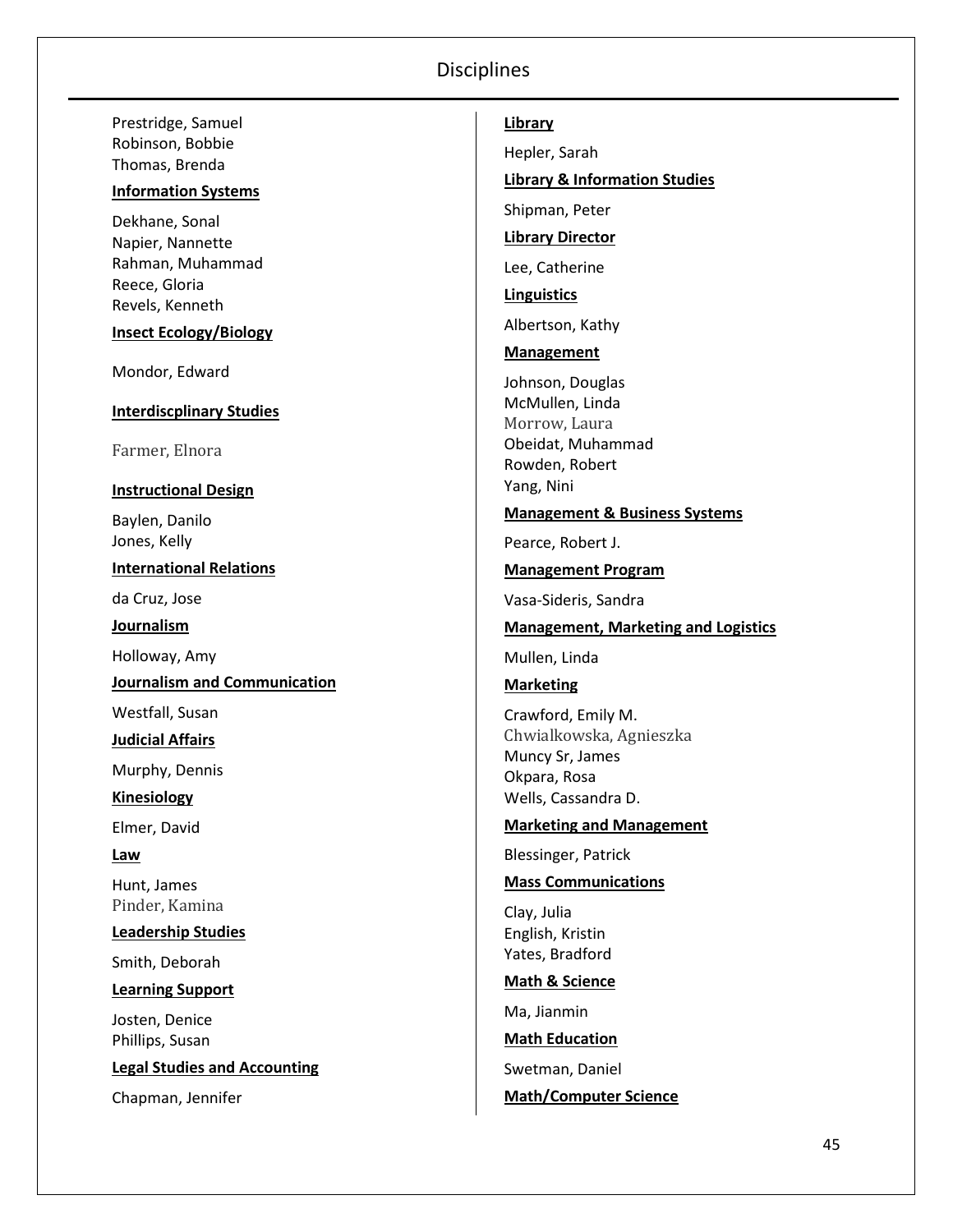# Disciplines

Prestridge, Samuel
Robinson, Bobbie
Thomas, Brenda

**Information Systems**

Dekhane, Sonal
Napier, Nannette
Rahman, Muhammad
Reece, Gloria
Revels, Kenneth

**Insect Ecology/Biology**

Mondor, Edward

**Interdiscplinary Studies**

Farmer, Elnora

**Instructional Design**

Baylen, Danilo
Jones, Kelly

**International Relations**

da Cruz, Jose

**Journalism**

Holloway, Amy

**Journalism and Communication**

Westfall, Susan

**Judicial Affairs**

Murphy, Dennis

**Kinesiology**

Elmer, David

**Law**

Hunt, James
Pinder, Kamina

**Leadership Studies**

Smith, Deborah

**Learning Support**

Josten, Denice
Phillips, Susan

**Legal Studies and Accounting**

Chapman, Jennifer

**Library**

Hepler, Sarah

**Library & Information Studies**

Shipman, Peter

**Library Director**

Lee, Catherine

**Linguistics**

Albertson, Kathy

**Management**

Johnson, Douglas
McMullen, Linda
Morrow, Laura
Obeidat, Muhammad
Rowden, Robert
Yang, Nini

**Management & Business Systems**

Pearce, Robert J.

**Management Program**

Vasa-Sideris, Sandra

**Management, Marketing and Logistics**

Mullen, Linda

**Marketing**

Crawford, Emily M.
Chwialkowska, Agnieszka
Muncy Sr, James
Okpara, Rosa
Wells, Cassandra D.

**Marketing and Management**

Blessinger, Patrick

**Mass Communications**

Clay, Julia
English, Kristin
Yates, Bradford

**Math & Science**

Ma, Jianmin

**Math Education**

Swetman, Daniel

**Math/Computer Science**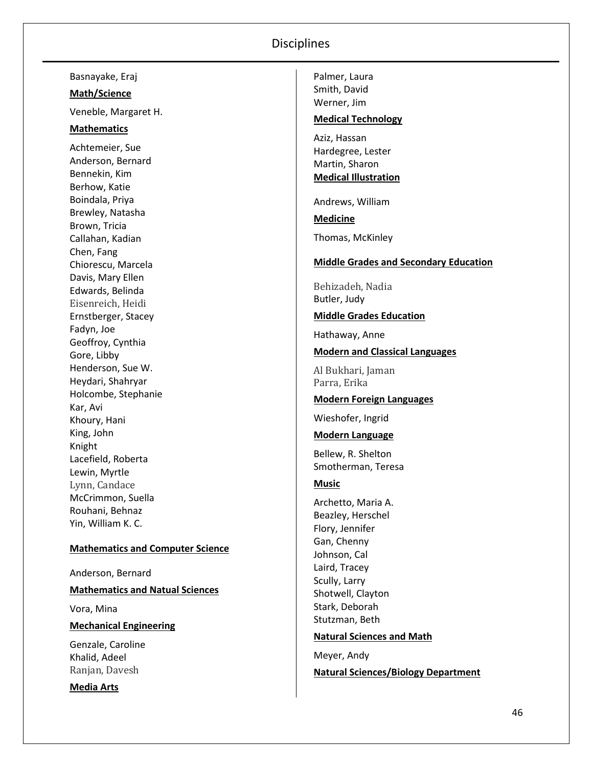Basnayake, Eraj

**Math/Science**

Veneble, Margaret H.

**Mathematics**

Achtemeier, Sue
Anderson, Bernard
Bennekin, Kim
Berhow, Katie
Boindala, Priya
Brewley, Natasha
Brown, Tricia
Callahan, Kadian
Chen, Fang
Chiorescu, Marcela
Davis, Mary Ellen
Edwards, Belinda
Eisenreich, Heidi
Ernstberger, Stacey
Fadyn, Joe
Geoffroy, Cynthia
Gore, Libby
Henderson, Sue W.
Heydari, Shahryar
Holcombe, Stephanie
Kar, Avi
Khoury, Hani
King, John
Knight
Lacefield, Roberta
Lewin, Myrtle
Lynn, Candace
McCrimmon, Suella
Rouhani, Behnaz
Yin, William K. C.

**Mathematics and Computer Science**

Anderson, Bernard

**Mathematics and Natual Sciences**

Vora, Mina

**Mechanical Engineering**

Genzale, Caroline
Khalid, Adeel
Ranjan, Davesh

**Media Arts**

Palmer, Laura
Smith, David
Werner, Jim

**Medical Technology**

Aziz, Hassan
Hardegree, Lester
Martin, Sharon

**Medical Illustration**

Andrews, William

**Medicine**

Thomas, McKinley

**Middle Grades and Secondary Education**

Behizadeh, Nadia
Butler, Judy

**Middle Grades Education**

Hathaway, Anne

**Modern and Classical Languages**

Al Bukhari, Jaman
Parra, Erika

**Modern Foreign Languages**

Wieshofer, Ingrid

**Modern Language**

Bellew, R. Shelton
Smotherman, Teresa

**Music**

Archetto, Maria A.
Beazley, Herschel
Flory, Jennifer
Gan, Chenny
Johnson, Cal
Laird, Tracey
Scully, Larry
Shotwell, Clayton
Stark, Deborah
Stutzman, Beth

**Natural Sciences and Math**

Meyer, Andy

**Natural Sciences/Biology Department**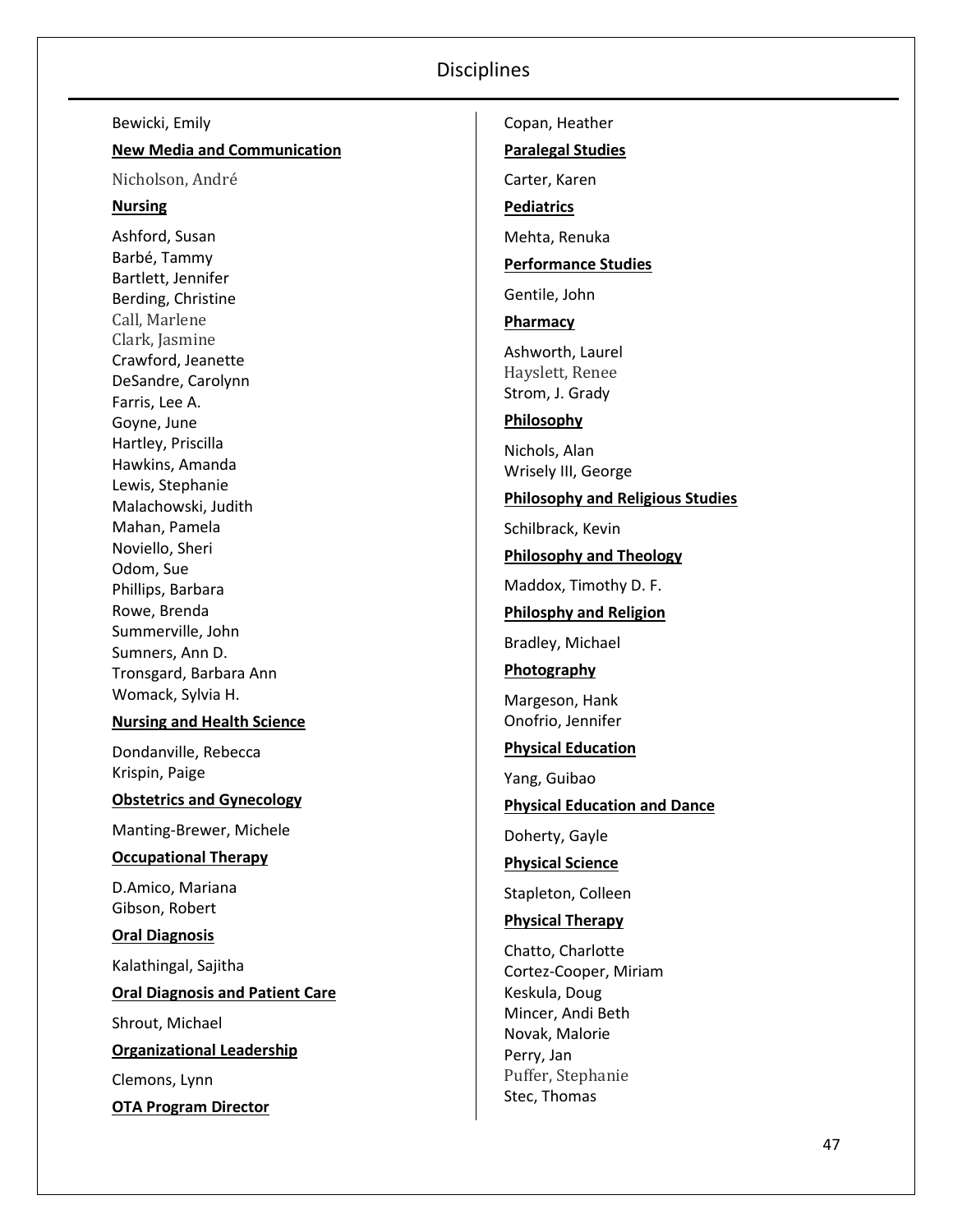Bewicki, Emily

**New Media and Communication**

Nicholson, André

**Nursing**

Ashford, Susan
Barbé, Tammy
Bartlett, Jennifer
Berding, Christine
Call, Marlene
Clark, Jasmine
Crawford, Jeanette
DeSandre, Carolynn
Farris, Lee A.
Goyne, June
Hartley, Priscilla
Hawkins, Amanda
Lewis, Stephanie
Malachowski, Judith
Mahan, Pamela
Noviello, Sheri
Odom, Sue
Phillips, Barbara
Rowe, Brenda
Summerville, John
Sumners, Ann D.
Tronsgard, Barbara Ann
Womack, Sylvia H.

**Nursing and Health Science**

Dondanville, Rebecca
Krispin, Paige

**Obstetrics and Gynecology**

Manting-Brewer, Michele

**Occupational Therapy**

D.Amico, Mariana
Gibson, Robert

**Oral Diagnosis**

Kalathingal, Sajitha

**Oral Diagnosis and Patient Care**

Shrout, Michael

**Organizational Leadership**

Clemons, Lynn

**OTA Program Director**

Copan, Heather

**Paralegal Studies**

Carter, Karen

**Pediatrics**

Mehta, Renuka

**Performance Studies**

Gentile, John

**Pharmacy**

Ashworth, Laurel
Hayslett, Renee
Strom, J. Grady

**Philosophy**

Nichols, Alan
Wrisely III, George

**Philosophy and Religious Studies**

Schilbrack, Kevin

**Philosophy and Theology**

Maddox, Timothy D. F.

**Philosphy and Religion**

Bradley, Michael

**Photography**

Margeson, Hank
Onofrio, Jennifer

**Physical Education**

Yang, Guibao

**Physical Education and Dance**

Doherty, Gayle

**Physical Science**

Stapleton, Colleen

**Physical Therapy**

Chatto, Charlotte
Cortez-Cooper, Miriam
Keskula, Doug
Mincer, Andi Beth
Novak, Malorie
Perry, Jan
Puffer, Stephanie
Stec, Thomas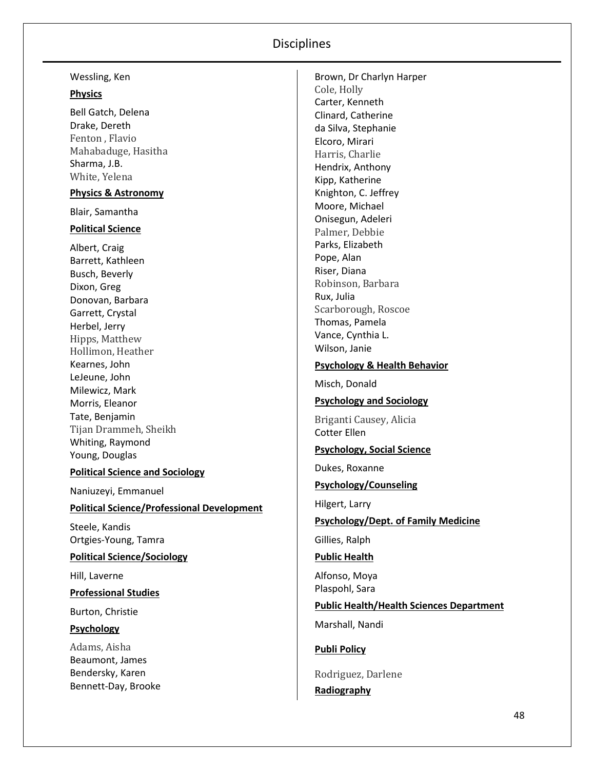Wessling, Ken

**Physics**

Bell Gatch, Delena
Drake, Dereth
Fenton , Flavio
Mahabaduge, Hasitha
Sharma, J.B.
White, Yelena

**Physics & Astronomy**

Blair, Samantha

**Political Science**

Albert, Craig
Barrett, Kathleen
Busch, Beverly
Dixon, Greg
Donovan, Barbara
Garrett, Crystal
Herbel, Jerry
Hipps, Matthew
Hollimon, Heather
Kearnes, John
LeJeune, John
Milewicz, Mark
Morris, Eleanor
Tate, Benjamin
Tijan Drammeh, Sheikh
Whiting, Raymond
Young, Douglas

**Political Science and Sociology**

Naniuzeyi, Emmanuel

**Political Science/Professional Development**

Steele, Kandis
Ortgies-Young, Tamra

**Political Science/Sociology**

Hill, Laverne

**Professional Studies**

Burton, Christie

**Psychology**

Adams, Aisha
Beaumont, James
Bendersky, Karen
Bennett-Day, Brooke
Brown, Dr Charlyn Harper
Cole, Holly
Carter, Kenneth
Clinard, Catherine
da Silva, Stephanie
Elcoro, Mirari
Harris, Charlie
Hendrix, Anthony
Kipp, Katherine
Knighton, C. Jeffrey
Moore, Michael
Onisegun, Adeleri
Palmer, Debbie
Parks, Elizabeth
Pope, Alan
Riser, Diana
Robinson, Barbara
Rux, Julia
Scarborough, Roscoe
Thomas, Pamela
Vance, Cynthia L.
Wilson, Janie

**Psychology & Health Behavior**

Misch, Donald

**Psychology and Sociology**

Briganti Causey, Alicia
Cotter Ellen

**Psychology, Social Science**

Dukes, Roxanne

**Psychology/Counseling**

Hilgert, Larry

**Psychology/Dept. of Family Medicine**

Gillies, Ralph

**Public Health**

Alfonso, Moya
Plaspohl, Sara

**Public Health/Health Sciences Department**

Marshall, Nandi

**Publi Policy**

Rodriguez, Darlene

**Radiography**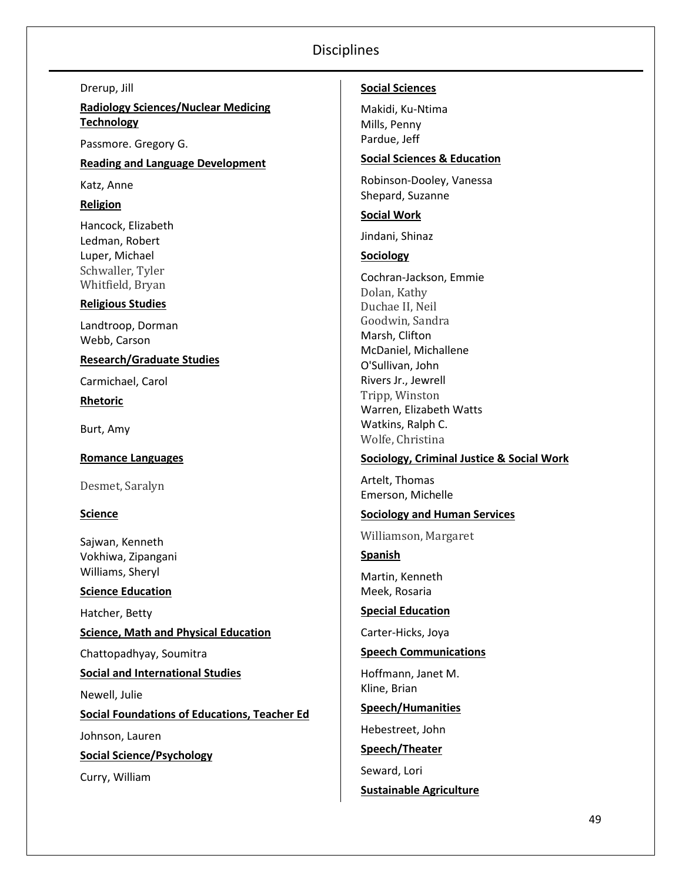Drerup, Jill

**Radiology Sciences/Nuclear Medicing Technology**

Passmore. Gregory G.

**Reading and Language Development**

Katz, Anne

**Religion**

Hancock, Elizabeth
Ledman, Robert
Luper, Michael
Schwaller, Tyler
Whitfield, Bryan

**Religious Studies**

Landtroop, Dorman
Webb, Carson

**Research/Graduate Studies**

Carmichael, Carol

**Rhetoric**

Burt, Amy

**Romance Languages**

Desmet, Saralyn

**Science**

Sajwan, Kenneth
Vokhiwa, Zipangani
Williams, Sheryl

**Science Education**

Hatcher, Betty

**Science, Math and Physical Education**

Chattopadhyay, Soumitra

**Social and International Studies**

Newell, Julie

**Social Foundations of Educations, Teacher Ed**

Johnson, Lauren

**Social Science/Psychology**

Curry, William

**Social Sciences**

Makidi, Ku-Ntima
Mills, Penny
Pardue, Jeff

**Social Sciences & Education**

Robinson-Dooley, Vanessa
Shepard, Suzanne

**Social Work**

Jindani, Shinaz

**Sociology**

Cochran-Jackson, Emmie
Dolan, Kathy
Duchae II, Neil
Goodwin, Sandra
Marsh, Clifton
McDaniel, Michallene
O'Sullivan, John
Rivers Jr., Jewrell
Tripp, Winston
Warren, Elizabeth Watts
Watkins, Ralph C.
Wolfe, Christina

**Sociology, Criminal Justice & Social Work**

Artelt, Thomas
Emerson, Michelle

**Sociology and Human Services**

Williamson, Margaret

**Spanish**

Martin, Kenneth
Meek, Rosaria

**Special Education**

Carter-Hicks, Joya

**Speech Communications**

Hoffmann, Janet M.
Kline, Brian

**Speech/Humanities**

Hebestreet, John

**Speech/Theater**

Seward, Lori

**Sustainable Agriculture**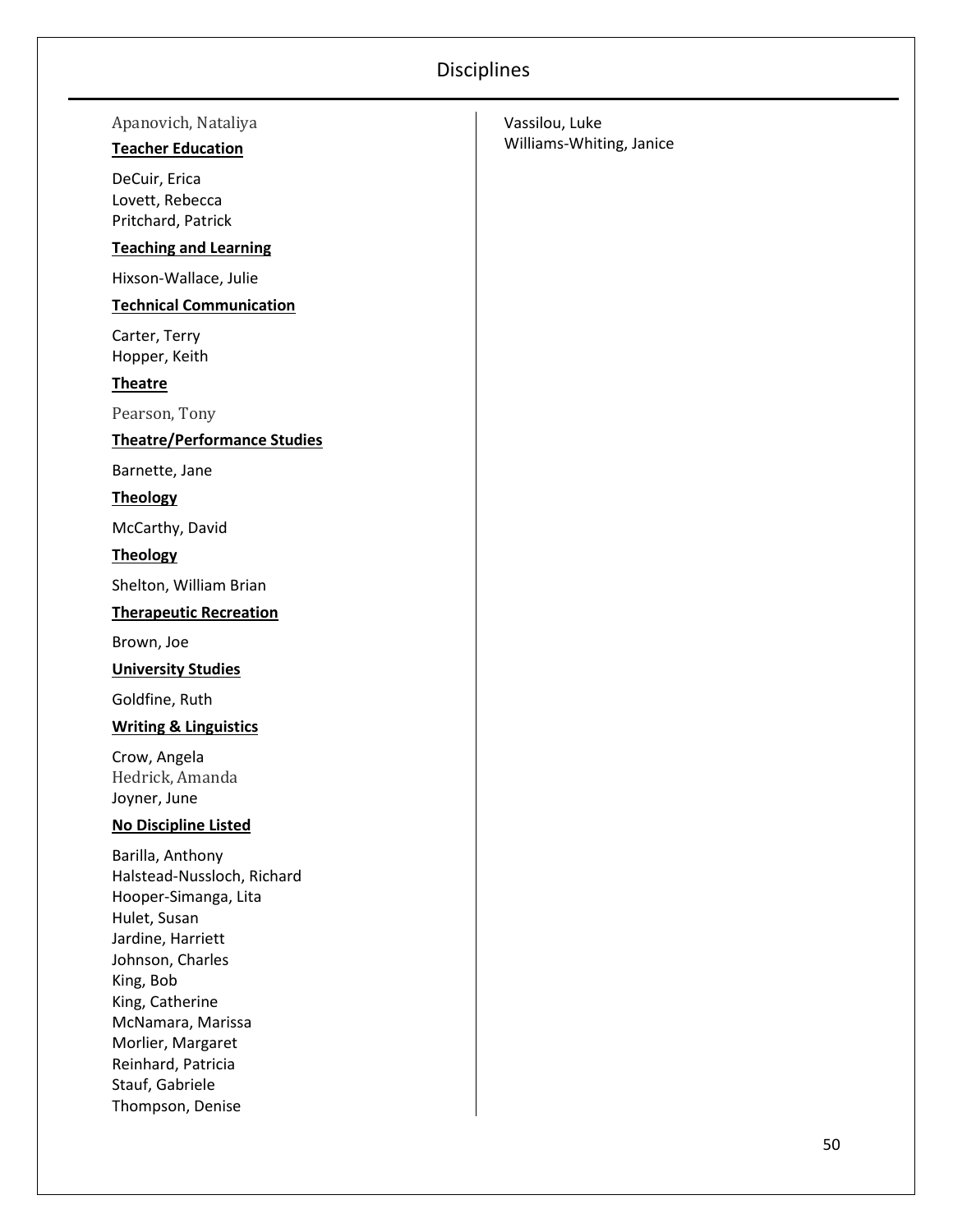# Disciplines

Apanovich, Nataliya

**Teacher Education**

DeCuir, Erica
Lovett, Rebecca
Pritchard, Patrick

**Teaching and Learning**

Hixson-Wallace, Julie

**Technical Communication**

Carter, Terry
Hopper, Keith

**Theatre**

Pearson, Tony

**Theatre/Performance Studies**

Barnette, Jane

**Theology**

McCarthy, David

**Theology**

Shelton, William Brian

**Therapeutic Recreation**

Brown, Joe

**University Studies**

Goldfine, Ruth

**Writing & Linguistics**

Crow, Angela
Hedrick, Amanda
Joyner, June

**No Discipline Listed**

Barilla, Anthony
Halstead-Nussloch, Richard
Hooper-Simanga, Lita
Hulet, Susan
Jardine, Harriett
Johnson, Charles
King, Bob
King, Catherine
McNamara, Marissa
Morlier, Margaret
Reinhard, Patricia
Stauf, Gabriele
Thompson, Denise
Vassilou, Luke
Williams-Whiting, Janice